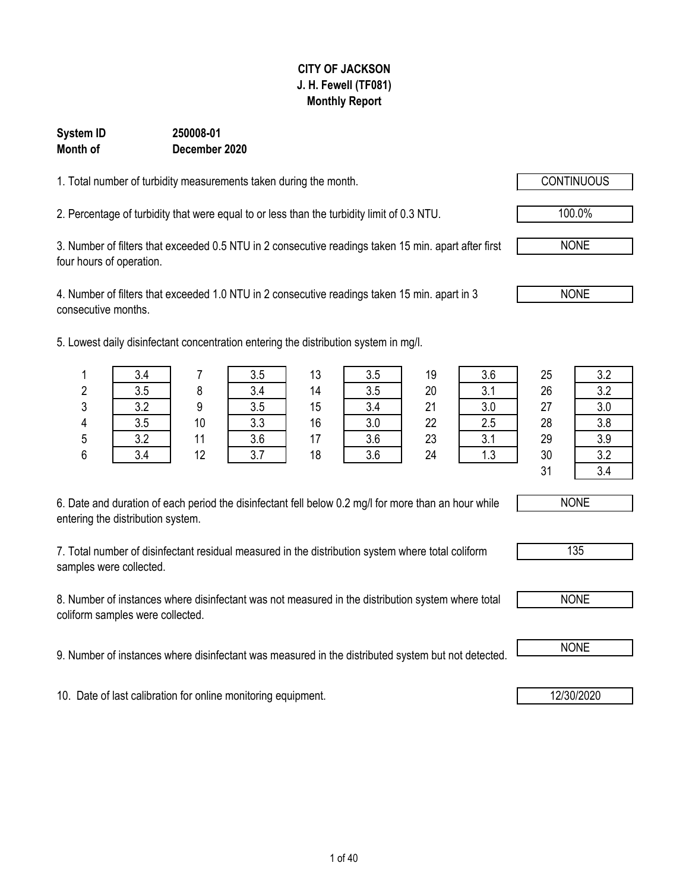**CITY OF JACKSON**
**J. H. Fewell (TF081)**
**Monthly Report**

**System ID** **250008-01**
**Month of** **December 2020**

1. Total number of turbidity measurements taken during the month. CONTINUOUS

2. Percentage of turbidity that were equal to or less than the turbidity limit of 0.3 NTU. 100.0%

3. Number of filters that exceeded 0.5 NTU in 2 consecutive readings taken 15 min. apart after first four hours of operation. NONE

4. Number of filters that exceeded 1.0 NTU in 2 consecutive readings taken 15 min. apart in 3 consecutive months. NONE

5. Lowest daily disinfectant concentration entering the distribution system in mg/l.

| Day | mg/l | Day | mg/l | Day | mg/l | Day | mg/l | Day | mg/l |
|---|---|---|---|---|---|---|---|---|---|
| 1 | 3.4 | 7 | 3.5 | 13 | 3.5 | 19 | 3.6 | 25 | 3.2 |
| 2 | 3.5 | 8 | 3.4 | 14 | 3.5 | 20 | 3.1 | 26 | 3.2 |
| 3 | 3.2 | 9 | 3.5 | 15 | 3.4 | 21 | 3.0 | 27 | 3.0 |
| 4 | 3.5 | 10 | 3.3 | 16 | 3.0 | 22 | 2.5 | 28 | 3.8 |
| 5 | 3.2 | 11 | 3.6 | 17 | 3.6 | 23 | 3.1 | 29 | 3.9 |
| 6 | 3.4 | 12 | 3.7 | 18 | 3.6 | 24 | 1.3 | 30 | 3.2 |
| | | | | | | | | 31 | 3.4 |

6. Date and duration of each period the disinfectant fell below 0.2 mg/l for more than an hour while entering the distribution system. NONE

7. Total number of disinfectant residual measured in the distribution system where total coliform samples were collected. 135

8. Number of instances where disinfectant was not measured in the distribution system where total coliform samples were collected. NONE

9. Number of instances where disinfectant was measured in the distributed system but not detected. NONE

10. Date of last calibration for online monitoring equipment. 12/30/2020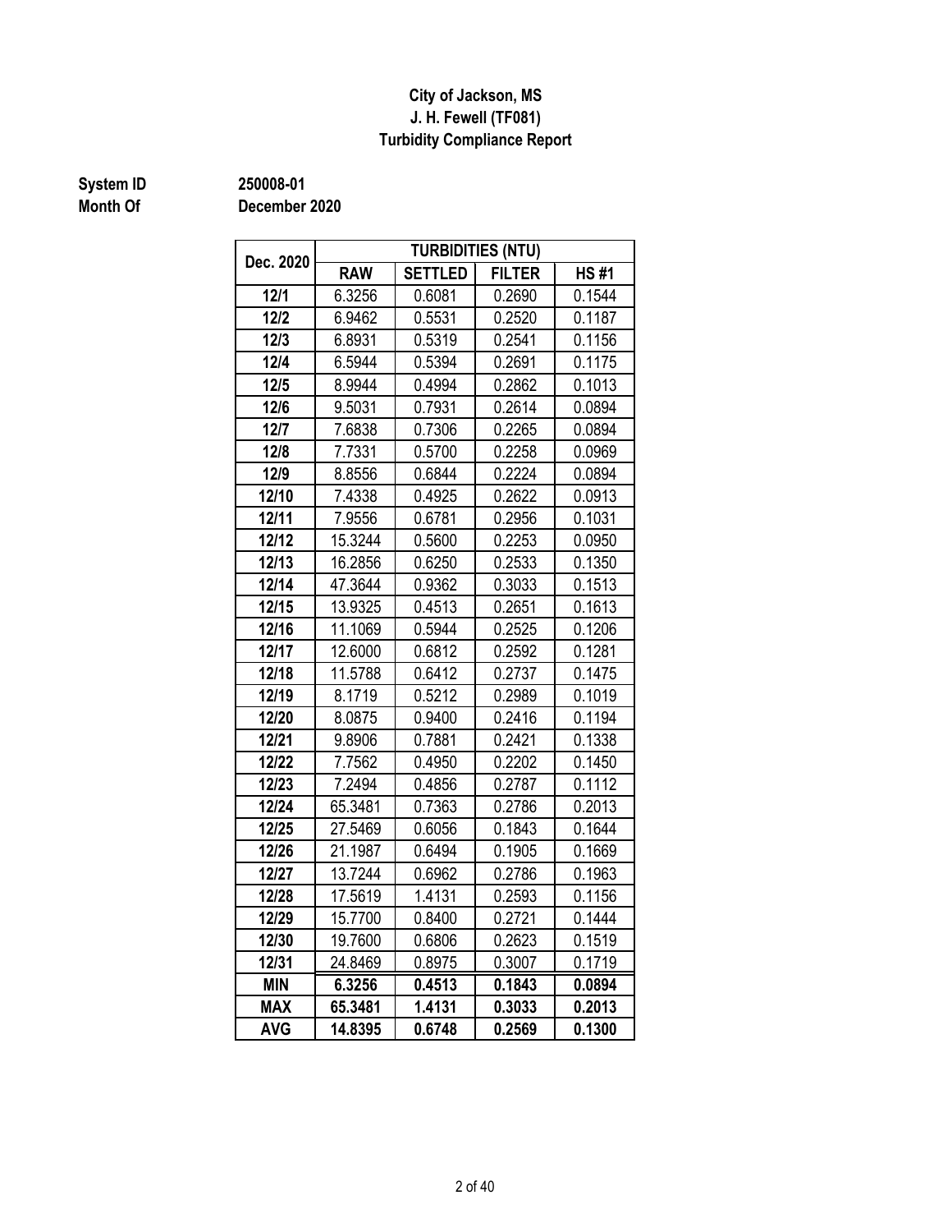**City of Jackson, MS**
**J. H. Fewell (TF081)**
**Turbidity Compliance Report**

**System ID** 250008-01
**Month Of** December 2020

| Dec. 2020 | TURBIDITIES (NTU) | | | |
|---|---|---|---|---|
| | RAW | SETTLED | FILTER | HS #1 |
| 12/1 | 6.3256 | 0.6081 | 0.2690 | 0.1544 |
| 12/2 | 6.9462 | 0.5531 | 0.2520 | 0.1187 |
| 12/3 | 6.8931 | 0.5319 | 0.2541 | 0.1156 |
| 12/4 | 6.5944 | 0.5394 | 0.2691 | 0.1175 |
| 12/5 | 8.9944 | 0.4994 | 0.2862 | 0.1013 |
| 12/6 | 9.5031 | 0.7931 | 0.2614 | 0.0894 |
| 12/7 | 7.6838 | 0.7306 | 0.2265 | 0.0894 |
| 12/8 | 7.7331 | 0.5700 | 0.2258 | 0.0969 |
| 12/9 | 8.8556 | 0.6844 | 0.2224 | 0.0894 |
| 12/10 | 7.4338 | 0.4925 | 0.2622 | 0.0913 |
| 12/11 | 7.9556 | 0.6781 | 0.2956 | 0.1031 |
| 12/12 | 15.3244 | 0.5600 | 0.2253 | 0.0950 |
| 12/13 | 16.2856 | 0.6250 | 0.2533 | 0.1350 |
| 12/14 | 47.3644 | 0.9362 | 0.3033 | 0.1513 |
| 12/15 | 13.9325 | 0.4513 | 0.2651 | 0.1613 |
| 12/16 | 11.1069 | 0.5944 | 0.2525 | 0.1206 |
| 12/17 | 12.6000 | 0.6812 | 0.2592 | 0.1281 |
| 12/18 | 11.5788 | 0.6412 | 0.2737 | 0.1475 |
| 12/19 | 8.1719 | 0.5212 | 0.2989 | 0.1019 |
| 12/20 | 8.0875 | 0.9400 | 0.2416 | 0.1194 |
| 12/21 | 9.8906 | 0.7881 | 0.2421 | 0.1338 |
| 12/22 | 7.7562 | 0.4950 | 0.2202 | 0.1450 |
| 12/23 | 7.2494 | 0.4856 | 0.2787 | 0.1112 |
| 12/24 | 65.3481 | 0.7363 | 0.2786 | 0.2013 |
| 12/25 | 27.5469 | 0.6056 | 0.1843 | 0.1644 |
| 12/26 | 21.1987 | 0.6494 | 0.1905 | 0.1669 |
| 12/27 | 13.7244 | 0.6962 | 0.2786 | 0.1963 |
| 12/28 | 17.5619 | 1.4131 | 0.2593 | 0.1156 |
| 12/29 | 15.7700 | 0.8400 | 0.2721 | 0.1444 |
| 12/30 | 19.7600 | 0.6806 | 0.2623 | 0.1519 |
| 12/31 | 24.8469 | 0.8975 | 0.3007 | 0.1719 |
| **MIN** | **6.3256** | **0.4513** | **0.1843** | **0.0894** |
| **MAX** | **65.3481** | **1.4131** | **0.3033** | **0.2013** |
| **AVG** | **14.8395** | **0.6748** | **0.2569** | **0.1300** |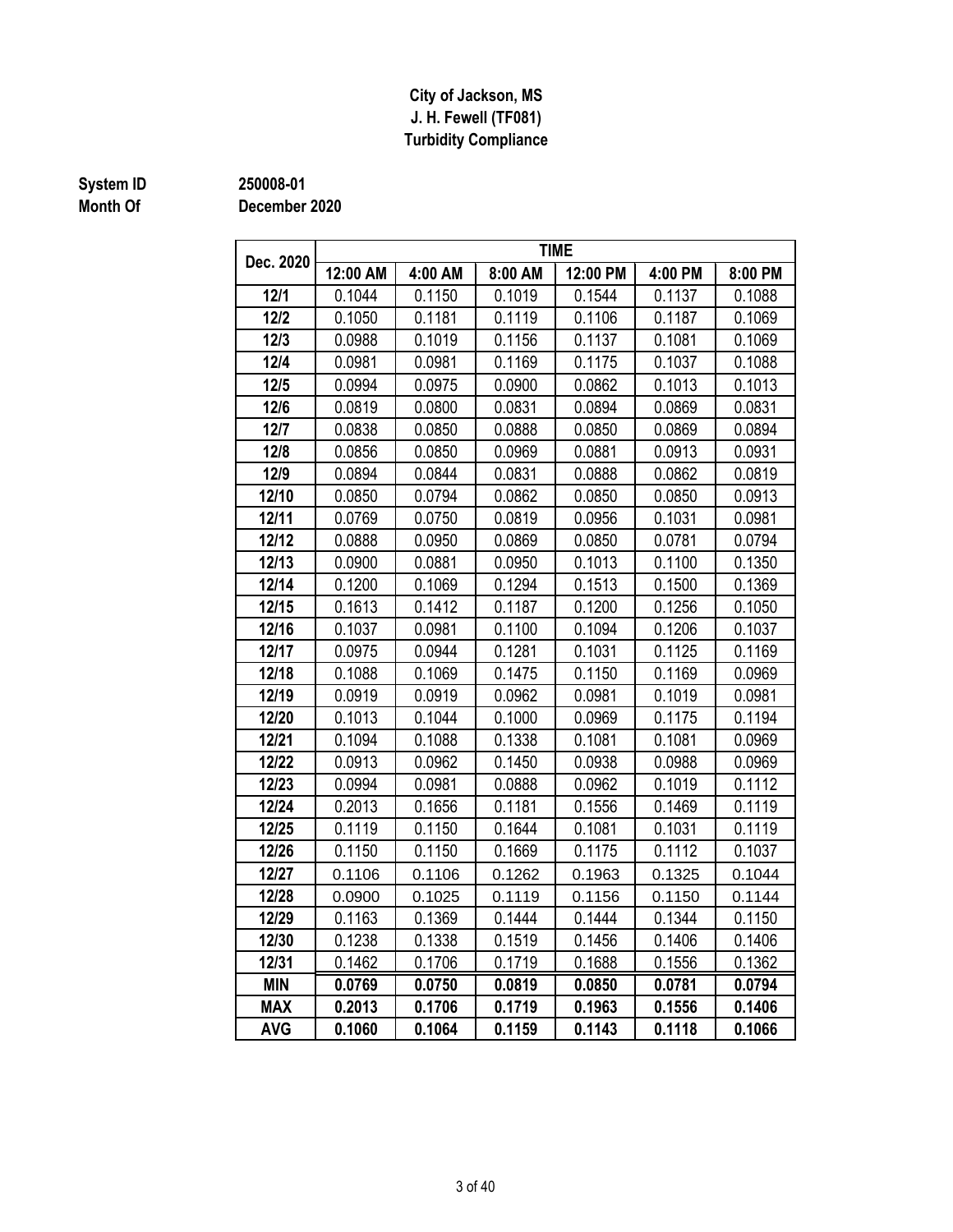**City of Jackson, MS**
**J. H. Fewell (TF081)**
**Turbidity Compliance**

**System ID** 250008-01
**Month Of** December 2020

| Dec. 2020 | TIME | | | | | |
|---|---|---|---|---|---|---|
| | 12:00 AM | 4:00 AM | 8:00 AM | 12:00 PM | 4:00 PM | 8:00 PM |
| 12/1 | 0.1044 | 0.1150 | 0.1019 | 0.1544 | 0.1137 | 0.1088 |
| 12/2 | 0.1050 | 0.1181 | 0.1119 | 0.1106 | 0.1187 | 0.1069 |
| 12/3 | 0.0988 | 0.1019 | 0.1156 | 0.1137 | 0.1081 | 0.1069 |
| 12/4 | 0.0981 | 0.0981 | 0.1169 | 0.1175 | 0.1037 | 0.1088 |
| 12/5 | 0.0994 | 0.0975 | 0.0900 | 0.0862 | 0.1013 | 0.1013 |
| 12/6 | 0.0819 | 0.0800 | 0.0831 | 0.0894 | 0.0869 | 0.0831 |
| 12/7 | 0.0838 | 0.0850 | 0.0888 | 0.0850 | 0.0869 | 0.0894 |
| 12/8 | 0.0856 | 0.0850 | 0.0969 | 0.0881 | 0.0913 | 0.0931 |
| 12/9 | 0.0894 | 0.0844 | 0.0831 | 0.0888 | 0.0862 | 0.0819 |
| 12/10 | 0.0850 | 0.0794 | 0.0862 | 0.0850 | 0.0850 | 0.0913 |
| 12/11 | 0.0769 | 0.0750 | 0.0819 | 0.0956 | 0.1031 | 0.0981 |
| 12/12 | 0.0888 | 0.0950 | 0.0869 | 0.0850 | 0.0781 | 0.0794 |
| 12/13 | 0.0900 | 0.0881 | 0.0950 | 0.1013 | 0.1100 | 0.1350 |
| 12/14 | 0.1200 | 0.1069 | 0.1294 | 0.1513 | 0.1500 | 0.1369 |
| 12/15 | 0.1613 | 0.1412 | 0.1187 | 0.1200 | 0.1256 | 0.1050 |
| 12/16 | 0.1037 | 0.0981 | 0.1100 | 0.1094 | 0.1206 | 0.1037 |
| 12/17 | 0.0975 | 0.0944 | 0.1281 | 0.1031 | 0.1125 | 0.1169 |
| 12/18 | 0.1088 | 0.1069 | 0.1475 | 0.1150 | 0.1169 | 0.0969 |
| 12/19 | 0.0919 | 0.0919 | 0.0962 | 0.0981 | 0.1019 | 0.0981 |
| 12/20 | 0.1013 | 0.1044 | 0.1000 | 0.0969 | 0.1175 | 0.1194 |
| 12/21 | 0.1094 | 0.1088 | 0.1338 | 0.1081 | 0.1081 | 0.0969 |
| 12/22 | 0.0913 | 0.0962 | 0.1450 | 0.0938 | 0.0988 | 0.0969 |
| 12/23 | 0.0994 | 0.0981 | 0.0888 | 0.0962 | 0.1019 | 0.1112 |
| 12/24 | 0.2013 | 0.1656 | 0.1181 | 0.1556 | 0.1469 | 0.1119 |
| 12/25 | 0.1119 | 0.1150 | 0.1644 | 0.1081 | 0.1031 | 0.1119 |
| 12/26 | 0.1150 | 0.1150 | 0.1669 | 0.1175 | 0.1112 | 0.1037 |
| 12/27 | 0.1106 | 0.1106 | 0.1262 | 0.1963 | 0.1325 | 0.1044 |
| 12/28 | 0.0900 | 0.1025 | 0.1119 | 0.1156 | 0.1150 | 0.1144 |
| 12/29 | 0.1163 | 0.1369 | 0.1444 | 0.1444 | 0.1344 | 0.1150 |
| 12/30 | 0.1238 | 0.1338 | 0.1519 | 0.1456 | 0.1406 | 0.1406 |
| 12/31 | 0.1462 | 0.1706 | 0.1719 | 0.1688 | 0.1556 | 0.1362 |
| **MIN** | **0.0769** | **0.0750** | **0.0819** | **0.0850** | **0.0781** | **0.0794** |
| **MAX** | **0.2013** | **0.1706** | **0.1719** | **0.1963** | **0.1556** | **0.1406** |
| **AVG** | **0.1060** | **0.1064** | **0.1159** | **0.1143** | **0.1118** | **0.1066** |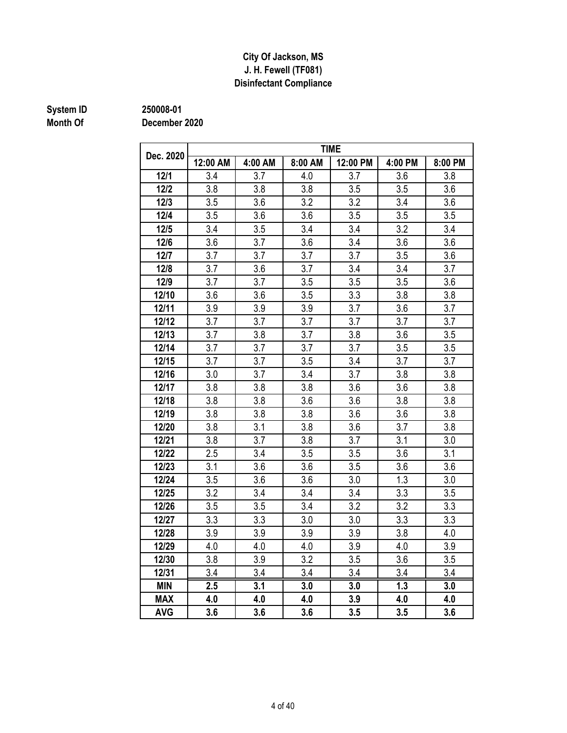**City Of Jackson, MS**
**J. H. Fewell (TF081)**
**Disinfectant Compliance**

**System ID** 250008-01
**Month Of** December 2020

| Dec. 2020 | TIME | | | | | |
|---|---|---|---|---|---|---|
| | 12:00 AM | 4:00 AM | 8:00 AM | 12:00 PM | 4:00 PM | 8:00 PM |
| **12/1** | 3.4 | 3.7 | 4.0 | 3.7 | 3.6 | 3.8 |
| **12/2** | 3.8 | 3.8 | 3.8 | 3.5 | 3.5 | 3.6 |
| **12/3** | 3.5 | 3.6 | 3.2 | 3.2 | 3.4 | 3.6 |
| **12/4** | 3.5 | 3.6 | 3.6 | 3.5 | 3.5 | 3.5 |
| **12/5** | 3.4 | 3.5 | 3.4 | 3.4 | 3.2 | 3.4 |
| **12/6** | 3.6 | 3.7 | 3.6 | 3.4 | 3.6 | 3.6 |
| **12/7** | 3.7 | 3.7 | 3.7 | 3.7 | 3.5 | 3.6 |
| **12/8** | 3.7 | 3.6 | 3.7 | 3.4 | 3.4 | 3.7 |
| **12/9** | 3.7 | 3.7 | 3.5 | 3.5 | 3.5 | 3.6 |
| **12/10** | 3.6 | 3.6 | 3.5 | 3.3 | 3.8 | 3.8 |
| **12/11** | 3.9 | 3.9 | 3.9 | 3.7 | 3.6 | 3.7 |
| **12/12** | 3.7 | 3.7 | 3.7 | 3.7 | 3.7 | 3.7 |
| **12/13** | 3.7 | 3.8 | 3.7 | 3.8 | 3.6 | 3.5 |
| **12/14** | 3.7 | 3.7 | 3.7 | 3.7 | 3.5 | 3.5 |
| **12/15** | 3.7 | 3.7 | 3.5 | 3.4 | 3.7 | 3.7 |
| **12/16** | 3.0 | 3.7 | 3.4 | 3.7 | 3.8 | 3.8 |
| **12/17** | 3.8 | 3.8 | 3.8 | 3.6 | 3.6 | 3.8 |
| **12/18** | 3.8 | 3.8 | 3.6 | 3.6 | 3.8 | 3.8 |
| **12/19** | 3.8 | 3.8 | 3.8 | 3.6 | 3.6 | 3.8 |
| **12/20** | 3.8 | 3.1 | 3.8 | 3.6 | 3.7 | 3.8 |
| **12/21** | 3.8 | 3.7 | 3.8 | 3.7 | 3.1 | 3.0 |
| **12/22** | 2.5 | 3.4 | 3.5 | 3.5 | 3.6 | 3.1 |
| **12/23** | 3.1 | 3.6 | 3.6 | 3.5 | 3.6 | 3.6 |
| **12/24** | 3.5 | 3.6 | 3.6 | 3.0 | 1.3 | 3.0 |
| **12/25** | 3.2 | 3.4 | 3.4 | 3.4 | 3.3 | 3.5 |
| **12/26** | 3.5 | 3.5 | 3.4 | 3.2 | 3.2 | 3.3 |
| **12/27** | 3.3 | 3.3 | 3.0 | 3.0 | 3.3 | 3.3 |
| **12/28** | 3.9 | 3.9 | 3.9 | 3.9 | 3.8 | 4.0 |
| **12/29** | 4.0 | 4.0 | 4.0 | 3.9 | 4.0 | 3.9 |
| **12/30** | 3.8 | 3.9 | 3.2 | 3.5 | 3.6 | 3.5 |
| **12/31** | 3.4 | 3.4 | 3.4 | 3.4 | 3.4 | 3.4 |
| **MIN** | **2.5** | **3.1** | **3.0** | **3.0** | **1.3** | **3.0** |
| **MAX** | **4.0** | **4.0** | **4.0** | **3.9** | **4.0** | **4.0** |
| **AVG** | **3.6** | **3.6** | **3.6** | **3.5** | **3.5** | **3.6** |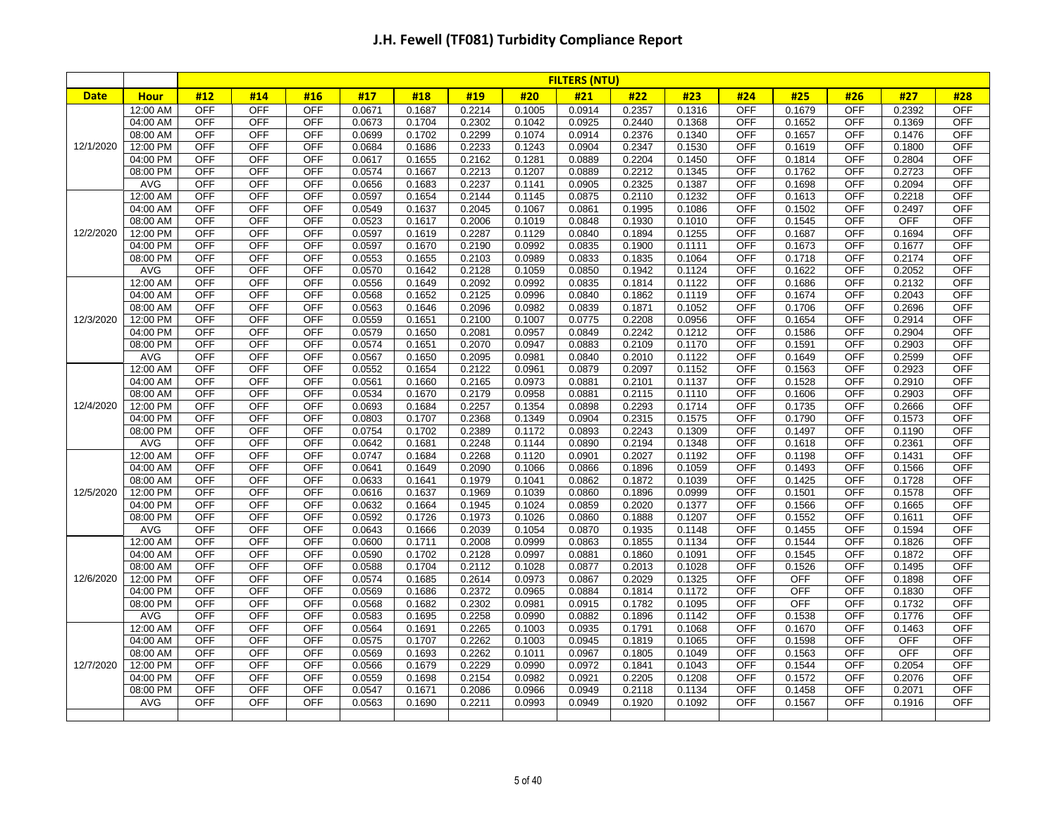# J.H. Fewell (TF081) Turbidity Compliance Report

| | | FILTERS (NTU) | | | | | | | | | | | | | | |
|---|---|---|---|---|---|---|---|---|---|---|---|---|---|---|---|---|
| **Date** | **Hour** | **#12** | **#14** | **#16** | **#17** | **#18** | **#19** | **#20** | **#21** | **#22** | **#23** | **#24** | **#25** | **#26** | **#27** | **#28** |
| 12/1/2020 | 12:00 AM | OFF | OFF | OFF | 0.0671 | 0.1687 | 0.2214 | 0.1005 | 0.0914 | 0.2357 | 0.1316 | OFF | 0.1679 | OFF | 0.2392 | OFF |
| | 04:00 AM | OFF | OFF | OFF | 0.0673 | 0.1704 | 0.2302 | 0.1042 | 0.0925 | 0.2440 | 0.1368 | OFF | 0.1652 | OFF | 0.1369 | OFF |
| | 08:00 AM | OFF | OFF | OFF | 0.0699 | 0.1702 | 0.2299 | 0.1074 | 0.0914 | 0.2376 | 0.1340 | OFF | 0.1657 | OFF | 0.1476 | OFF |
| | 12:00 PM | OFF | OFF | OFF | 0.0684 | 0.1686 | 0.2233 | 0.1243 | 0.0904 | 0.2347 | 0.1530 | OFF | 0.1619 | OFF | 0.1800 | OFF |
| | 04:00 PM | OFF | OFF | OFF | 0.0617 | 0.1655 | 0.2162 | 0.1281 | 0.0889 | 0.2204 | 0.1450 | OFF | 0.1814 | OFF | 0.2804 | OFF |
| | 08:00 PM | OFF | OFF | OFF | 0.0574 | 0.1667 | 0.2213 | 0.1207 | 0.0889 | 0.2212 | 0.1345 | OFF | 0.1762 | OFF | 0.2723 | OFF |
| | AVG | OFF | OFF | OFF | 0.0656 | 0.1683 | 0.2237 | 0.1141 | 0.0905 | 0.2325 | 0.1387 | OFF | 0.1698 | OFF | 0.2094 | OFF |
| 12/2/2020 | 12:00 AM | OFF | OFF | OFF | 0.0597 | 0.1654 | 0.2144 | 0.1145 | 0.0875 | 0.2110 | 0.1232 | OFF | 0.1613 | OFF | 0.2218 | OFF |
| | 04:00 AM | OFF | OFF | OFF | 0.0549 | 0.1637 | 0.2045 | 0.1067 | 0.0861 | 0.1995 | 0.1086 | OFF | 0.1502 | OFF | 0.2497 | OFF |
| | 08:00 AM | OFF | OFF | OFF | 0.0523 | 0.1617 | 0.2006 | 0.1019 | 0.0848 | 0.1930 | 0.1010 | OFF | 0.1545 | OFF | OFF | OFF |
| | 12:00 PM | OFF | OFF | OFF | 0.0597 | 0.1619 | 0.2287 | 0.1129 | 0.0840 | 0.1894 | 0.1255 | OFF | 0.1687 | OFF | 0.1694 | OFF |
| | 04:00 PM | OFF | OFF | OFF | 0.0597 | 0.1670 | 0.2190 | 0.0992 | 0.0835 | 0.1900 | 0.1111 | OFF | 0.1673 | OFF | 0.1677 | OFF |
| | 08:00 PM | OFF | OFF | OFF | 0.0553 | 0.1655 | 0.2103 | 0.0989 | 0.0833 | 0.1835 | 0.1064 | OFF | 0.1718 | OFF | 0.2174 | OFF |
| | AVG | OFF | OFF | OFF | 0.0570 | 0.1642 | 0.2128 | 0.1059 | 0.0850 | 0.1942 | 0.1124 | OFF | 0.1622 | OFF | 0.2052 | OFF |
| 12/3/2020 | 12:00 AM | OFF | OFF | OFF | 0.0556 | 0.1649 | 0.2092 | 0.0992 | 0.0835 | 0.1814 | 0.1122 | OFF | 0.1686 | OFF | 0.2132 | OFF |
| | 04:00 AM | OFF | OFF | OFF | 0.0568 | 0.1652 | 0.2125 | 0.0996 | 0.0840 | 0.1862 | 0.1119 | OFF | 0.1674 | OFF | 0.2043 | OFF |
| | 08:00 AM | OFF | OFF | OFF | 0.0563 | 0.1646 | 0.2096 | 0.0982 | 0.0839 | 0.1871 | 0.1052 | OFF | 0.1706 | OFF | 0.2696 | OFF |
| | 12:00 PM | OFF | OFF | OFF | 0.0559 | 0.1651 | 0.2100 | 0.1007 | 0.0775 | 0.2208 | 0.0956 | OFF | 0.1654 | OFF | 0.2914 | OFF |
| | 04:00 PM | OFF | OFF | OFF | 0.0579 | 0.1650 | 0.2081 | 0.0957 | 0.0849 | 0.2242 | 0.1212 | OFF | 0.1586 | OFF | 0.2904 | OFF |
| | 08:00 PM | OFF | OFF | OFF | 0.0574 | 0.1651 | 0.2070 | 0.0947 | 0.0883 | 0.2109 | 0.1170 | OFF | 0.1591 | OFF | 0.2903 | OFF |
| | AVG | OFF | OFF | OFF | 0.0567 | 0.1650 | 0.2095 | 0.0981 | 0.0840 | 0.2010 | 0.1122 | OFF | 0.1649 | OFF | 0.2599 | OFF |
| 12/4/2020 | 12:00 AM | OFF | OFF | OFF | 0.0552 | 0.1654 | 0.2122 | 0.0961 | 0.0879 | 0.2097 | 0.1152 | OFF | 0.1563 | OFF | 0.2923 | OFF |
| | 04:00 AM | OFF | OFF | OFF | 0.0561 | 0.1660 | 0.2165 | 0.0973 | 0.0881 | 0.2101 | 0.1137 | OFF | 0.1528 | OFF | 0.2910 | OFF |
| | 08:00 AM | OFF | OFF | OFF | 0.0534 | 0.1670 | 0.2179 | 0.0958 | 0.0881 | 0.2115 | 0.1110 | OFF | 0.1606 | OFF | 0.2903 | OFF |
| | 12:00 PM | OFF | OFF | OFF | 0.0693 | 0.1684 | 0.2257 | 0.1354 | 0.0898 | 0.2293 | 0.1714 | OFF | 0.1735 | OFF | 0.2666 | OFF |
| | 04:00 PM | OFF | OFF | OFF | 0.0803 | 0.1707 | 0.2368 | 0.1349 | 0.0904 | 0.2315 | 0.1575 | OFF | 0.1790 | OFF | 0.1573 | OFF |
| | 08:00 PM | OFF | OFF | OFF | 0.0754 | 0.1702 | 0.2389 | 0.1172 | 0.0893 | 0.2243 | 0.1309 | OFF | 0.1497 | OFF | 0.1190 | OFF |
| | AVG | OFF | OFF | OFF | 0.0642 | 0.1681 | 0.2248 | 0.1144 | 0.0890 | 0.2194 | 0.1348 | OFF | 0.1618 | OFF | 0.2361 | OFF |
| 12/5/2020 | 12:00 AM | OFF | OFF | OFF | 0.0747 | 0.1684 | 0.2268 | 0.1120 | 0.0901 | 0.2027 | 0.1192 | OFF | 0.1198 | OFF | 0.1431 | OFF |
| | 04:00 AM | OFF | OFF | OFF | 0.0641 | 0.1649 | 0.2090 | 0.1066 | 0.0866 | 0.1896 | 0.1059 | OFF | 0.1493 | OFF | 0.1566 | OFF |
| | 08:00 AM | OFF | OFF | OFF | 0.0633 | 0.1641 | 0.1979 | 0.1041 | 0.0862 | 0.1872 | 0.1039 | OFF | 0.1425 | OFF | 0.1728 | OFF |
| | 12:00 PM | OFF | OFF | OFF | 0.0616 | 0.1637 | 0.1969 | 0.1039 | 0.0860 | 0.1896 | 0.0999 | OFF | 0.1501 | OFF | 0.1578 | OFF |
| | 04:00 PM | OFF | OFF | OFF | 0.0632 | 0.1664 | 0.1945 | 0.1024 | 0.0859 | 0.2020 | 0.1377 | OFF | 0.1566 | OFF | 0.1665 | OFF |
| | 08:00 PM | OFF | OFF | OFF | 0.0592 | 0.1726 | 0.1973 | 0.1026 | 0.0860 | 0.1888 | 0.1207 | OFF | 0.1552 | OFF | 0.1611 | OFF |
| | AVG | OFF | OFF | OFF | 0.0643 | 0.1666 | 0.2039 | 0.1054 | 0.0870 | 0.1935 | 0.1148 | OFF | 0.1455 | OFF | 0.1594 | OFF |
| 12/6/2020 | 12:00 AM | OFF | OFF | OFF | 0.0600 | 0.1711 | 0.2008 | 0.0999 | 0.0863 | 0.1855 | 0.1134 | OFF | 0.1544 | OFF | 0.1826 | OFF |
| | 04:00 AM | OFF | OFF | OFF | 0.0590 | 0.1702 | 0.2128 | 0.0997 | 0.0881 | 0.1860 | 0.1091 | OFF | 0.1545 | OFF | 0.1872 | OFF |
| | 08:00 AM | OFF | OFF | OFF | 0.0588 | 0.1704 | 0.2112 | 0.1028 | 0.0877 | 0.2013 | 0.1028 | OFF | 0.1526 | OFF | 0.1495 | OFF |
| | 12:00 PM | OFF | OFF | OFF | 0.0574 | 0.1685 | 0.2614 | 0.0973 | 0.0867 | 0.2029 | 0.1325 | OFF | OFF | OFF | 0.1898 | OFF |
| | 04:00 PM | OFF | OFF | OFF | 0.0569 | 0.1686 | 0.2372 | 0.0965 | 0.0884 | 0.1814 | 0.1172 | OFF | OFF | OFF | 0.1830 | OFF |
| | 08:00 PM | OFF | OFF | OFF | 0.0568 | 0.1682 | 0.2302 | 0.0981 | 0.0915 | 0.1782 | 0.1095 | OFF | OFF | OFF | 0.1732 | OFF |
| | AVG | OFF | OFF | OFF | 0.0583 | 0.1695 | 0.2258 | 0.0990 | 0.0882 | 0.1896 | 0.1142 | OFF | 0.1538 | OFF | 0.1776 | OFF |
| 12/7/2020 | 12:00 AM | OFF | OFF | OFF | 0.0564 | 0.1691 | 0.2265 | 0.1003 | 0.0935 | 0.1791 | 0.1068 | OFF | 0.1670 | OFF | 0.1463 | OFF |
| | 04:00 AM | OFF | OFF | OFF | 0.0575 | 0.1707 | 0.2262 | 0.1003 | 0.0945 | 0.1819 | 0.1065 | OFF | 0.1598 | OFF | OFF | OFF |
| | 08:00 AM | OFF | OFF | OFF | 0.0569 | 0.1693 | 0.2262 | 0.1011 | 0.0967 | 0.1805 | 0.1049 | OFF | 0.1563 | OFF | OFF | OFF |
| | 12:00 PM | OFF | OFF | OFF | 0.0566 | 0.1679 | 0.2229 | 0.0990 | 0.0972 | 0.1841 | 0.1043 | OFF | 0.1544 | OFF | 0.2054 | OFF |
| | 04:00 PM | OFF | OFF | OFF | 0.0559 | 0.1698 | 0.2154 | 0.0982 | 0.0921 | 0.2205 | 0.1208 | OFF | 0.1572 | OFF | 0.2076 | OFF |
| | 08:00 PM | OFF | OFF | OFF | 0.0547 | 0.1671 | 0.2086 | 0.0966 | 0.0949 | 0.2118 | 0.1134 | OFF | 0.1458 | OFF | 0.2071 | OFF |
| | AVG | OFF | OFF | OFF | 0.0563 | 0.1690 | 0.2211 | 0.0993 | 0.0949 | 0.1920 | 0.1092 | OFF | 0.1567 | OFF | 0.1916 | OFF |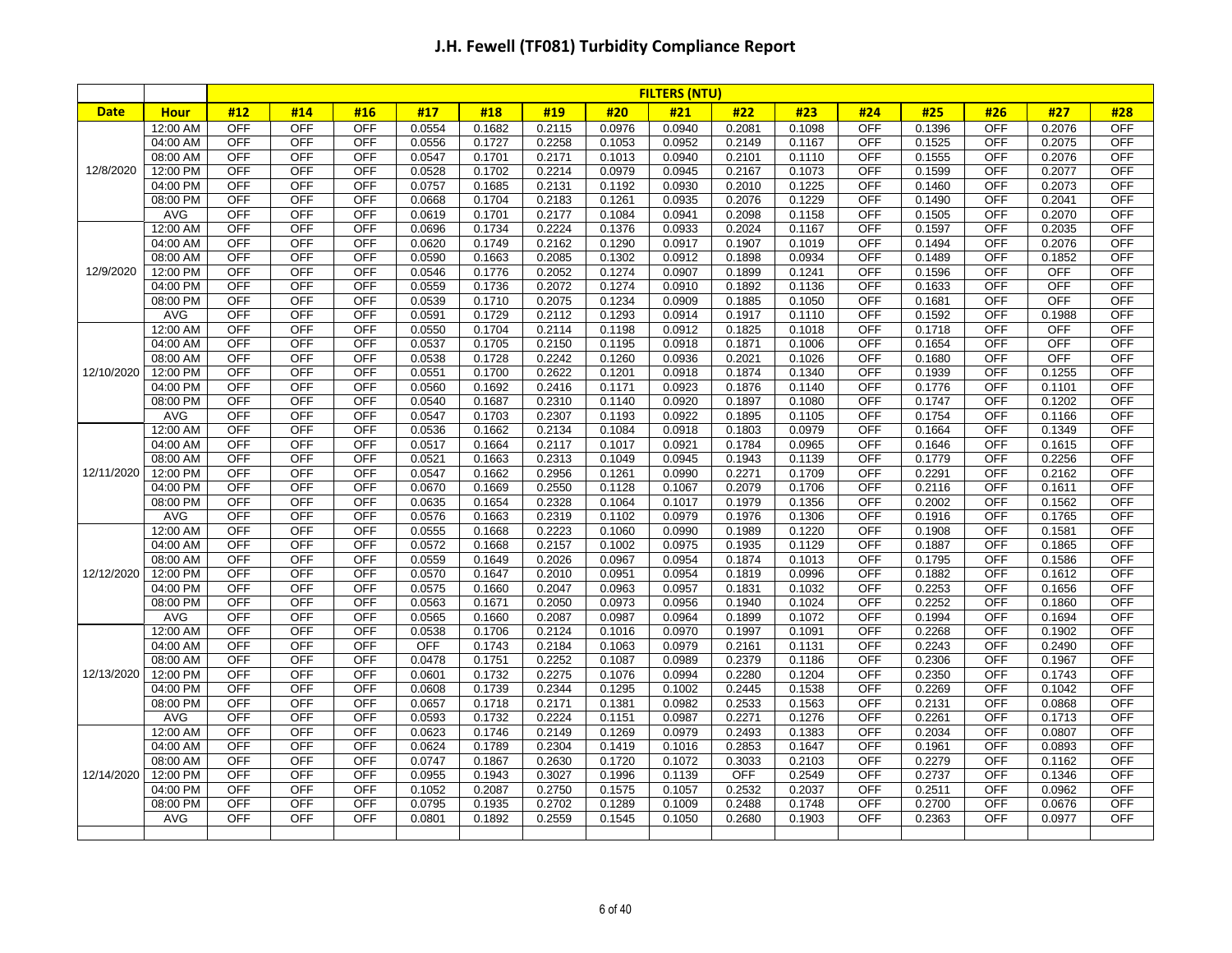# J.H. Fewell (TF081) Turbidity Compliance Report

| | | FILTERS (NTU) | | | | | | | | | | | | | | |
|---|---|---|---|---|---|---|---|---|---|---|---|---|---|---|---|---|
| **Date** | **Hour** | **#12** | **#14** | **#16** | **#17** | **#18** | **#19** | **#20** | **#21** | **#22** | **#23** | **#24** | **#25** | **#26** | **#27** | **#28** |
| 12/8/2020 | 12:00 AM | OFF | OFF | OFF | 0.0554 | 0.1682 | 0.2115 | 0.0976 | 0.0940 | 0.2081 | 0.1098 | OFF | 0.1396 | OFF | 0.2076 | OFF |
| | 04:00 AM | OFF | OFF | OFF | 0.0556 | 0.1727 | 0.2258 | 0.1053 | 0.0952 | 0.2149 | 0.1167 | OFF | 0.1525 | OFF | 0.2075 | OFF |
| | 08:00 AM | OFF | OFF | OFF | 0.0547 | 0.1701 | 0.2171 | 0.1013 | 0.0940 | 0.2101 | 0.1110 | OFF | 0.1555 | OFF | 0.2076 | OFF |
| | 12:00 PM | OFF | OFF | OFF | 0.0528 | 0.1702 | 0.2214 | 0.0979 | 0.0945 | 0.2167 | 0.1073 | OFF | 0.1599 | OFF | 0.2077 | OFF |
| | 04:00 PM | OFF | OFF | OFF | 0.0757 | 0.1685 | 0.2131 | 0.1192 | 0.0930 | 0.2010 | 0.1225 | OFF | 0.1460 | OFF | 0.2073 | OFF |
| | 08:00 PM | OFF | OFF | OFF | 0.0668 | 0.1704 | 0.2183 | 0.1261 | 0.0935 | 0.2076 | 0.1229 | OFF | 0.1490 | OFF | 0.2041 | OFF |
| | AVG | OFF | OFF | OFF | 0.0619 | 0.1701 | 0.2177 | 0.1084 | 0.0941 | 0.2098 | 0.1158 | OFF | 0.1505 | OFF | 0.2070 | OFF |
| 12/9/2020 | 12:00 AM | OFF | OFF | OFF | 0.0696 | 0.1734 | 0.2224 | 0.1376 | 0.0933 | 0.2024 | 0.1167 | OFF | 0.1597 | OFF | 0.2035 | OFF |
| | 04:00 AM | OFF | OFF | OFF | 0.0620 | 0.1749 | 0.2162 | 0.1290 | 0.0917 | 0.1907 | 0.1019 | OFF | 0.1494 | OFF | 0.2076 | OFF |
| | 08:00 AM | OFF | OFF | OFF | 0.0590 | 0.1663 | 0.2085 | 0.1302 | 0.0912 | 0.1898 | 0.0934 | OFF | 0.1489 | OFF | 0.1852 | OFF |
| | 12:00 PM | OFF | OFF | OFF | 0.0546 | 0.1776 | 0.2052 | 0.1274 | 0.0907 | 0.1899 | 0.1241 | OFF | 0.1596 | OFF | OFF | OFF |
| | 04:00 PM | OFF | OFF | OFF | 0.0559 | 0.1736 | 0.2072 | 0.1274 | 0.0910 | 0.1892 | 0.1136 | OFF | 0.1633 | OFF | OFF | OFF |
| | 08:00 PM | OFF | OFF | OFF | 0.0539 | 0.1710 | 0.2075 | 0.1234 | 0.0909 | 0.1885 | 0.1050 | OFF | 0.1681 | OFF | OFF | OFF |
| | AVG | OFF | OFF | OFF | 0.0591 | 0.1729 | 0.2112 | 0.1293 | 0.0914 | 0.1917 | 0.1110 | OFF | 0.1592 | OFF | 0.1988 | OFF |
| 12/10/2020 | 12:00 AM | OFF | OFF | OFF | 0.0550 | 0.1704 | 0.2114 | 0.1198 | 0.0912 | 0.1825 | 0.1018 | OFF | 0.1718 | OFF | OFF | OFF |
| | 04:00 AM | OFF | OFF | OFF | 0.0537 | 0.1705 | 0.2150 | 0.1195 | 0.0918 | 0.1871 | 0.1006 | OFF | 0.1654 | OFF | OFF | OFF |
| | 08:00 AM | OFF | OFF | OFF | 0.0538 | 0.1728 | 0.2242 | 0.1260 | 0.0936 | 0.2021 | 0.1026 | OFF | 0.1680 | OFF | OFF | OFF |
| | 12:00 PM | OFF | OFF | OFF | 0.0551 | 0.1700 | 0.2622 | 0.1201 | 0.0918 | 0.1874 | 0.1340 | OFF | 0.1939 | OFF | 0.1255 | OFF |
| | 04:00 PM | OFF | OFF | OFF | 0.0560 | 0.1692 | 0.2416 | 0.1171 | 0.0923 | 0.1876 | 0.1140 | OFF | 0.1776 | OFF | 0.1101 | OFF |
| | 08:00 PM | OFF | OFF | OFF | 0.0540 | 0.1687 | 0.2310 | 0.1140 | 0.0920 | 0.1897 | 0.1080 | OFF | 0.1747 | OFF | 0.1202 | OFF |
| | AVG | OFF | OFF | OFF | 0.0547 | 0.1703 | 0.2307 | 0.1193 | 0.0922 | 0.1895 | 0.1105 | OFF | 0.1754 | OFF | 0.1166 | OFF |
| 12/11/2020 | 12:00 AM | OFF | OFF | OFF | 0.0536 | 0.1662 | 0.2134 | 0.1084 | 0.0918 | 0.1803 | 0.0979 | OFF | 0.1664 | OFF | 0.1349 | OFF |
| | 04:00 AM | OFF | OFF | OFF | 0.0517 | 0.1664 | 0.2117 | 0.1017 | 0.0921 | 0.1784 | 0.0965 | OFF | 0.1646 | OFF | 0.1615 | OFF |
| | 08:00 AM | OFF | OFF | OFF | 0.0521 | 0.1663 | 0.2313 | 0.1049 | 0.0945 | 0.1943 | 0.1139 | OFF | 0.1779 | OFF | 0.2256 | OFF |
| | 12:00 PM | OFF | OFF | OFF | 0.0547 | 0.1662 | 0.2956 | 0.1261 | 0.0990 | 0.2271 | 0.1709 | OFF | 0.2291 | OFF | 0.2162 | OFF |
| | 04:00 PM | OFF | OFF | OFF | 0.0670 | 0.1669 | 0.2550 | 0.1128 | 0.1067 | 0.2079 | 0.1706 | OFF | 0.2116 | OFF | 0.1611 | OFF |
| | 08:00 PM | OFF | OFF | OFF | 0.0635 | 0.1654 | 0.2328 | 0.1064 | 0.1017 | 0.1979 | 0.1356 | OFF | 0.2002 | OFF | 0.1562 | OFF |
| | AVG | OFF | OFF | OFF | 0.0576 | 0.1663 | 0.2319 | 0.1102 | 0.0979 | 0.1976 | 0.1306 | OFF | 0.1916 | OFF | 0.1765 | OFF |
| 12/12/2020 | 12:00 AM | OFF | OFF | OFF | 0.0555 | 0.1668 | 0.2223 | 0.1060 | 0.0990 | 0.1989 | 0.1220 | OFF | 0.1908 | OFF | 0.1581 | OFF |
| | 04:00 AM | OFF | OFF | OFF | 0.0572 | 0.1668 | 0.2157 | 0.1002 | 0.0975 | 0.1935 | 0.1129 | OFF | 0.1887 | OFF | 0.1865 | OFF |
| | 08:00 AM | OFF | OFF | OFF | 0.0559 | 0.1649 | 0.2026 | 0.0967 | 0.0954 | 0.1874 | 0.1013 | OFF | 0.1795 | OFF | 0.1586 | OFF |
| | 12:00 PM | OFF | OFF | OFF | 0.0570 | 0.1647 | 0.2010 | 0.0951 | 0.0954 | 0.1819 | 0.0996 | OFF | 0.1882 | OFF | 0.1612 | OFF |
| | 04:00 PM | OFF | OFF | OFF | 0.0575 | 0.1660 | 0.2047 | 0.0963 | 0.0957 | 0.1831 | 0.1032 | OFF | 0.2253 | OFF | 0.1656 | OFF |
| | 08:00 PM | OFF | OFF | OFF | 0.0563 | 0.1671 | 0.2050 | 0.0973 | 0.0956 | 0.1940 | 0.1024 | OFF | 0.2252 | OFF | 0.1860 | OFF |
| | AVG | OFF | OFF | OFF | 0.0565 | 0.1660 | 0.2087 | 0.0987 | 0.0964 | 0.1899 | 0.1072 | OFF | 0.1994 | OFF | 0.1694 | OFF |
| 12/13/2020 | 12:00 AM | OFF | OFF | OFF | 0.0538 | 0.1706 | 0.2124 | 0.1016 | 0.0970 | 0.1997 | 0.1091 | OFF | 0.2268 | OFF | 0.1902 | OFF |
| | 04:00 AM | OFF | OFF | OFF | OFF | 0.1743 | 0.2184 | 0.1063 | 0.0979 | 0.2161 | 0.1131 | OFF | 0.2243 | OFF | 0.2490 | OFF |
| | 08:00 AM | OFF | OFF | OFF | 0.0478 | 0.1751 | 0.2252 | 0.1087 | 0.0989 | 0.2379 | 0.1186 | OFF | 0.2306 | OFF | 0.1967 | OFF |
| | 12:00 PM | OFF | OFF | OFF | 0.0601 | 0.1732 | 0.2275 | 0.1076 | 0.0994 | 0.2280 | 0.1204 | OFF | 0.2350 | OFF | 0.1743 | OFF |
| | 04:00 PM | OFF | OFF | OFF | 0.0608 | 0.1739 | 0.2344 | 0.1295 | 0.1002 | 0.2445 | 0.1538 | OFF | 0.2269 | OFF | 0.1042 | OFF |
| | 08:00 PM | OFF | OFF | OFF | 0.0657 | 0.1718 | 0.2171 | 0.1381 | 0.0982 | 0.2533 | 0.1563 | OFF | 0.2131 | OFF | 0.0868 | OFF |
| | AVG | OFF | OFF | OFF | 0.0593 | 0.1732 | 0.2224 | 0.1151 | 0.0987 | 0.2271 | 0.1276 | OFF | 0.2261 | OFF | 0.1713 | OFF |
| 12/14/2020 | 12:00 AM | OFF | OFF | OFF | 0.0623 | 0.1746 | 0.2149 | 0.1269 | 0.0979 | 0.2493 | 0.1383 | OFF | 0.2034 | OFF | 0.0807 | OFF |
| | 04:00 AM | OFF | OFF | OFF | 0.0624 | 0.1789 | 0.2304 | 0.1419 | 0.1016 | 0.2853 | 0.1647 | OFF | 0.1961 | OFF | 0.0893 | OFF |
| | 08:00 AM | OFF | OFF | OFF | 0.0747 | 0.1867 | 0.2630 | 0.1720 | 0.1072 | 0.3033 | 0.2103 | OFF | 0.2279 | OFF | 0.1162 | OFF |
| | 12:00 PM | OFF | OFF | OFF | 0.0955 | 0.1943 | 0.3027 | 0.1996 | 0.1139 | OFF | 0.2549 | OFF | 0.2737 | OFF | 0.1346 | OFF |
| | 04:00 PM | OFF | OFF | OFF | 0.1052 | 0.2087 | 0.2750 | 0.1575 | 0.1057 | 0.2532 | 0.2037 | OFF | 0.2511 | OFF | 0.0962 | OFF |
| | 08:00 PM | OFF | OFF | OFF | 0.0795 | 0.1935 | 0.2702 | 0.1289 | 0.1009 | 0.2488 | 0.1748 | OFF | 0.2700 | OFF | 0.0676 | OFF |
| | AVG | OFF | OFF | OFF | 0.0801 | 0.1892 | 0.2559 | 0.1545 | 0.1050 | 0.2680 | 0.1903 | OFF | 0.2363 | OFF | 0.0977 | OFF |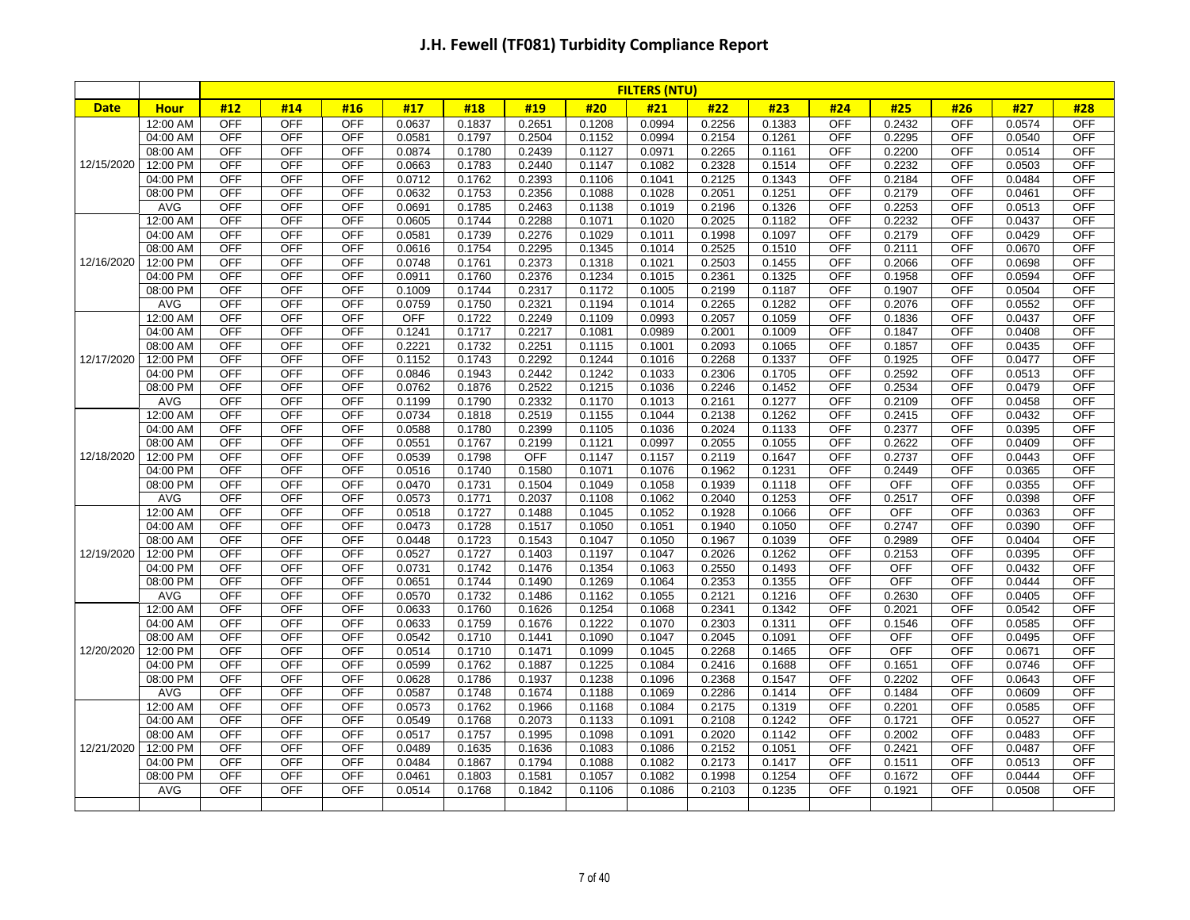# J.H. Fewell (TF081) Turbidity Compliance Report

| | | FILTERS (NTU) | | | | | | | | | | | | | | |
|---|---|---|---|---|---|---|---|---|---|---|---|---|---|---|---|---|
| Date | Hour | #12 | #14 | #16 | #17 | #18 | #19 | #20 | #21 | #22 | #23 | #24 | #25 | #26 | #27 | #28 |
| 12/15/2020 | 12:00 AM | OFF | OFF | OFF | 0.0637 | 0.1837 | 0.2651 | 0.1208 | 0.0994 | 0.2256 | 0.1383 | OFF | 0.2432 | OFF | 0.0574 | OFF |
| | 04:00 AM | OFF | OFF | OFF | 0.0581 | 0.1797 | 0.2504 | 0.1152 | 0.0994 | 0.2154 | 0.1261 | OFF | 0.2295 | OFF | 0.0540 | OFF |
| | 08:00 AM | OFF | OFF | OFF | 0.0874 | 0.1780 | 0.2439 | 0.1127 | 0.0971 | 0.2265 | 0.1161 | OFF | 0.2200 | OFF | 0.0514 | OFF |
| | 12:00 PM | OFF | OFF | OFF | 0.0663 | 0.1783 | 0.2440 | 0.1147 | 0.1082 | 0.2328 | 0.1514 | OFF | 0.2232 | OFF | 0.0503 | OFF |
| | 04:00 PM | OFF | OFF | OFF | 0.0712 | 0.1762 | 0.2393 | 0.1106 | 0.1041 | 0.2125 | 0.1343 | OFF | 0.2184 | OFF | 0.0484 | OFF |
| | 08:00 PM | OFF | OFF | OFF | 0.0632 | 0.1753 | 0.2356 | 0.1088 | 0.1028 | 0.2051 | 0.1251 | OFF | 0.2179 | OFF | 0.0461 | OFF |
| | AVG | OFF | OFF | OFF | 0.0691 | 0.1785 | 0.2463 | 0.1138 | 0.1019 | 0.2196 | 0.1326 | OFF | 0.2253 | OFF | 0.0513 | OFF |
| 12/16/2020 | 12:00 AM | OFF | OFF | OFF | 0.0605 | 0.1744 | 0.2288 | 0.1071 | 0.1020 | 0.2025 | 0.1182 | OFF | 0.2232 | OFF | 0.0437 | OFF |
| | 04:00 AM | OFF | OFF | OFF | 0.0581 | 0.1739 | 0.2276 | 0.1029 | 0.1011 | 0.1998 | 0.1097 | OFF | 0.2179 | OFF | 0.0429 | OFF |
| | 08:00 AM | OFF | OFF | OFF | 0.0616 | 0.1754 | 0.2295 | 0.1345 | 0.1014 | 0.2525 | 0.1510 | OFF | 0.2111 | OFF | 0.0670 | OFF |
| | 12:00 PM | OFF | OFF | OFF | 0.0748 | 0.1761 | 0.2373 | 0.1318 | 0.1021 | 0.2503 | 0.1455 | OFF | 0.2066 | OFF | 0.0698 | OFF |
| | 04:00 PM | OFF | OFF | OFF | 0.0911 | 0.1760 | 0.2376 | 0.1234 | 0.1015 | 0.2361 | 0.1325 | OFF | 0.1958 | OFF | 0.0594 | OFF |
| | 08:00 PM | OFF | OFF | OFF | 0.1009 | 0.1744 | 0.2317 | 0.1172 | 0.1005 | 0.2199 | 0.1187 | OFF | 0.1907 | OFF | 0.0504 | OFF |
| | AVG | OFF | OFF | OFF | 0.0759 | 0.1750 | 0.2321 | 0.1194 | 0.1014 | 0.2265 | 0.1282 | OFF | 0.2076 | OFF | 0.0552 | OFF |
| 12/17/2020 | 12:00 AM | OFF | OFF | OFF | OFF | 0.1722 | 0.2249 | 0.1109 | 0.0993 | 0.2057 | 0.1059 | OFF | 0.1836 | OFF | 0.0437 | OFF |
| | 04:00 AM | OFF | OFF | OFF | 0.1241 | 0.1717 | 0.2217 | 0.1081 | 0.0989 | 0.2001 | 0.1009 | OFF | 0.1847 | OFF | 0.0408 | OFF |
| | 08:00 AM | OFF | OFF | OFF | 0.2221 | 0.1732 | 0.2251 | 0.1115 | 0.1001 | 0.2093 | 0.1065 | OFF | 0.1857 | OFF | 0.0435 | OFF |
| | 12:00 PM | OFF | OFF | OFF | 0.1152 | 0.1743 | 0.2292 | 0.1244 | 0.1016 | 0.2268 | 0.1337 | OFF | 0.1925 | OFF | 0.0477 | OFF |
| | 04:00 PM | OFF | OFF | OFF | 0.0846 | 0.1943 | 0.2442 | 0.1242 | 0.1033 | 0.2306 | 0.1705 | OFF | 0.2592 | OFF | 0.0513 | OFF |
| | 08:00 PM | OFF | OFF | OFF | 0.0762 | 0.1876 | 0.2522 | 0.1215 | 0.1036 | 0.2246 | 0.1452 | OFF | 0.2534 | OFF | 0.0479 | OFF |
| | AVG | OFF | OFF | OFF | 0.1199 | 0.1790 | 0.2332 | 0.1170 | 0.1013 | 0.2161 | 0.1277 | OFF | 0.2109 | OFF | 0.0458 | OFF |
| 12/18/2020 | 12:00 AM | OFF | OFF | OFF | 0.0734 | 0.1818 | 0.2519 | 0.1155 | 0.1044 | 0.2138 | 0.1262 | OFF | 0.2415 | OFF | 0.0432 | OFF |
| | 04:00 AM | OFF | OFF | OFF | 0.0588 | 0.1780 | 0.2399 | 0.1105 | 0.1036 | 0.2024 | 0.1133 | OFF | 0.2377 | OFF | 0.0395 | OFF |
| | 08:00 AM | OFF | OFF | OFF | 0.0551 | 0.1767 | 0.2199 | 0.1121 | 0.0997 | 0.2055 | 0.1055 | OFF | 0.2622 | OFF | 0.0409 | OFF |
| | 12:00 PM | OFF | OFF | OFF | 0.0539 | 0.1798 | OFF | 0.1147 | 0.1157 | 0.2119 | 0.1647 | OFF | 0.2737 | OFF | 0.0443 | OFF |
| | 04:00 PM | OFF | OFF | OFF | 0.0516 | 0.1740 | 0.1580 | 0.1071 | 0.1076 | 0.1962 | 0.1231 | OFF | 0.2449 | OFF | 0.0365 | OFF |
| | 08:00 PM | OFF | OFF | OFF | 0.0470 | 0.1731 | 0.1504 | 0.1049 | 0.1058 | 0.1939 | 0.1118 | OFF | OFF | OFF | 0.0355 | OFF |
| | AVG | OFF | OFF | OFF | 0.0573 | 0.1771 | 0.2037 | 0.1108 | 0.1062 | 0.2040 | 0.1253 | OFF | 0.2517 | OFF | 0.0398 | OFF |
| 12/19/2020 | 12:00 AM | OFF | OFF | OFF | 0.0518 | 0.1727 | 0.1488 | 0.1045 | 0.1052 | 0.1928 | 0.1066 | OFF | OFF | OFF | 0.0363 | OFF |
| | 04:00 AM | OFF | OFF | OFF | 0.0473 | 0.1728 | 0.1517 | 0.1050 | 0.1051 | 0.1940 | 0.1050 | OFF | 0.2747 | OFF | 0.0390 | OFF |
| | 08:00 AM | OFF | OFF | OFF | 0.0448 | 0.1723 | 0.1543 | 0.1047 | 0.1050 | 0.1967 | 0.1039 | OFF | 0.2989 | OFF | 0.0404 | OFF |
| | 12:00 PM | OFF | OFF | OFF | 0.0527 | 0.1727 | 0.1403 | 0.1197 | 0.1047 | 0.2026 | 0.1262 | OFF | 0.2153 | OFF | 0.0395 | OFF |
| | 04:00 PM | OFF | OFF | OFF | 0.0731 | 0.1742 | 0.1476 | 0.1354 | 0.1063 | 0.2550 | 0.1493 | OFF | OFF | OFF | 0.0432 | OFF |
| | 08:00 PM | OFF | OFF | OFF | 0.0651 | 0.1744 | 0.1490 | 0.1269 | 0.1064 | 0.2353 | 0.1355 | OFF | OFF | OFF | 0.0444 | OFF |
| | AVG | OFF | OFF | OFF | 0.0570 | 0.1732 | 0.1486 | 0.1162 | 0.1055 | 0.2121 | 0.1216 | OFF | 0.2630 | OFF | 0.0405 | OFF |
| 12/20/2020 | 12:00 AM | OFF | OFF | OFF | 0.0633 | 0.1760 | 0.1626 | 0.1254 | 0.1068 | 0.2341 | 0.1342 | OFF | 0.2021 | OFF | 0.0542 | OFF |
| | 04:00 AM | OFF | OFF | OFF | 0.0633 | 0.1759 | 0.1676 | 0.1222 | 0.1070 | 0.2303 | 0.1311 | OFF | 0.1546 | OFF | 0.0585 | OFF |
| | 08:00 AM | OFF | OFF | OFF | 0.0542 | 0.1710 | 0.1441 | 0.1090 | 0.1047 | 0.2045 | 0.1091 | OFF | OFF | OFF | 0.0495 | OFF |
| | 12:00 PM | OFF | OFF | OFF | 0.0514 | 0.1710 | 0.1471 | 0.1099 | 0.1045 | 0.2268 | 0.1465 | OFF | OFF | OFF | 0.0671 | OFF |
| | 04:00 PM | OFF | OFF | OFF | 0.0599 | 0.1762 | 0.1887 | 0.1225 | 0.1084 | 0.2416 | 0.1688 | OFF | 0.1651 | OFF | 0.0746 | OFF |
| | 08:00 PM | OFF | OFF | OFF | 0.0628 | 0.1786 | 0.1937 | 0.1238 | 0.1096 | 0.2368 | 0.1547 | OFF | 0.2202 | OFF | 0.0643 | OFF |
| | AVG | OFF | OFF | OFF | 0.0587 | 0.1748 | 0.1674 | 0.1188 | 0.1069 | 0.2286 | 0.1414 | OFF | 0.1484 | OFF | 0.0609 | OFF |
| 12/21/2020 | 12:00 AM | OFF | OFF | OFF | 0.0573 | 0.1762 | 0.1966 | 0.1168 | 0.1084 | 0.2175 | 0.1319 | OFF | 0.2201 | OFF | 0.0585 | OFF |
| | 04:00 AM | OFF | OFF | OFF | 0.0549 | 0.1768 | 0.2073 | 0.1133 | 0.1091 | 0.2108 | 0.1242 | OFF | 0.1721 | OFF | 0.0527 | OFF |
| | 08:00 AM | OFF | OFF | OFF | 0.0517 | 0.1757 | 0.1995 | 0.1098 | 0.1091 | 0.2020 | 0.1142 | OFF | 0.2002 | OFF | 0.0483 | OFF |
| | 12:00 PM | OFF | OFF | OFF | 0.0489 | 0.1635 | 0.1636 | 0.1083 | 0.1086 | 0.2152 | 0.1051 | OFF | 0.2421 | OFF | 0.0487 | OFF |
| | 04:00 PM | OFF | OFF | OFF | 0.0484 | 0.1867 | 0.1794 | 0.1088 | 0.1082 | 0.2173 | 0.1417 | OFF | 0.1511 | OFF | 0.0513 | OFF |
| | 08:00 PM | OFF | OFF | OFF | 0.0461 | 0.1803 | 0.1581 | 0.1057 | 0.1082 | 0.1998 | 0.1254 | OFF | 0.1672 | OFF | 0.0444 | OFF |
| | AVG | OFF | OFF | OFF | 0.0514 | 0.1768 | 0.1842 | 0.1106 | 0.1086 | 0.2103 | 0.1235 | OFF | 0.1921 | OFF | 0.0508 | OFF |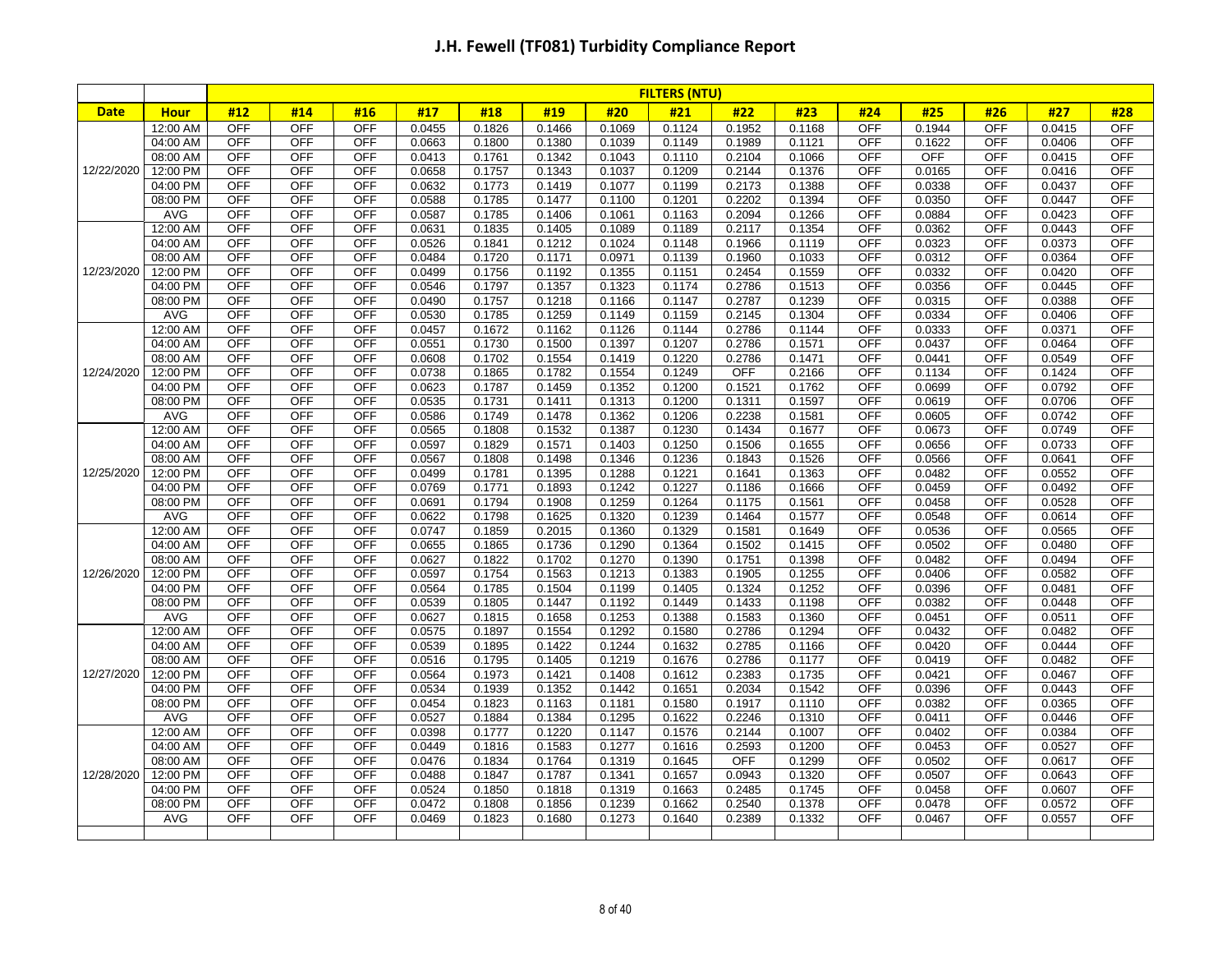# J.H. Fewell (TF081) Turbidity Compliance Report

| | | FILTERS (NTU) | | | | | | | | | | | | | | |
|---|---|---|---|---|---|---|---|---|---|---|---|---|---|---|---|---|
| **Date** | **Hour** | **#12** | **#14** | **#16** | **#17** | **#18** | **#19** | **#20** | **#21** | **#22** | **#23** | **#24** | **#25** | **#26** | **#27** | **#28** |
| 12/22/2020 | 12:00 AM | OFF | OFF | OFF | 0.0455 | 0.1826 | 0.1466 | 0.1069 | 0.1124 | 0.1952 | 0.1168 | OFF | 0.1944 | OFF | 0.0415 | OFF |
| | 04:00 AM | OFF | OFF | OFF | 0.0663 | 0.1800 | 0.1380 | 0.1039 | 0.1149 | 0.1989 | 0.1121 | OFF | 0.1622 | OFF | 0.0406 | OFF |
| | 08:00 AM | OFF | OFF | OFF | 0.0413 | 0.1761 | 0.1342 | 0.1043 | 0.1110 | 0.2104 | 0.1066 | OFF | OFF | OFF | 0.0415 | OFF |
| | 12:00 PM | OFF | OFF | OFF | 0.0658 | 0.1757 | 0.1343 | 0.1037 | 0.1209 | 0.2144 | 0.1376 | OFF | 0.0165 | OFF | 0.0416 | OFF |
| | 04:00 PM | OFF | OFF | OFF | 0.0632 | 0.1773 | 0.1419 | 0.1077 | 0.1199 | 0.2173 | 0.1388 | OFF | 0.0338 | OFF | 0.0437 | OFF |
| | 08:00 PM | OFF | OFF | OFF | 0.0588 | 0.1785 | 0.1477 | 0.1100 | 0.1201 | 0.2202 | 0.1394 | OFF | 0.0350 | OFF | 0.0447 | OFF |
| | AVG | OFF | OFF | OFF | 0.0587 | 0.1785 | 0.1406 | 0.1061 | 0.1163 | 0.2094 | 0.1266 | OFF | 0.0884 | OFF | 0.0423 | OFF |
| 12/23/2020 | 12:00 AM | OFF | OFF | OFF | 0.0631 | 0.1835 | 0.1405 | 0.1089 | 0.1189 | 0.2117 | 0.1354 | OFF | 0.0362 | OFF | 0.0443 | OFF |
| | 04:00 AM | OFF | OFF | OFF | 0.0526 | 0.1841 | 0.1212 | 0.1024 | 0.1148 | 0.1966 | 0.1119 | OFF | 0.0323 | OFF | 0.0373 | OFF |
| | 08:00 AM | OFF | OFF | OFF | 0.0484 | 0.1720 | 0.1171 | 0.0971 | 0.1139 | 0.1960 | 0.1033 | OFF | 0.0312 | OFF | 0.0364 | OFF |
| | 12:00 PM | OFF | OFF | OFF | 0.0499 | 0.1756 | 0.1192 | 0.1355 | 0.1151 | 0.2454 | 0.1559 | OFF | 0.0332 | OFF | 0.0420 | OFF |
| | 04:00 PM | OFF | OFF | OFF | 0.0546 | 0.1797 | 0.1357 | 0.1323 | 0.1174 | 0.2786 | 0.1513 | OFF | 0.0356 | OFF | 0.0445 | OFF |
| | 08:00 PM | OFF | OFF | OFF | 0.0490 | 0.1757 | 0.1218 | 0.1166 | 0.1147 | 0.2787 | 0.1239 | OFF | 0.0315 | OFF | 0.0388 | OFF |
| | AVG | OFF | OFF | OFF | 0.0530 | 0.1785 | 0.1259 | 0.1149 | 0.1159 | 0.2145 | 0.1304 | OFF | 0.0334 | OFF | 0.0406 | OFF |
| 12/24/2020 | 12:00 AM | OFF | OFF | OFF | 0.0457 | 0.1672 | 0.1162 | 0.1126 | 0.1144 | 0.2786 | 0.1144 | OFF | 0.0333 | OFF | 0.0371 | OFF |
| | 04:00 AM | OFF | OFF | OFF | 0.0551 | 0.1730 | 0.1500 | 0.1397 | 0.1207 | 0.2786 | 0.1571 | OFF | 0.0437 | OFF | 0.0464 | OFF |
| | 08:00 AM | OFF | OFF | OFF | 0.0608 | 0.1702 | 0.1554 | 0.1419 | 0.1220 | 0.2786 | 0.1471 | OFF | 0.0441 | OFF | 0.0549 | OFF |
| | 12:00 PM | OFF | OFF | OFF | 0.0738 | 0.1865 | 0.1782 | 0.1554 | 0.1249 | OFF | 0.2166 | OFF | 0.1134 | OFF | 0.1424 | OFF |
| | 04:00 PM | OFF | OFF | OFF | 0.0623 | 0.1787 | 0.1459 | 0.1352 | 0.1200 | 0.1521 | 0.1762 | OFF | 0.0699 | OFF | 0.0792 | OFF |
| | 08:00 PM | OFF | OFF | OFF | 0.0535 | 0.1731 | 0.1411 | 0.1313 | 0.1200 | 0.1311 | 0.1597 | OFF | 0.0619 | OFF | 0.0706 | OFF |
| | AVG | OFF | OFF | OFF | 0.0586 | 0.1749 | 0.1478 | 0.1362 | 0.1206 | 0.2238 | 0.1581 | OFF | 0.0605 | OFF | 0.0742 | OFF |
| 12/25/2020 | 12:00 AM | OFF | OFF | OFF | 0.0565 | 0.1808 | 0.1532 | 0.1387 | 0.1230 | 0.1434 | 0.1677 | OFF | 0.0673 | OFF | 0.0749 | OFF |
| | 04:00 AM | OFF | OFF | OFF | 0.0597 | 0.1829 | 0.1571 | 0.1403 | 0.1250 | 0.1506 | 0.1655 | OFF | 0.0656 | OFF | 0.0733 | OFF |
| | 08:00 AM | OFF | OFF | OFF | 0.0567 | 0.1808 | 0.1498 | 0.1346 | 0.1236 | 0.1843 | 0.1526 | OFF | 0.0566 | OFF | 0.0641 | OFF |
| | 12:00 PM | OFF | OFF | OFF | 0.0499 | 0.1781 | 0.1395 | 0.1288 | 0.1221 | 0.1641 | 0.1363 | OFF | 0.0482 | OFF | 0.0552 | OFF |
| | 04:00 PM | OFF | OFF | OFF | 0.0769 | 0.1771 | 0.1893 | 0.1242 | 0.1227 | 0.1186 | 0.1666 | OFF | 0.0459 | OFF | 0.0492 | OFF |
| | 08:00 PM | OFF | OFF | OFF | 0.0691 | 0.1794 | 0.1908 | 0.1259 | 0.1264 | 0.1175 | 0.1561 | OFF | 0.0458 | OFF | 0.0528 | OFF |
| | AVG | OFF | OFF | OFF | 0.0622 | 0.1798 | 0.1625 | 0.1320 | 0.1239 | 0.1464 | 0.1577 | OFF | 0.0548 | OFF | 0.0614 | OFF |
| 12/26/2020 | 12:00 AM | OFF | OFF | OFF | 0.0747 | 0.1859 | 0.2015 | 0.1360 | 0.1329 | 0.1581 | 0.1649 | OFF | 0.0536 | OFF | 0.0565 | OFF |
| | 04:00 AM | OFF | OFF | OFF | 0.0655 | 0.1865 | 0.1736 | 0.1290 | 0.1364 | 0.1502 | 0.1415 | OFF | 0.0502 | OFF | 0.0480 | OFF |
| | 08:00 AM | OFF | OFF | OFF | 0.0627 | 0.1822 | 0.1702 | 0.1270 | 0.1390 | 0.1751 | 0.1398 | OFF | 0.0482 | OFF | 0.0494 | OFF |
| | 12:00 PM | OFF | OFF | OFF | 0.0597 | 0.1754 | 0.1563 | 0.1213 | 0.1383 | 0.1905 | 0.1255 | OFF | 0.0406 | OFF | 0.0582 | OFF |
| | 04:00 PM | OFF | OFF | OFF | 0.0564 | 0.1785 | 0.1504 | 0.1199 | 0.1405 | 0.1324 | 0.1252 | OFF | 0.0396 | OFF | 0.0481 | OFF |
| | 08:00 PM | OFF | OFF | OFF | 0.0539 | 0.1805 | 0.1447 | 0.1192 | 0.1449 | 0.1433 | 0.1198 | OFF | 0.0382 | OFF | 0.0448 | OFF |
| | AVG | OFF | OFF | OFF | 0.0627 | 0.1815 | 0.1658 | 0.1253 | 0.1388 | 0.1583 | 0.1360 | OFF | 0.0451 | OFF | 0.0511 | OFF |
| 12/27/2020 | 12:00 AM | OFF | OFF | OFF | 0.0575 | 0.1897 | 0.1554 | 0.1292 | 0.1580 | 0.2786 | 0.1294 | OFF | 0.0432 | OFF | 0.0482 | OFF |
| | 04:00 AM | OFF | OFF | OFF | 0.0539 | 0.1895 | 0.1422 | 0.1244 | 0.1632 | 0.2785 | 0.1166 | OFF | 0.0420 | OFF | 0.0444 | OFF |
| | 08:00 AM | OFF | OFF | OFF | 0.0516 | 0.1795 | 0.1405 | 0.1219 | 0.1676 | 0.2786 | 0.1177 | OFF | 0.0419 | OFF | 0.0482 | OFF |
| | 12:00 PM | OFF | OFF | OFF | 0.0564 | 0.1973 | 0.1421 | 0.1408 | 0.1612 | 0.2383 | 0.1735 | OFF | 0.0421 | OFF | 0.0467 | OFF |
| | 04:00 PM | OFF | OFF | OFF | 0.0534 | 0.1939 | 0.1352 | 0.1442 | 0.1651 | 0.2034 | 0.1542 | OFF | 0.0396 | OFF | 0.0443 | OFF |
| | 08:00 PM | OFF | OFF | OFF | 0.0454 | 0.1823 | 0.1163 | 0.1181 | 0.1580 | 0.1917 | 0.1110 | OFF | 0.0382 | OFF | 0.0365 | OFF |
| | AVG | OFF | OFF | OFF | 0.0527 | 0.1884 | 0.1384 | 0.1295 | 0.1622 | 0.2246 | 0.1310 | OFF | 0.0411 | OFF | 0.0446 | OFF |
| 12/28/2020 | 12:00 AM | OFF | OFF | OFF | 0.0398 | 0.1777 | 0.1220 | 0.1147 | 0.1576 | 0.2144 | 0.1007 | OFF | 0.0402 | OFF | 0.0384 | OFF |
| | 04:00 AM | OFF | OFF | OFF | 0.0449 | 0.1816 | 0.1583 | 0.1277 | 0.1616 | 0.2593 | 0.1200 | OFF | 0.0453 | OFF | 0.0527 | OFF |
| | 08:00 AM | OFF | OFF | OFF | 0.0476 | 0.1834 | 0.1764 | 0.1319 | 0.1645 | OFF | 0.1299 | OFF | 0.0502 | OFF | 0.0617 | OFF |
| | 12:00 PM | OFF | OFF | OFF | 0.0488 | 0.1847 | 0.1787 | 0.1341 | 0.1657 | 0.0943 | 0.1320 | OFF | 0.0507 | OFF | 0.0643 | OFF |
| | 04:00 PM | OFF | OFF | OFF | 0.0524 | 0.1850 | 0.1818 | 0.1319 | 0.1663 | 0.2485 | 0.1745 | OFF | 0.0458 | OFF | 0.0607 | OFF |
| | 08:00 PM | OFF | OFF | OFF | 0.0472 | 0.1808 | 0.1856 | 0.1239 | 0.1662 | 0.2540 | 0.1378 | OFF | 0.0478 | OFF | 0.0572 | OFF |
| | AVG | OFF | OFF | OFF | 0.0469 | 0.1823 | 0.1680 | 0.1273 | 0.1640 | 0.2389 | 0.1332 | OFF | 0.0467 | OFF | 0.0557 | OFF |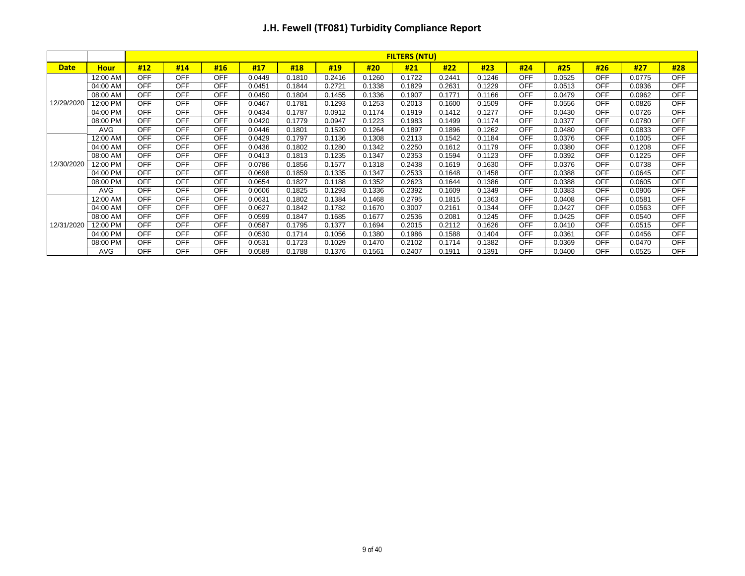# J.H. Fewell (TF081) Turbidity Compliance Report

| | | FILTERS (NTU) | | | | | | | | | | | | | | |
|---|---|---|---|---|---|---|---|---|---|---|---|---|---|---|---|---|
| **Date** | **Hour** | **#12** | **#14** | **#16** | **#17** | **#18** | **#19** | **#20** | **#21** | **#22** | **#23** | **#24** | **#25** | **#26** | **#27** | **#28** |
| 12/29/2020 | 12:00 AM | OFF | OFF | OFF | 0.0449 | 0.1810 | 0.2416 | 0.1260 | 0.1722 | 0.2441 | 0.1246 | OFF | 0.0525 | OFF | 0.0775 | OFF |
| | 04:00 AM | OFF | OFF | OFF | 0.0451 | 0.1844 | 0.2721 | 0.1338 | 0.1829 | 0.2631 | 0.1229 | OFF | 0.0513 | OFF | 0.0936 | OFF |
| | 08:00 AM | OFF | OFF | OFF | 0.0450 | 0.1804 | 0.1455 | 0.1336 | 0.1907 | 0.1771 | 0.1166 | OFF | 0.0479 | OFF | 0.0962 | OFF |
| | 12:00 PM | OFF | OFF | OFF | 0.0467 | 0.1781 | 0.1293 | 0.1253 | 0.2013 | 0.1600 | 0.1509 | OFF | 0.0556 | OFF | 0.0826 | OFF |
| | 04:00 PM | OFF | OFF | OFF | 0.0434 | 0.1787 | 0.0912 | 0.1174 | 0.1919 | 0.1412 | 0.1277 | OFF | 0.0430 | OFF | 0.0726 | OFF |
| | 08:00 PM | OFF | OFF | OFF | 0.0420 | 0.1779 | 0.0947 | 0.1223 | 0.1983 | 0.1499 | 0.1174 | OFF | 0.0377 | OFF | 0.0780 | OFF |
| | AVG | OFF | OFF | OFF | 0.0446 | 0.1801 | 0.1520 | 0.1264 | 0.1897 | 0.1896 | 0.1262 | OFF | 0.0480 | OFF | 0.0833 | OFF |
| 12/30/2020 | 12:00 AM | OFF | OFF | OFF | 0.0429 | 0.1797 | 0.1136 | 0.1308 | 0.2113 | 0.1542 | 0.1184 | OFF | 0.0376 | OFF | 0.1005 | OFF |
| | 04:00 AM | OFF | OFF | OFF | 0.0436 | 0.1802 | 0.1280 | 0.1342 | 0.2250 | 0.1612 | 0.1179 | OFF | 0.0380 | OFF | 0.1208 | OFF |
| | 08:00 AM | OFF | OFF | OFF | 0.0413 | 0.1813 | 0.1235 | 0.1347 | 0.2353 | 0.1594 | 0.1123 | OFF | 0.0392 | OFF | 0.1225 | OFF |
| | 12:00 PM | OFF | OFF | OFF | 0.0786 | 0.1856 | 0.1577 | 0.1318 | 0.2438 | 0.1619 | 0.1630 | OFF | 0.0376 | OFF | 0.0738 | OFF |
| | 04:00 PM | OFF | OFF | OFF | 0.0698 | 0.1859 | 0.1335 | 0.1347 | 0.2533 | 0.1648 | 0.1458 | OFF | 0.0388 | OFF | 0.0645 | OFF |
| | 08:00 PM | OFF | OFF | OFF | 0.0654 | 0.1827 | 0.1188 | 0.1352 | 0.2623 | 0.1644 | 0.1386 | OFF | 0.0388 | OFF | 0.0605 | OFF |
| | AVG | OFF | OFF | OFF | 0.0606 | 0.1825 | 0.1293 | 0.1336 | 0.2392 | 0.1609 | 0.1349 | OFF | 0.0383 | OFF | 0.0906 | OFF |
| 12/31/2020 | 12:00 AM | OFF | OFF | OFF | 0.0631 | 0.1802 | 0.1384 | 0.1468 | 0.2795 | 0.1815 | 0.1363 | OFF | 0.0408 | OFF | 0.0581 | OFF |
| | 04:00 AM | OFF | OFF | OFF | 0.0627 | 0.1842 | 0.1782 | 0.1670 | 0.3007 | 0.2161 | 0.1344 | OFF | 0.0427 | OFF | 0.0563 | OFF |
| | 08:00 AM | OFF | OFF | OFF | 0.0599 | 0.1847 | 0.1685 | 0.1677 | 0.2536 | 0.2081 | 0.1245 | OFF | 0.0425 | OFF | 0.0540 | OFF |
| | 12:00 PM | OFF | OFF | OFF | 0.0587 | 0.1795 | 0.1377 | 0.1694 | 0.2015 | 0.2112 | 0.1626 | OFF | 0.0410 | OFF | 0.0515 | OFF |
| | 04:00 PM | OFF | OFF | OFF | 0.0530 | 0.1714 | 0.1056 | 0.1380 | 0.1986 | 0.1588 | 0.1404 | OFF | 0.0361 | OFF | 0.0456 | OFF |
| | 08:00 PM | OFF | OFF | OFF | 0.0531 | 0.1723 | 0.1029 | 0.1470 | 0.2102 | 0.1714 | 0.1382 | OFF | 0.0369 | OFF | 0.0470 | OFF |
| | AVG | OFF | OFF | OFF | 0.0589 | 0.1788 | 0.1376 | 0.1561 | 0.2407 | 0.1911 | 0.1391 | OFF | 0.0400 | OFF | 0.0525 | OFF |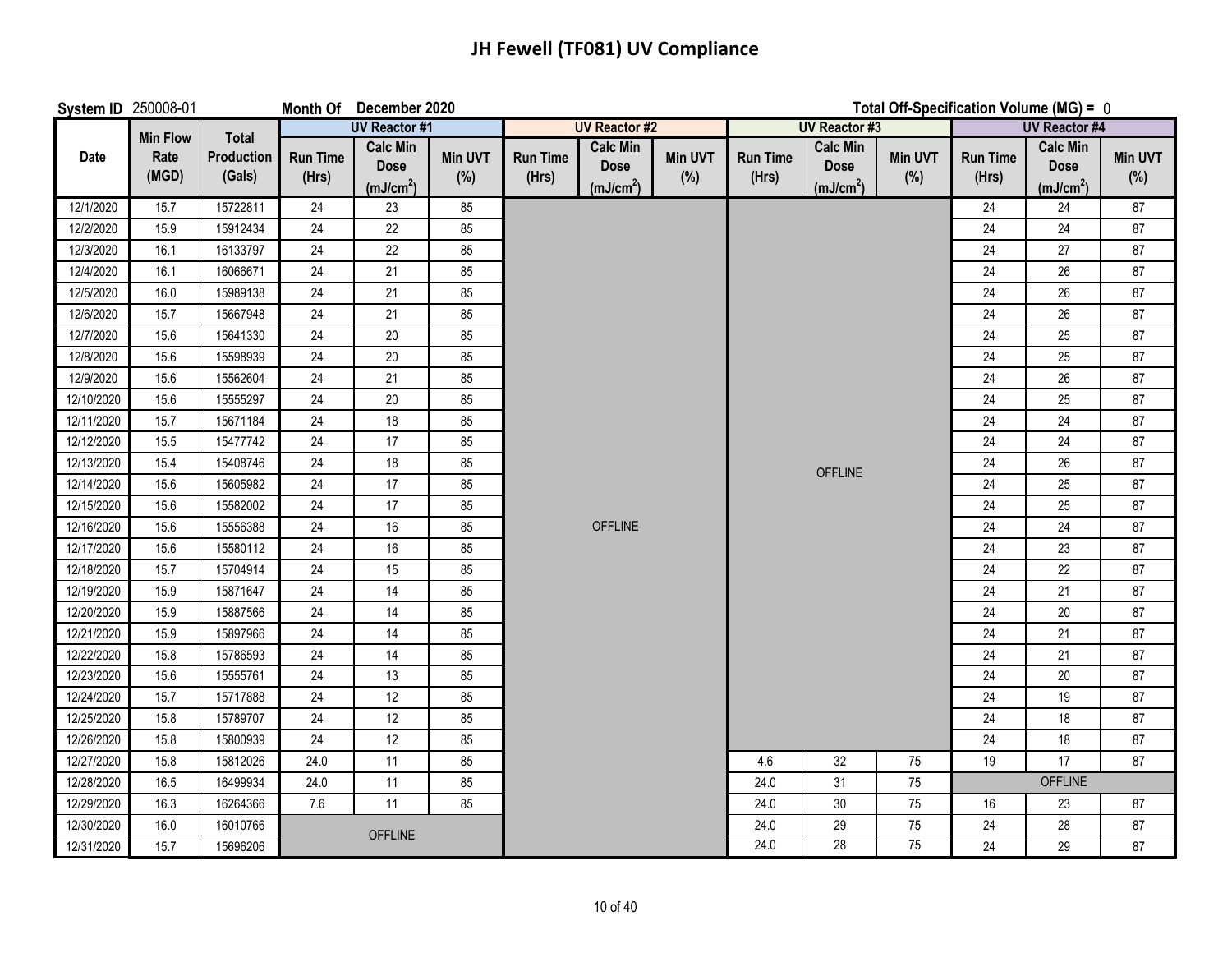# JH Fewell (TF081) UV Compliance

**System ID** 250008-01 **Month Of** December 2020 **Total Off-Specification Volume (MG) =** 0

| Date | Min Flow Rate (MGD) | Total Production (Gals) | UV Reactor #1 | | | UV Reactor #2 | | | UV Reactor #3 | | | UV Reactor #4 | | |
|---|---|---|---|---|---|---|---|---|---|---|---|---|---|---|
| | | | Run Time (Hrs) | Calc Min Dose (mJ/cm$^2$) | Min UVT (%) | Run Time (Hrs) | Calc Min Dose (mJ/cm$^2$) | Min UVT (%) | Run Time (Hrs) | Calc Min Dose (mJ/cm$^2$) | Min UVT (%) | Run Time (Hrs) | Calc Min Dose (mJ/cm$^2$) | Min UVT (%) |
| 12/1/2020 | 15.7 | 15722811 | 24 | 23 | 85 | OFFLINE | | | OFFLINE | | | 24 | 24 | 87 |
| 12/2/2020 | 15.9 | 15912434 | 24 | 22 | 85 | OFFLINE | | | OFFLINE | | | 24 | 24 | 87 |
| 12/3/2020 | 16.1 | 16133797 | 24 | 22 | 85 | OFFLINE | | | OFFLINE | | | 24 | 27 | 87 |
| 12/4/2020 | 16.1 | 16066671 | 24 | 21 | 85 | OFFLINE | | | OFFLINE | | | 24 | 26 | 87 |
| 12/5/2020 | 16.0 | 15989138 | 24 | 21 | 85 | OFFLINE | | | OFFLINE | | | 24 | 26 | 87 |
| 12/6/2020 | 15.7 | 15667948 | 24 | 21 | 85 | OFFLINE | | | OFFLINE | | | 24 | 26 | 87 |
| 12/7/2020 | 15.6 | 15641330 | 24 | 20 | 85 | OFFLINE | | | OFFLINE | | | 24 | 25 | 87 |
| 12/8/2020 | 15.6 | 15598939 | 24 | 20 | 85 | OFFLINE | | | OFFLINE | | | 24 | 25 | 87 |
| 12/9/2020 | 15.6 | 15562604 | 24 | 21 | 85 | OFFLINE | | | OFFLINE | | | 24 | 26 | 87 |
| 12/10/2020 | 15.6 | 15555297 | 24 | 20 | 85 | OFFLINE | | | OFFLINE | | | 24 | 25 | 87 |
| 12/11/2020 | 15.7 | 15671184 | 24 | 18 | 85 | OFFLINE | | | OFFLINE | | | 24 | 24 | 87 |
| 12/12/2020 | 15.5 | 15477742 | 24 | 17 | 85 | OFFLINE | | | OFFLINE | | | 24 | 24 | 87 |
| 12/13/2020 | 15.4 | 15408746 | 24 | 18 | 85 | OFFLINE | | | OFFLINE | | | 24 | 26 | 87 |
| 12/14/2020 | 15.6 | 15605982 | 24 | 17 | 85 | OFFLINE | | | OFFLINE | | | 24 | 25 | 87 |
| 12/15/2020 | 15.6 | 15582002 | 24 | 17 | 85 | OFFLINE | | | OFFLINE | | | 24 | 25 | 87 |
| 12/16/2020 | 15.6 | 15556388 | 24 | 16 | 85 | OFFLINE | | | OFFLINE | | | 24 | 24 | 87 |
| 12/17/2020 | 15.6 | 15580112 | 24 | 16 | 85 | OFFLINE | | | OFFLINE | | | 24 | 23 | 87 |
| 12/18/2020 | 15.7 | 15704914 | 24 | 15 | 85 | OFFLINE | | | OFFLINE | | | 24 | 22 | 87 |
| 12/19/2020 | 15.9 | 15871647 | 24 | 14 | 85 | OFFLINE | | | OFFLINE | | | 24 | 21 | 87 |
| 12/20/2020 | 15.9 | 15887566 | 24 | 14 | 85 | OFFLINE | | | OFFLINE | | | 24 | 20 | 87 |
| 12/21/2020 | 15.9 | 15897966 | 24 | 14 | 85 | OFFLINE | | | OFFLINE | | | 24 | 21 | 87 |
| 12/22/2020 | 15.8 | 15786593 | 24 | 14 | 85 | OFFLINE | | | OFFLINE | | | 24 | 21 | 87 |
| 12/23/2020 | 15.6 | 15555761 | 24 | 13 | 85 | OFFLINE | | | OFFLINE | | | 24 | 20 | 87 |
| 12/24/2020 | 15.7 | 15717888 | 24 | 12 | 85 | OFFLINE | | | OFFLINE | | | 24 | 19 | 87 |
| 12/25/2020 | 15.8 | 15789707 | 24 | 12 | 85 | OFFLINE | | | OFFLINE | | | 24 | 18 | 87 |
| 12/26/2020 | 15.8 | 15800939 | 24 | 12 | 85 | OFFLINE | | | OFFLINE | | | 24 | 18 | 87 |
| 12/27/2020 | 15.8 | 15812026 | 24.0 | 11 | 85 | OFFLINE | | | 4.6 | 32 | 75 | 19 | 17 | 87 |
| 12/28/2020 | 16.5 | 16499934 | 24.0 | 11 | 85 | OFFLINE | | | 24.0 | 31 | 75 | OFFLINE | | |
| 12/29/2020 | 16.3 | 16264366 | 7.6 | 11 | 85 | OFFLINE | | | 24.0 | 30 | 75 | 16 | 23 | 87 |
| 12/30/2020 | 16.0 | 16010766 | OFFLINE | | | OFFLINE | | | 24.0 | 29 | 75 | 24 | 28 | 87 |
| 12/31/2020 | 15.7 | 15696206 | OFFLINE | | | OFFLINE | | | 24.0 | 28 | 75 | 24 | 29 | 87 |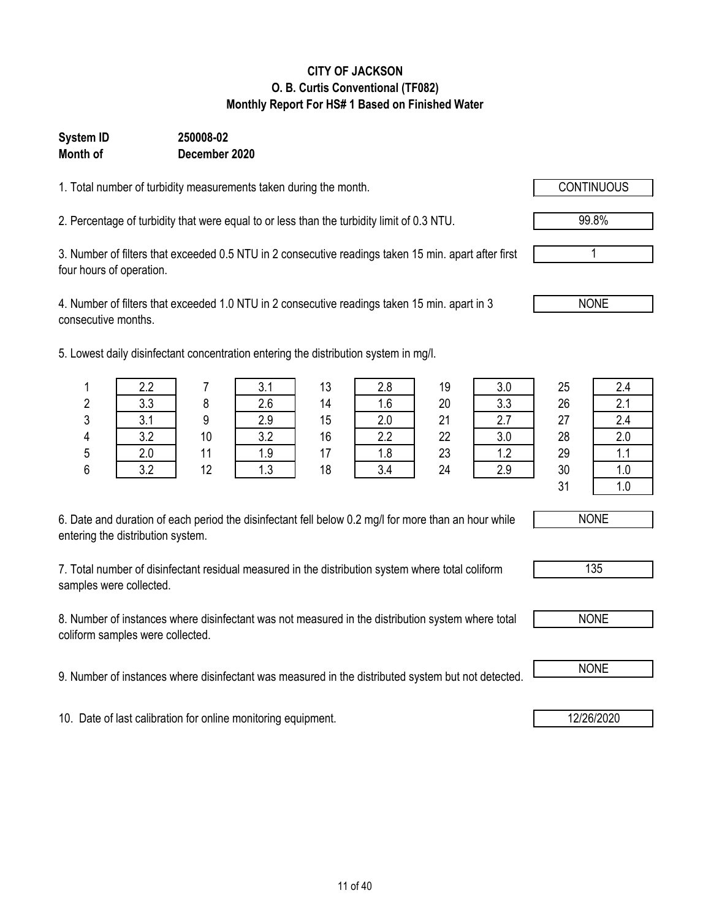**CITY OF JACKSON**
**O. B. Curtis Conventional (TF082)**
**Monthly Report For HS# 1 Based on Finished Water**

**System ID** **250008-02**
**Month of** **December 2020**

1. Total number of turbidity measurements taken during the month. CONTINUOUS

2. Percentage of turbidity that were equal to or less than the turbidity limit of 0.3 NTU. 99.8%

3. Number of filters that exceeded 0.5 NTU in 2 consecutive readings taken 15 min. apart after first four hours of operation. 1

4. Number of filters that exceeded 1.0 NTU in 2 consecutive readings taken 15 min. apart in 3 consecutive months. NONE

5. Lowest daily disinfectant concentration entering the distribution system in mg/l.

| Day | mg/l | Day | mg/l | Day | mg/l | Day | mg/l | Day | mg/l |
|---|---|---|---|---|---|---|---|---|---|
| 1 | 2.2 | 7 | 3.1 | 13 | 2.8 | 19 | 3.0 | 25 | 2.4 |
| 2 | 3.3 | 8 | 2.6 | 14 | 1.6 | 20 | 3.3 | 26 | 2.1 |
| 3 | 3.1 | 9 | 2.9 | 15 | 2.0 | 21 | 2.7 | 27 | 2.4 |
| 4 | 3.2 | 10 | 3.2 | 16 | 2.2 | 22 | 3.0 | 28 | 2.0 |
| 5 | 2.0 | 11 | 1.9 | 17 | 1.8 | 23 | 1.2 | 29 | 1.1 |
| 6 | 3.2 | 12 | 1.3 | 18 | 3.4 | 24 | 2.9 | 30 | 1.0 |
| | | | | | | | | 31 | 1.0 |

6. Date and duration of each period the disinfectant fell below 0.2 mg/l for more than an hour while entering the distribution system. NONE

7. Total number of disinfectant residual measured in the distribution system where total coliform samples were collected. 135

8. Number of instances where disinfectant was not measured in the distribution system where total coliform samples were collected. NONE

9. Number of instances where disinfectant was measured in the distributed system but not detected. NONE

10. Date of last calibration for online monitoring equipment. 12/26/2020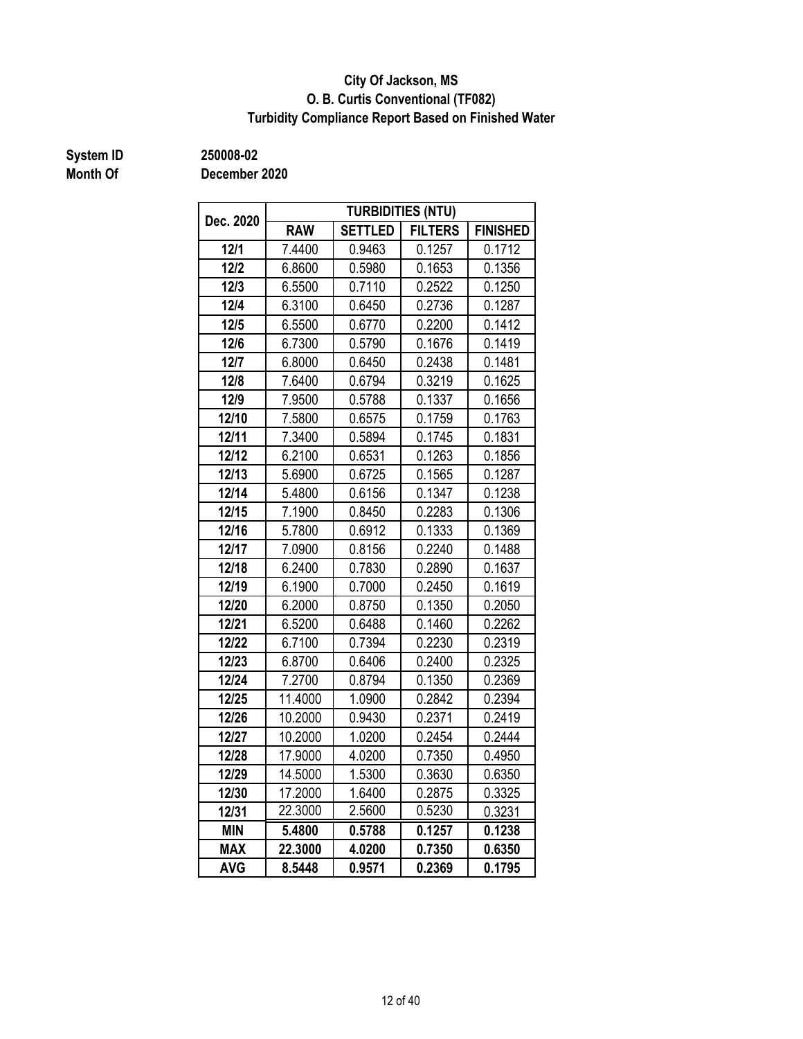**City Of Jackson, MS**
**O. B. Curtis Conventional (TF082)**
**Turbidity Compliance Report Based on Finished Water**

**System ID** **250008-02**
**Month Of** **December 2020**

| Dec. 2020 | TURBIDITIES (NTU) | | | |
|---|---|---|---|---|
| | RAW | SETTLED | FILTERS | FINISHED |
| 12/1 | 7.4400 | 0.9463 | 0.1257 | 0.1712 |
| 12/2 | 6.8600 | 0.5980 | 0.1653 | 0.1356 |
| 12/3 | 6.5500 | 0.7110 | 0.2522 | 0.1250 |
| 12/4 | 6.3100 | 0.6450 | 0.2736 | 0.1287 |
| 12/5 | 6.5500 | 0.6770 | 0.2200 | 0.1412 |
| 12/6 | 6.7300 | 0.5790 | 0.1676 | 0.1419 |
| 12/7 | 6.8000 | 0.6450 | 0.2438 | 0.1481 |
| 12/8 | 7.6400 | 0.6794 | 0.3219 | 0.1625 |
| 12/9 | 7.9500 | 0.5788 | 0.1337 | 0.1656 |
| 12/10 | 7.5800 | 0.6575 | 0.1759 | 0.1763 |
| 12/11 | 7.3400 | 0.5894 | 0.1745 | 0.1831 |
| 12/12 | 6.2100 | 0.6531 | 0.1263 | 0.1856 |
| 12/13 | 5.6900 | 0.6725 | 0.1565 | 0.1287 |
| 12/14 | 5.4800 | 0.6156 | 0.1347 | 0.1238 |
| 12/15 | 7.1900 | 0.8450 | 0.2283 | 0.1306 |
| 12/16 | 5.7800 | 0.6912 | 0.1333 | 0.1369 |
| 12/17 | 7.0900 | 0.8156 | 0.2240 | 0.1488 |
| 12/18 | 6.2400 | 0.7830 | 0.2890 | 0.1637 |
| 12/19 | 6.1900 | 0.7000 | 0.2450 | 0.1619 |
| 12/20 | 6.2000 | 0.8750 | 0.1350 | 0.2050 |
| 12/21 | 6.5200 | 0.6488 | 0.1460 | 0.2262 |
| 12/22 | 6.7100 | 0.7394 | 0.2230 | 0.2319 |
| 12/23 | 6.8700 | 0.6406 | 0.2400 | 0.2325 |
| 12/24 | 7.2700 | 0.8794 | 0.1350 | 0.2369 |
| 12/25 | 11.4000 | 1.0900 | 0.2842 | 0.2394 |
| 12/26 | 10.2000 | 0.9430 | 0.2371 | 0.2419 |
| 12/27 | 10.2000 | 1.0200 | 0.2454 | 0.2444 |
| 12/28 | 17.9000 | 4.0200 | 0.7350 | 0.4950 |
| 12/29 | 14.5000 | 1.5300 | 0.3630 | 0.6350 |
| 12/30 | 17.2000 | 1.6400 | 0.2875 | 0.3325 |
| 12/31 | 22.3000 | 2.5600 | 0.5230 | 0.3231 |
| **MIN** | **5.4800** | **0.5788** | **0.1257** | **0.1238** |
| **MAX** | **22.3000** | **4.0200** | **0.7350** | **0.6350** |
| **AVG** | **8.5448** | **0.9571** | **0.2369** | **0.1795** |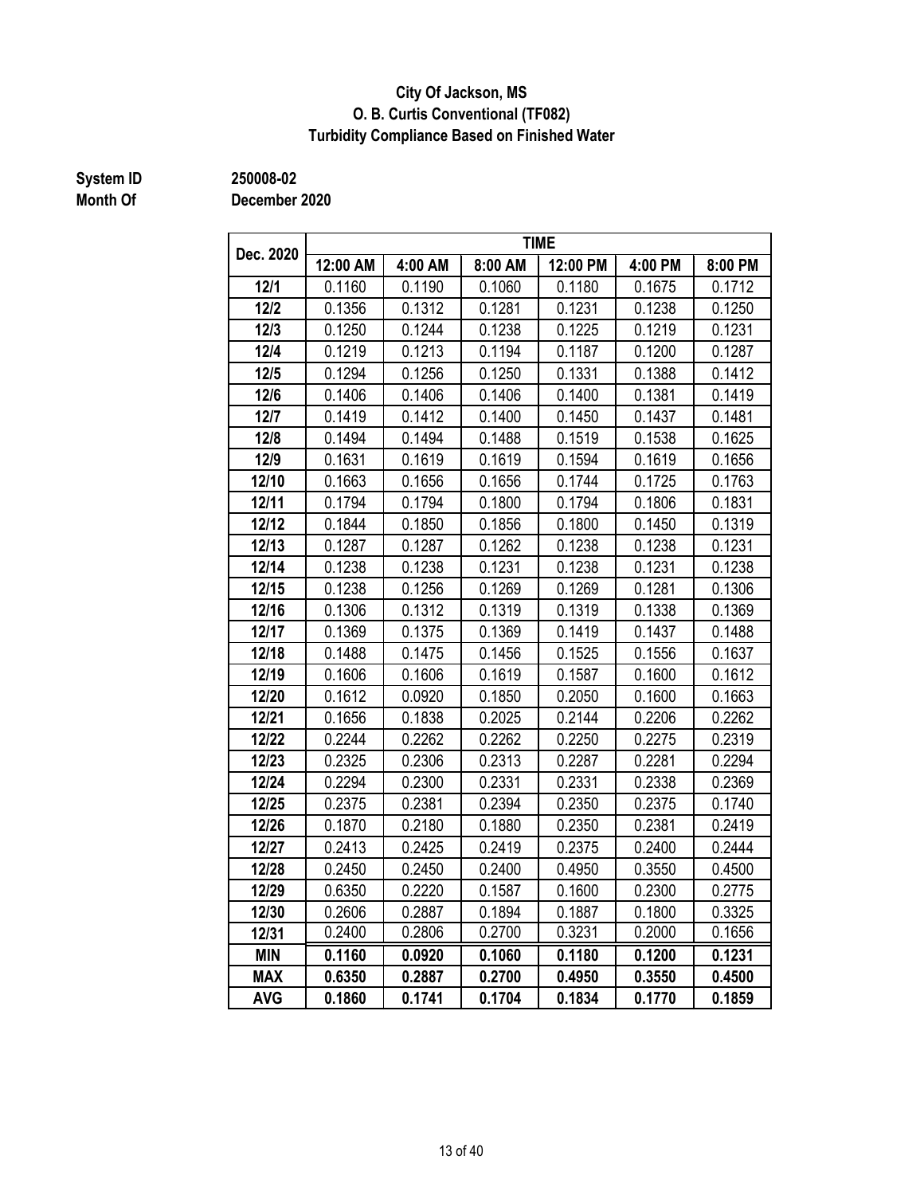**City Of Jackson, MS**
**O. B. Curtis Conventional (TF082)**
**Turbidity Compliance Based on Finished Water**

**System ID** 250008-02
**Month Of** December 2020

| Dec. 2020 | TIME | | | | | |
|---|---|---|---|---|---|---|
| | 12:00 AM | 4:00 AM | 8:00 AM | 12:00 PM | 4:00 PM | 8:00 PM |
| 12/1 | 0.1160 | 0.1190 | 0.1060 | 0.1180 | 0.1675 | 0.1712 |
| 12/2 | 0.1356 | 0.1312 | 0.1281 | 0.1231 | 0.1238 | 0.1250 |
| 12/3 | 0.1250 | 0.1244 | 0.1238 | 0.1225 | 0.1219 | 0.1231 |
| 12/4 | 0.1219 | 0.1213 | 0.1194 | 0.1187 | 0.1200 | 0.1287 |
| 12/5 | 0.1294 | 0.1256 | 0.1250 | 0.1331 | 0.1388 | 0.1412 |
| 12/6 | 0.1406 | 0.1406 | 0.1406 | 0.1400 | 0.1381 | 0.1419 |
| 12/7 | 0.1419 | 0.1412 | 0.1400 | 0.1450 | 0.1437 | 0.1481 |
| 12/8 | 0.1494 | 0.1494 | 0.1488 | 0.1519 | 0.1538 | 0.1625 |
| 12/9 | 0.1631 | 0.1619 | 0.1619 | 0.1594 | 0.1619 | 0.1656 |
| 12/10 | 0.1663 | 0.1656 | 0.1656 | 0.1744 | 0.1725 | 0.1763 |
| 12/11 | 0.1794 | 0.1794 | 0.1800 | 0.1794 | 0.1806 | 0.1831 |
| 12/12 | 0.1844 | 0.1850 | 0.1856 | 0.1800 | 0.1450 | 0.1319 |
| 12/13 | 0.1287 | 0.1287 | 0.1262 | 0.1238 | 0.1238 | 0.1231 |
| 12/14 | 0.1238 | 0.1238 | 0.1231 | 0.1238 | 0.1231 | 0.1238 |
| 12/15 | 0.1238 | 0.1256 | 0.1269 | 0.1269 | 0.1281 | 0.1306 |
| 12/16 | 0.1306 | 0.1312 | 0.1319 | 0.1319 | 0.1338 | 0.1369 |
| 12/17 | 0.1369 | 0.1375 | 0.1369 | 0.1419 | 0.1437 | 0.1488 |
| 12/18 | 0.1488 | 0.1475 | 0.1456 | 0.1525 | 0.1556 | 0.1637 |
| 12/19 | 0.1606 | 0.1606 | 0.1619 | 0.1587 | 0.1600 | 0.1612 |
| 12/20 | 0.1612 | 0.0920 | 0.1850 | 0.2050 | 0.1600 | 0.1663 |
| 12/21 | 0.1656 | 0.1838 | 0.2025 | 0.2144 | 0.2206 | 0.2262 |
| 12/22 | 0.2244 | 0.2262 | 0.2262 | 0.2250 | 0.2275 | 0.2319 |
| 12/23 | 0.2325 | 0.2306 | 0.2313 | 0.2287 | 0.2281 | 0.2294 |
| 12/24 | 0.2294 | 0.2300 | 0.2331 | 0.2331 | 0.2338 | 0.2369 |
| 12/25 | 0.2375 | 0.2381 | 0.2394 | 0.2350 | 0.2375 | 0.1740 |
| 12/26 | 0.1870 | 0.2180 | 0.1880 | 0.2350 | 0.2381 | 0.2419 |
| 12/27 | 0.2413 | 0.2425 | 0.2419 | 0.2375 | 0.2400 | 0.2444 |
| 12/28 | 0.2450 | 0.2450 | 0.2400 | 0.4950 | 0.3550 | 0.4500 |
| 12/29 | 0.6350 | 0.2220 | 0.1587 | 0.1600 | 0.2300 | 0.2775 |
| 12/30 | 0.2606 | 0.2887 | 0.1894 | 0.1887 | 0.1800 | 0.3325 |
| 12/31 | 0.2400 | 0.2806 | 0.2700 | 0.3231 | 0.2000 | 0.1656 |
| **MIN** | **0.1160** | **0.0920** | **0.1060** | **0.1180** | **0.1200** | **0.1231** |
| **MAX** | **0.6350** | **0.2887** | **0.2700** | **0.4950** | **0.3550** | **0.4500** |
| **AVG** | **0.1860** | **0.1741** | **0.1704** | **0.1834** | **0.1770** | **0.1859** |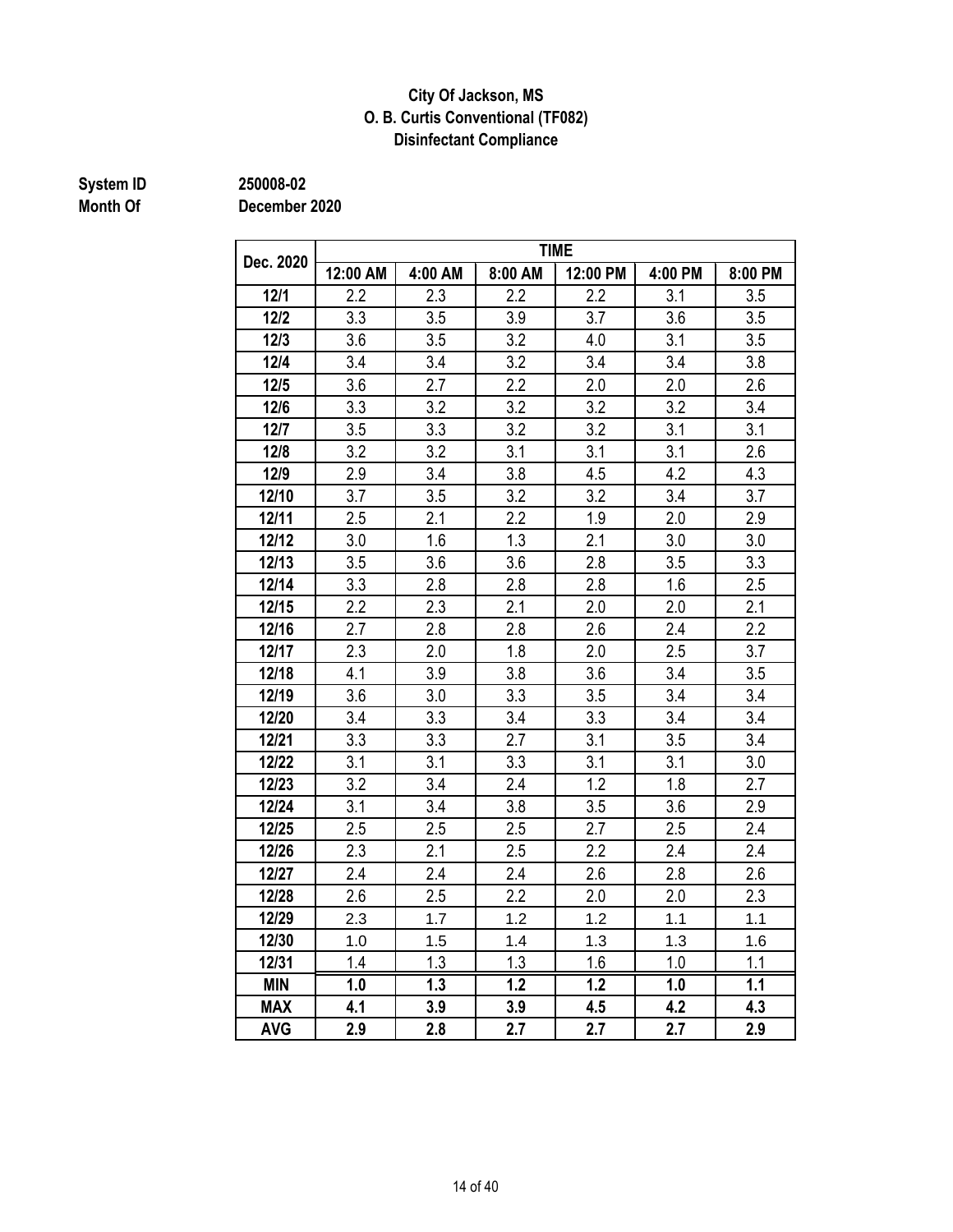**City Of Jackson, MS**
**O. B. Curtis Conventional (TF082)**
**Disinfectant Compliance**

**System ID** 250008-02
**Month Of** December 2020

| Dec. 2020 | TIME | | | | | |
|---|---|---|---|---|---|---|
| | 12:00 AM | 4:00 AM | 8:00 AM | 12:00 PM | 4:00 PM | 8:00 PM |
| 12/1 | 2.2 | 2.3 | 2.2 | 2.2 | 3.1 | 3.5 |
| 12/2 | 3.3 | 3.5 | 3.9 | 3.7 | 3.6 | 3.5 |
| 12/3 | 3.6 | 3.5 | 3.2 | 4.0 | 3.1 | 3.5 |
| 12/4 | 3.4 | 3.4 | 3.2 | 3.4 | 3.4 | 3.8 |
| 12/5 | 3.6 | 2.7 | 2.2 | 2.0 | 2.0 | 2.6 |
| 12/6 | 3.3 | 3.2 | 3.2 | 3.2 | 3.2 | 3.4 |
| 12/7 | 3.5 | 3.3 | 3.2 | 3.2 | 3.1 | 3.1 |
| 12/8 | 3.2 | 3.2 | 3.1 | 3.1 | 3.1 | 2.6 |
| 12/9 | 2.9 | 3.4 | 3.8 | 4.5 | 4.2 | 4.3 |
| 12/10 | 3.7 | 3.5 | 3.2 | 3.2 | 3.4 | 3.7 |
| 12/11 | 2.5 | 2.1 | 2.2 | 1.9 | 2.0 | 2.9 |
| 12/12 | 3.0 | 1.6 | 1.3 | 2.1 | 3.0 | 3.0 |
| 12/13 | 3.5 | 3.6 | 3.6 | 2.8 | 3.5 | 3.3 |
| 12/14 | 3.3 | 2.8 | 2.8 | 2.8 | 1.6 | 2.5 |
| 12/15 | 2.2 | 2.3 | 2.1 | 2.0 | 2.0 | 2.1 |
| 12/16 | 2.7 | 2.8 | 2.8 | 2.6 | 2.4 | 2.2 |
| 12/17 | 2.3 | 2.0 | 1.8 | 2.0 | 2.5 | 3.7 |
| 12/18 | 4.1 | 3.9 | 3.8 | 3.6 | 3.4 | 3.5 |
| 12/19 | 3.6 | 3.0 | 3.3 | 3.5 | 3.4 | 3.4 |
| 12/20 | 3.4 | 3.3 | 3.4 | 3.3 | 3.4 | 3.4 |
| 12/21 | 3.3 | 3.3 | 2.7 | 3.1 | 3.5 | 3.4 |
| 12/22 | 3.1 | 3.1 | 3.3 | 3.1 | 3.1 | 3.0 |
| 12/23 | 3.2 | 3.4 | 2.4 | 1.2 | 1.8 | 2.7 |
| 12/24 | 3.1 | 3.4 | 3.8 | 3.5 | 3.6 | 2.9 |
| 12/25 | 2.5 | 2.5 | 2.5 | 2.7 | 2.5 | 2.4 |
| 12/26 | 2.3 | 2.1 | 2.5 | 2.2 | 2.4 | 2.4 |
| 12/27 | 2.4 | 2.4 | 2.4 | 2.6 | 2.8 | 2.6 |
| 12/28 | 2.6 | 2.5 | 2.2 | 2.0 | 2.0 | 2.3 |
| 12/29 | 2.3 | 1.7 | 1.2 | 1.2 | 1.1 | 1.1 |
| 12/30 | 1.0 | 1.5 | 1.4 | 1.3 | 1.3 | 1.6 |
| 12/31 | 1.4 | 1.3 | 1.3 | 1.6 | 1.0 | 1.1 |
| **MIN** | **1.0** | **1.3** | **1.2** | **1.2** | **1.0** | **1.1** |
| **MAX** | **4.1** | **3.9** | **3.9** | **4.5** | **4.2** | **4.3** |
| **AVG** | **2.9** | **2.8** | **2.7** | **2.7** | **2.7** | **2.9** |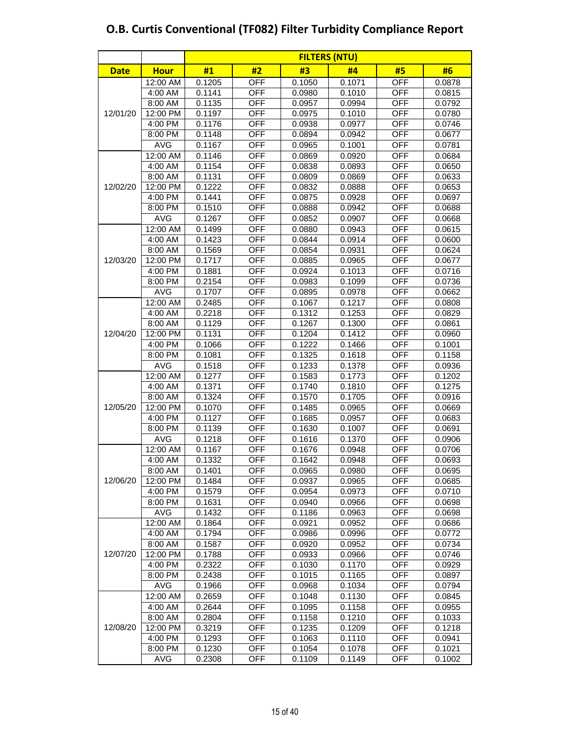# O.B. Curtis Conventional (TF082) Filter Turbidity Compliance Report

| | | FILTERS (NTU) | | | | | |
|---|---|---|---|---|---|---|---|
| Date | Hour | #1 | #2 | #3 | #4 | #5 | #6 |
| 12/01/20 | 12:00 AM | 0.1205 | OFF | 0.1050 | 0.1071 | OFF | 0.0878 |
| | 4:00 AM | 0.1141 | OFF | 0.0980 | 0.1010 | OFF | 0.0815 |
| | 8:00 AM | 0.1135 | OFF | 0.0957 | 0.0994 | OFF | 0.0792 |
| | 12:00 PM | 0.1197 | OFF | 0.0975 | 0.1010 | OFF | 0.0780 |
| | 4:00 PM | 0.1176 | OFF | 0.0938 | 0.0977 | OFF | 0.0746 |
| | 8:00 PM | 0.1148 | OFF | 0.0894 | 0.0942 | OFF | 0.0677 |
| | AVG | 0.1167 | OFF | 0.0965 | 0.1001 | OFF | 0.0781 |
| 12/02/20 | 12:00 AM | 0.1146 | OFF | 0.0869 | 0.0920 | OFF | 0.0684 |
| | 4:00 AM | 0.1154 | OFF | 0.0838 | 0.0893 | OFF | 0.0650 |
| | 8:00 AM | 0.1131 | OFF | 0.0809 | 0.0869 | OFF | 0.0633 |
| | 12:00 PM | 0.1222 | OFF | 0.0832 | 0.0888 | OFF | 0.0653 |
| | 4:00 PM | 0.1441 | OFF | 0.0875 | 0.0928 | OFF | 0.0697 |
| | 8:00 PM | 0.1510 | OFF | 0.0888 | 0.0942 | OFF | 0.0688 |
| | AVG | 0.1267 | OFF | 0.0852 | 0.0907 | OFF | 0.0668 |
| 12/03/20 | 12:00 AM | 0.1499 | OFF | 0.0880 | 0.0943 | OFF | 0.0615 |
| | 4:00 AM | 0.1423 | OFF | 0.0844 | 0.0914 | OFF | 0.0600 |
| | 8:00 AM | 0.1569 | OFF | 0.0854 | 0.0931 | OFF | 0.0624 |
| | 12:00 PM | 0.1717 | OFF | 0.0885 | 0.0965 | OFF | 0.0677 |
| | 4:00 PM | 0.1881 | OFF | 0.0924 | 0.1013 | OFF | 0.0716 |
| | 8:00 PM | 0.2154 | OFF | 0.0983 | 0.1099 | OFF | 0.0736 |
| | AVG | 0.1707 | OFF | 0.0895 | 0.0978 | OFF | 0.0662 |
| 12/04/20 | 12:00 AM | 0.2485 | OFF | 0.1067 | 0.1217 | OFF | 0.0808 |
| | 4:00 AM | 0.2218 | OFF | 0.1312 | 0.1253 | OFF | 0.0829 |
| | 8:00 AM | 0.1129 | OFF | 0.1267 | 0.1300 | OFF | 0.0861 |
| | 12:00 PM | 0.1131 | OFF | 0.1204 | 0.1412 | OFF | 0.0960 |
| | 4:00 PM | 0.1066 | OFF | 0.1222 | 0.1466 | OFF | 0.1001 |
| | 8:00 PM | 0.1081 | OFF | 0.1325 | 0.1618 | OFF | 0.1158 |
| | AVG | 0.1518 | OFF | 0.1233 | 0.1378 | OFF | 0.0936 |
| 12/05/20 | 12:00 AM | 0.1277 | OFF | 0.1583 | 0.1773 | OFF | 0.1202 |
| | 4:00 AM | 0.1371 | OFF | 0.1740 | 0.1810 | OFF | 0.1275 |
| | 8:00 AM | 0.1324 | OFF | 0.1570 | 0.1705 | OFF | 0.0916 |
| | 12:00 PM | 0.1070 | OFF | 0.1485 | 0.0965 | OFF | 0.0669 |
| | 4:00 PM | 0.1127 | OFF | 0.1685 | 0.0957 | OFF | 0.0683 |
| | 8:00 PM | 0.1139 | OFF | 0.1630 | 0.1007 | OFF | 0.0691 |
| | AVG | 0.1218 | OFF | 0.1616 | 0.1370 | OFF | 0.0906 |
| 12/06/20 | 12:00 AM | 0.1167 | OFF | 0.1676 | 0.0948 | OFF | 0.0706 |
| | 4:00 AM | 0.1332 | OFF | 0.1642 | 0.0948 | OFF | 0.0693 |
| | 8:00 AM | 0.1401 | OFF | 0.0965 | 0.0980 | OFF | 0.0695 |
| | 12:00 PM | 0.1484 | OFF | 0.0937 | 0.0965 | OFF | 0.0685 |
| | 4:00 PM | 0.1579 | OFF | 0.0954 | 0.0973 | OFF | 0.0710 |
| | 8:00 PM | 0.1631 | OFF | 0.0940 | 0.0966 | OFF | 0.0698 |
| | AVG | 0.1432 | OFF | 0.1186 | 0.0963 | OFF | 0.0698 |
| 12/07/20 | 12:00 AM | 0.1864 | OFF | 0.0921 | 0.0952 | OFF | 0.0686 |
| | 4:00 AM | 0.1794 | OFF | 0.0986 | 0.0996 | OFF | 0.0772 |
| | 8:00 AM | 0.1587 | OFF | 0.0920 | 0.0952 | OFF | 0.0734 |
| | 12:00 PM | 0.1788 | OFF | 0.0933 | 0.0966 | OFF | 0.0746 |
| | 4:00 PM | 0.2322 | OFF | 0.1030 | 0.1170 | OFF | 0.0929 |
| | 8:00 PM | 0.2438 | OFF | 0.1015 | 0.1165 | OFF | 0.0897 |
| | AVG | 0.1966 | OFF | 0.0968 | 0.1034 | OFF | 0.0794 |
| 12/08/20 | 12:00 AM | 0.2659 | OFF | 0.1048 | 0.1130 | OFF | 0.0845 |
| | 4:00 AM | 0.2644 | OFF | 0.1095 | 0.1158 | OFF | 0.0955 |
| | 8:00 AM | 0.2804 | OFF | 0.1158 | 0.1210 | OFF | 0.1033 |
| | 12:00 PM | 0.3219 | OFF | 0.1235 | 0.1209 | OFF | 0.1218 |
| | 4:00 PM | 0.1293 | OFF | 0.1063 | 0.1110 | OFF | 0.0941 |
| | 8:00 PM | 0.1230 | OFF | 0.1054 | 0.1078 | OFF | 0.1021 |
| | AVG | 0.2308 | OFF | 0.1109 | 0.1149 | OFF | 0.1002 |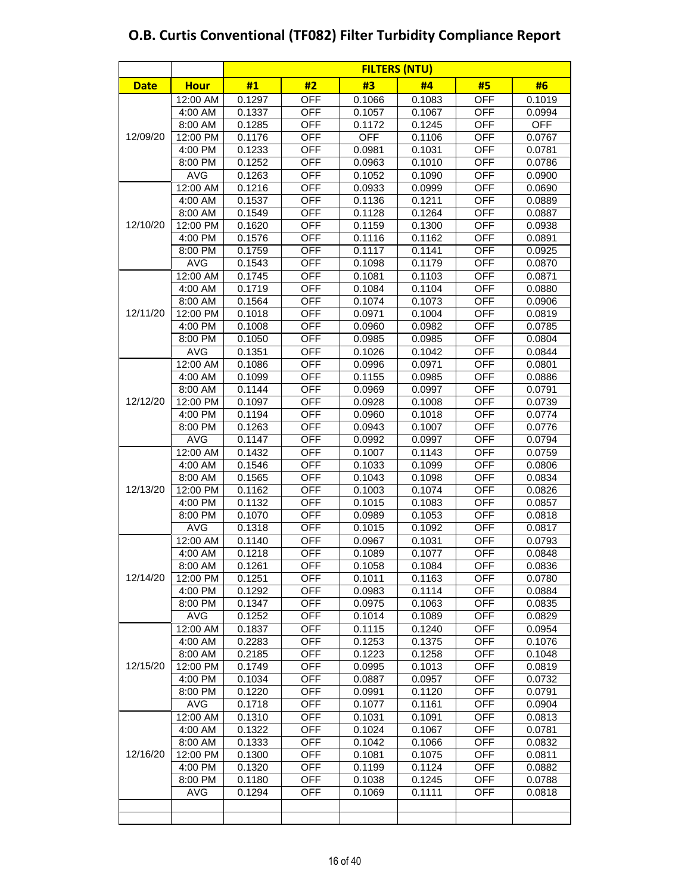# O.B. Curtis Conventional (TF082) Filter Turbidity Compliance Report

| | | FILTERS (NTU) | | | | | |
|---|---|---|---|---|---|---|---|
| **Date** | **Hour** | **#1** | **#2** | **#3** | **#4** | **#5** | **#6** |
| 12/09/20 | 12:00 AM | 0.1297 | OFF | 0.1066 | 0.1083 | OFF | 0.1019 |
| | 4:00 AM | 0.1337 | OFF | 0.1057 | 0.1067 | OFF | 0.0994 |
| | 8:00 AM | 0.1285 | OFF | 0.1172 | 0.1245 | OFF | OFF |
| | 12:00 PM | 0.1176 | OFF | OFF | 0.1106 | OFF | 0.0767 |
| | 4:00 PM | 0.1233 | OFF | 0.0981 | 0.1031 | OFF | 0.0781 |
| | 8:00 PM | 0.1252 | OFF | 0.0963 | 0.1010 | OFF | 0.0786 |
| | AVG | 0.1263 | OFF | 0.1052 | 0.1090 | OFF | 0.0900 |
| 12/10/20 | 12:00 AM | 0.1216 | OFF | 0.0933 | 0.0999 | OFF | 0.0690 |
| | 4:00 AM | 0.1537 | OFF | 0.1136 | 0.1211 | OFF | 0.0889 |
| | 8:00 AM | 0.1549 | OFF | 0.1128 | 0.1264 | OFF | 0.0887 |
| | 12:00 PM | 0.1620 | OFF | 0.1159 | 0.1300 | OFF | 0.0938 |
| | 4:00 PM | 0.1576 | OFF | 0.1116 | 0.1162 | OFF | 0.0891 |
| | 8:00 PM | 0.1759 | OFF | 0.1117 | 0.1141 | OFF | 0.0925 |
| | AVG | 0.1543 | OFF | 0.1098 | 0.1179 | OFF | 0.0870 |
| 12/11/20 | 12:00 AM | 0.1745 | OFF | 0.1081 | 0.1103 | OFF | 0.0871 |
| | 4:00 AM | 0.1719 | OFF | 0.1084 | 0.1104 | OFF | 0.0880 |
| | 8:00 AM | 0.1564 | OFF | 0.1074 | 0.1073 | OFF | 0.0906 |
| | 12:00 PM | 0.1018 | OFF | 0.0971 | 0.1004 | OFF | 0.0819 |
| | 4:00 PM | 0.1008 | OFF | 0.0960 | 0.0982 | OFF | 0.0785 |
| | 8:00 PM | 0.1050 | OFF | 0.0985 | 0.0985 | OFF | 0.0804 |
| | AVG | 0.1351 | OFF | 0.1026 | 0.1042 | OFF | 0.0844 |
| 12/12/20 | 12:00 AM | 0.1086 | OFF | 0.0996 | 0.0971 | OFF | 0.0801 |
| | 4:00 AM | 0.1099 | OFF | 0.1155 | 0.0985 | OFF | 0.0886 |
| | 8:00 AM | 0.1144 | OFF | 0.0969 | 0.0997 | OFF | 0.0791 |
| | 12:00 PM | 0.1097 | OFF | 0.0928 | 0.1008 | OFF | 0.0739 |
| | 4:00 PM | 0.1194 | OFF | 0.0960 | 0.1018 | OFF | 0.0774 |
| | 8:00 PM | 0.1263 | OFF | 0.0943 | 0.1007 | OFF | 0.0776 |
| | AVG | 0.1147 | OFF | 0.0992 | 0.0997 | OFF | 0.0794 |
| 12/13/20 | 12:00 AM | 0.1432 | OFF | 0.1007 | 0.1143 | OFF | 0.0759 |
| | 4:00 AM | 0.1546 | OFF | 0.1033 | 0.1099 | OFF | 0.0806 |
| | 8:00 AM | 0.1565 | OFF | 0.1043 | 0.1098 | OFF | 0.0834 |
| | 12:00 PM | 0.1162 | OFF | 0.1003 | 0.1074 | OFF | 0.0826 |
| | 4:00 PM | 0.1132 | OFF | 0.1015 | 0.1083 | OFF | 0.0857 |
| | 8:00 PM | 0.1070 | OFF | 0.0989 | 0.1053 | OFF | 0.0818 |
| | AVG | 0.1318 | OFF | 0.1015 | 0.1092 | OFF | 0.0817 |
| 12/14/20 | 12:00 AM | 0.1140 | OFF | 0.0967 | 0.1031 | OFF | 0.0793 |
| | 4:00 AM | 0.1218 | OFF | 0.1089 | 0.1077 | OFF | 0.0848 |
| | 8:00 AM | 0.1261 | OFF | 0.1058 | 0.1084 | OFF | 0.0836 |
| | 12:00 PM | 0.1251 | OFF | 0.1011 | 0.1163 | OFF | 0.0780 |
| | 4:00 PM | 0.1292 | OFF | 0.0983 | 0.1114 | OFF | 0.0884 |
| | 8:00 PM | 0.1347 | OFF | 0.0975 | 0.1063 | OFF | 0.0835 |
| | AVG | 0.1252 | OFF | 0.1014 | 0.1089 | OFF | 0.0829 |
| 12/15/20 | 12:00 AM | 0.1837 | OFF | 0.1115 | 0.1240 | OFF | 0.0954 |
| | 4:00 AM | 0.2283 | OFF | 0.1253 | 0.1375 | OFF | 0.1076 |
| | 8:00 AM | 0.2185 | OFF | 0.1223 | 0.1258 | OFF | 0.1048 |
| | 12:00 PM | 0.1749 | OFF | 0.0995 | 0.1013 | OFF | 0.0819 |
| | 4:00 PM | 0.1034 | OFF | 0.0887 | 0.0957 | OFF | 0.0732 |
| | 8:00 PM | 0.1220 | OFF | 0.0991 | 0.1120 | OFF | 0.0791 |
| | AVG | 0.1718 | OFF | 0.1077 | 0.1161 | OFF | 0.0904 |
| 12/16/20 | 12:00 AM | 0.1310 | OFF | 0.1031 | 0.1091 | OFF | 0.0813 |
| | 4:00 AM | 0.1322 | OFF | 0.1024 | 0.1067 | OFF | 0.0781 |
| | 8:00 AM | 0.1333 | OFF | 0.1042 | 0.1066 | OFF | 0.0832 |
| | 12:00 PM | 0.1300 | OFF | 0.1081 | 0.1075 | OFF | 0.0811 |
| | 4:00 PM | 0.1320 | OFF | 0.1199 | 0.1124 | OFF | 0.0882 |
| | 8:00 PM | 0.1180 | OFF | 0.1038 | 0.1245 | OFF | 0.0788 |
| | AVG | 0.1294 | OFF | 0.1069 | 0.1111 | OFF | 0.0818 |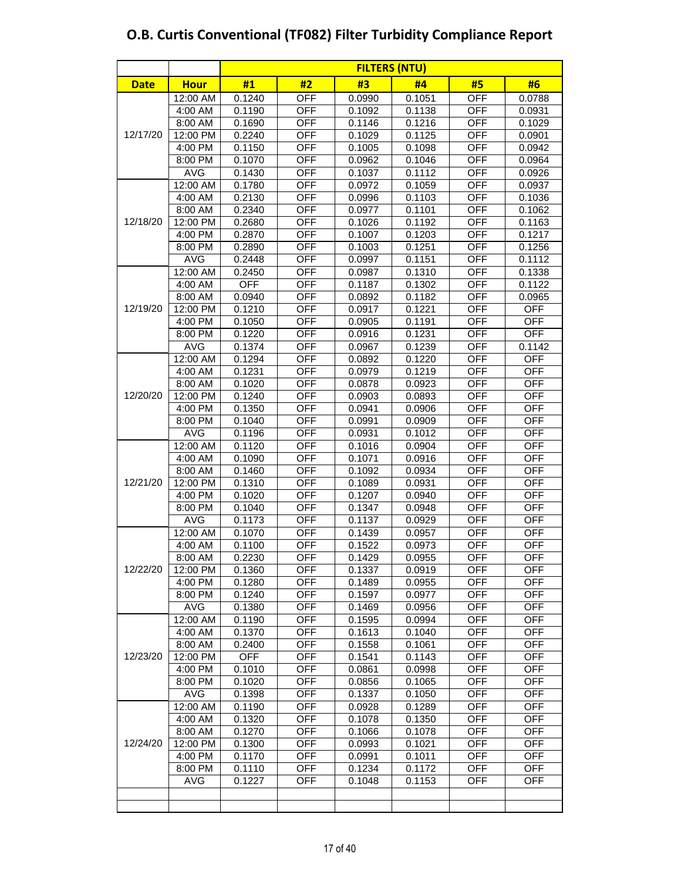# O.B. Curtis Conventional (TF082) Filter Turbidity Compliance Report

| | | FILTERS (NTU) | | | | | |
|---|---|---|---|---|---|---|---|
| **Date** | **Hour** | **#1** | **#2** | **#3** | **#4** | **#5** | **#6** |
| 12/17/20 | 12:00 AM | 0.1240 | OFF | 0.0990 | 0.1051 | OFF | 0.0788 |
| | 4:00 AM | 0.1190 | OFF | 0.1092 | 0.1138 | OFF | 0.0931 |
| | 8:00 AM | 0.1690 | OFF | 0.1146 | 0.1216 | OFF | 0.1029 |
| | 12:00 PM | 0.2240 | OFF | 0.1029 | 0.1125 | OFF | 0.0901 |
| | 4:00 PM | 0.1150 | OFF | 0.1005 | 0.1098 | OFF | 0.0942 |
| | 8:00 PM | 0.1070 | OFF | 0.0962 | 0.1046 | OFF | 0.0964 |
| | AVG | 0.1430 | OFF | 0.1037 | 0.1112 | OFF | 0.0926 |
| 12/18/20 | 12:00 AM | 0.1780 | OFF | 0.0972 | 0.1059 | OFF | 0.0937 |
| | 4:00 AM | 0.2130 | OFF | 0.0996 | 0.1103 | OFF | 0.1036 |
| | 8:00 AM | 0.2340 | OFF | 0.0977 | 0.1101 | OFF | 0.1062 |
| | 12:00 PM | 0.2680 | OFF | 0.1026 | 0.1192 | OFF | 0.1163 |
| | 4:00 PM | 0.2870 | OFF | 0.1007 | 0.1203 | OFF | 0.1217 |
| | 8:00 PM | 0.2890 | OFF | 0.1003 | 0.1251 | OFF | 0.1256 |
| | AVG | 0.2448 | OFF | 0.0997 | 0.1151 | OFF | 0.1112 |
| 12/19/20 | 12:00 AM | 0.2450 | OFF | 0.0987 | 0.1310 | OFF | 0.1338 |
| | 4:00 AM | OFF | OFF | 0.1187 | 0.1302 | OFF | 0.1122 |
| | 8:00 AM | 0.0940 | OFF | 0.0892 | 0.1182 | OFF | 0.0965 |
| | 12:00 PM | 0.1210 | OFF | 0.0917 | 0.1221 | OFF | OFF |
| | 4:00 PM | 0.1050 | OFF | 0.0905 | 0.1191 | OFF | OFF |
| | 8:00 PM | 0.1220 | OFF | 0.0916 | 0.1231 | OFF | OFF |
| | AVG | 0.1374 | OFF | 0.0967 | 0.1239 | OFF | 0.1142 |
| 12/20/20 | 12:00 AM | 0.1294 | OFF | 0.0892 | 0.1220 | OFF | OFF |
| | 4:00 AM | 0.1231 | OFF | 0.0979 | 0.1219 | OFF | OFF |
| | 8:00 AM | 0.1020 | OFF | 0.0878 | 0.0923 | OFF | OFF |
| | 12:00 PM | 0.1240 | OFF | 0.0903 | 0.0893 | OFF | OFF |
| | 4:00 PM | 0.1350 | OFF | 0.0941 | 0.0906 | OFF | OFF |
| | 8:00 PM | 0.1040 | OFF | 0.0991 | 0.0909 | OFF | OFF |
| | AVG | 0.1196 | OFF | 0.0931 | 0.1012 | OFF | OFF |
| 12/21/20 | 12:00 AM | 0.1120 | OFF | 0.1016 | 0.0904 | OFF | OFF |
| | 4:00 AM | 0.1090 | OFF | 0.1071 | 0.0916 | OFF | OFF |
| | 8:00 AM | 0.1460 | OFF | 0.1092 | 0.0934 | OFF | OFF |
| | 12:00 PM | 0.1310 | OFF | 0.1089 | 0.0931 | OFF | OFF |
| | 4:00 PM | 0.1020 | OFF | 0.1207 | 0.0940 | OFF | OFF |
| | 8:00 PM | 0.1040 | OFF | 0.1347 | 0.0948 | OFF | OFF |
| | AVG | 0.1173 | OFF | 0.1137 | 0.0929 | OFF | OFF |
| 12/22/20 | 12:00 AM | 0.1070 | OFF | 0.1439 | 0.0957 | OFF | OFF |
| | 4:00 AM | 0.1100 | OFF | 0.1522 | 0.0973 | OFF | OFF |
| | 8:00 AM | 0.2230 | OFF | 0.1429 | 0.0955 | OFF | OFF |
| | 12:00 PM | 0.1360 | OFF | 0.1337 | 0.0919 | OFF | OFF |
| | 4:00 PM | 0.1280 | OFF | 0.1489 | 0.0955 | OFF | OFF |
| | 8:00 PM | 0.1240 | OFF | 0.1597 | 0.0977 | OFF | OFF |
| | AVG | 0.1380 | OFF | 0.1469 | 0.0956 | OFF | OFF |
| 12/23/20 | 12:00 AM | 0.1190 | OFF | 0.1595 | 0.0994 | OFF | OFF |
| | 4:00 AM | 0.1370 | OFF | 0.1613 | 0.1040 | OFF | OFF |
| | 8:00 AM | 0.2400 | OFF | 0.1558 | 0.1061 | OFF | OFF |
| | 12:00 PM | OFF | OFF | 0.1541 | 0.1143 | OFF | OFF |
| | 4:00 PM | 0.1010 | OFF | 0.0861 | 0.0998 | OFF | OFF |
| | 8:00 PM | 0.1020 | OFF | 0.0856 | 0.1065 | OFF | OFF |
| | AVG | 0.1398 | OFF | 0.1337 | 0.1050 | OFF | OFF |
| 12/24/20 | 12:00 AM | 0.1190 | OFF | 0.0928 | 0.1289 | OFF | OFF |
| | 4:00 AM | 0.1320 | OFF | 0.1078 | 0.1350 | OFF | OFF |
| | 8:00 AM | 0.1270 | OFF | 0.1066 | 0.1078 | OFF | OFF |
| | 12:00 PM | 0.1300 | OFF | 0.0993 | 0.1021 | OFF | OFF |
| | 4:00 PM | 0.1170 | OFF | 0.0991 | 0.1011 | OFF | OFF |
| | 8:00 PM | 0.1110 | OFF | 0.1234 | 0.1172 | OFF | OFF |
| | AVG | 0.1227 | OFF | 0.1048 | 0.1153 | OFF | OFF |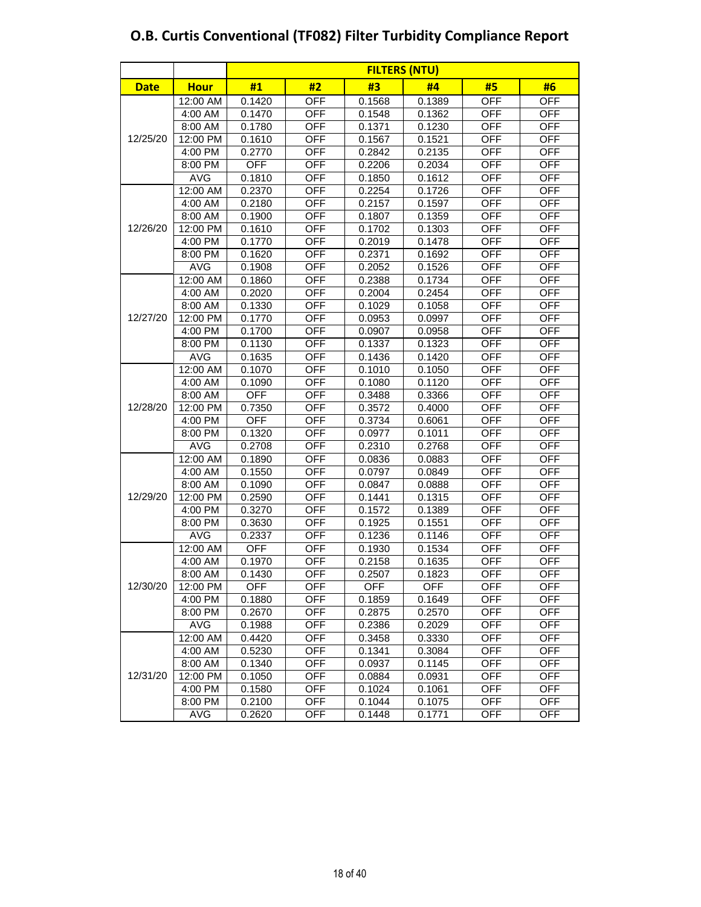# O.B. Curtis Conventional (TF082) Filter Turbidity Compliance Report

| | | FILTERS (NTU) | | | | | |
|---|---|---|---|---|---|---|---|
| **Date** | **Hour** | **#1** | **#2** | **#3** | **#4** | **#5** | **#6** |
| 12/25/20 | 12:00 AM | 0.1420 | OFF | 0.1568 | 0.1389 | OFF | OFF |
| | 4:00 AM | 0.1470 | OFF | 0.1548 | 0.1362 | OFF | OFF |
| | 8:00 AM | 0.1780 | OFF | 0.1371 | 0.1230 | OFF | OFF |
| | 12:00 PM | 0.1610 | OFF | 0.1567 | 0.1521 | OFF | OFF |
| | 4:00 PM | 0.2770 | OFF | 0.2842 | 0.2135 | OFF | OFF |
| | 8:00 PM | OFF | OFF | 0.2206 | 0.2034 | OFF | OFF |
| | AVG | 0.1810 | OFF | 0.1850 | 0.1612 | OFF | OFF |
| 12/26/20 | 12:00 AM | 0.2370 | OFF | 0.2254 | 0.1726 | OFF | OFF |
| | 4:00 AM | 0.2180 | OFF | 0.2157 | 0.1597 | OFF | OFF |
| | 8:00 AM | 0.1900 | OFF | 0.1807 | 0.1359 | OFF | OFF |
| | 12:00 PM | 0.1610 | OFF | 0.1702 | 0.1303 | OFF | OFF |
| | 4:00 PM | 0.1770 | OFF | 0.2019 | 0.1478 | OFF | OFF |
| | 8:00 PM | 0.1620 | OFF | 0.2371 | 0.1692 | OFF | OFF |
| | AVG | 0.1908 | OFF | 0.2052 | 0.1526 | OFF | OFF |
| 12/27/20 | 12:00 AM | 0.1860 | OFF | 0.2388 | 0.1734 | OFF | OFF |
| | 4:00 AM | 0.2020 | OFF | 0.2004 | 0.2454 | OFF | OFF |
| | 8:00 AM | 0.1330 | OFF | 0.1029 | 0.1058 | OFF | OFF |
| | 12:00 PM | 0.1770 | OFF | 0.0953 | 0.0997 | OFF | OFF |
| | 4:00 PM | 0.1700 | OFF | 0.0907 | 0.0958 | OFF | OFF |
| | 8:00 PM | 0.1130 | OFF | 0.1337 | 0.1323 | OFF | OFF |
| | AVG | 0.1635 | OFF | 0.1436 | 0.1420 | OFF | OFF |
| 12/28/20 | 12:00 AM | 0.1070 | OFF | 0.1010 | 0.1050 | OFF | OFF |
| | 4:00 AM | 0.1090 | OFF | 0.1080 | 0.1120 | OFF | OFF |
| | 8:00 AM | OFF | OFF | 0.3488 | 0.3366 | OFF | OFF |
| | 12:00 PM | 0.7350 | OFF | 0.3572 | 0.4000 | OFF | OFF |
| | 4:00 PM | OFF | OFF | 0.3734 | 0.6061 | OFF | OFF |
| | 8:00 PM | 0.1320 | OFF | 0.0977 | 0.1011 | OFF | OFF |
| | AVG | 0.2708 | OFF | 0.2310 | 0.2768 | OFF | OFF |
| 12/29/20 | 12:00 AM | 0.1890 | OFF | 0.0836 | 0.0883 | OFF | OFF |
| | 4:00 AM | 0.1550 | OFF | 0.0797 | 0.0849 | OFF | OFF |
| | 8:00 AM | 0.1090 | OFF | 0.0847 | 0.0888 | OFF | OFF |
| | 12:00 PM | 0.2590 | OFF | 0.1441 | 0.1315 | OFF | OFF |
| | 4:00 PM | 0.3270 | OFF | 0.1572 | 0.1389 | OFF | OFF |
| | 8:00 PM | 0.3630 | OFF | 0.1925 | 0.1551 | OFF | OFF |
| | AVG | 0.2337 | OFF | 0.1236 | 0.1146 | OFF | OFF |
| 12/30/20 | 12:00 AM | OFF | OFF | 0.1930 | 0.1534 | OFF | OFF |
| | 4:00 AM | 0.1970 | OFF | 0.2158 | 0.1635 | OFF | OFF |
| | 8:00 AM | 0.1430 | OFF | 0.2507 | 0.1823 | OFF | OFF |
| | 12:00 PM | OFF | OFF | OFF | OFF | OFF | OFF |
| | 4:00 PM | 0.1880 | OFF | 0.1859 | 0.1649 | OFF | OFF |
| | 8:00 PM | 0.2670 | OFF | 0.2875 | 0.2570 | OFF | OFF |
| | AVG | 0.1988 | OFF | 0.2386 | 0.2029 | OFF | OFF |
| 12/31/20 | 12:00 AM | 0.4420 | OFF | 0.3458 | 0.3330 | OFF | OFF |
| | 4:00 AM | 0.5230 | OFF | 0.1341 | 0.3084 | OFF | OFF |
| | 8:00 AM | 0.1340 | OFF | 0.0937 | 0.1145 | OFF | OFF |
| | 12:00 PM | 0.1050 | OFF | 0.0884 | 0.0931 | OFF | OFF |
| | 4:00 PM | 0.1580 | OFF | 0.1024 | 0.1061 | OFF | OFF |
| | 8:00 PM | 0.2100 | OFF | 0.1044 | 0.1075 | OFF | OFF |
| | AVG | 0.2620 | OFF | 0.1448 | 0.1771 | OFF | OFF |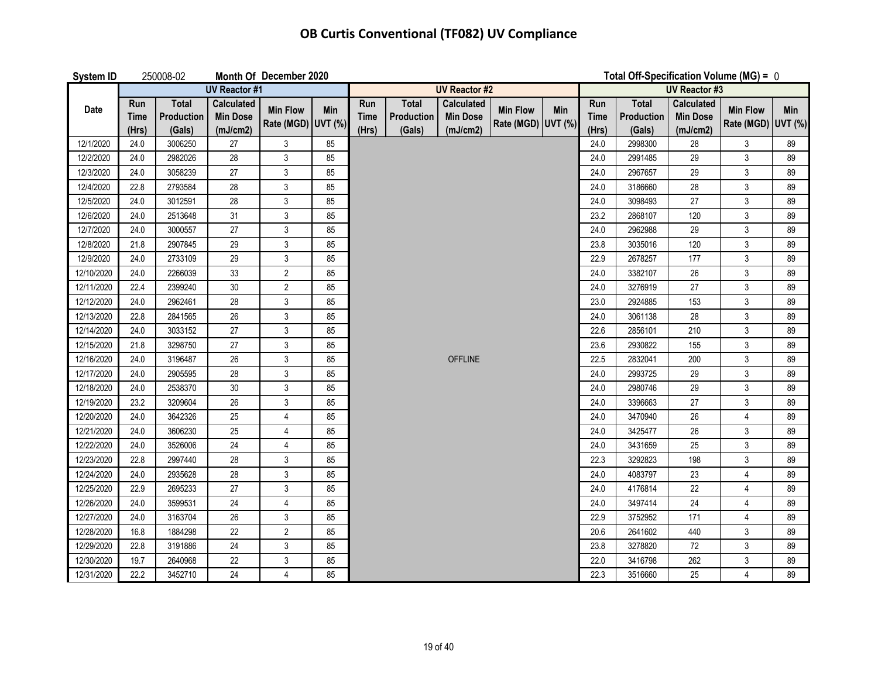# OB Curtis Conventional (TF082) UV Compliance

**System ID** 250008-02 **Month Of** December 2020 **Total Off-Specification Volume (MG) =** 0

| Date | UV Reactor #1 | | | | | UV Reactor #2 | | | | | UV Reactor #3 | | | | |
|---|---|---|---|---|---|---|---|---|---|---|---|---|---|---|---|
| | Run Time (Hrs) | Total Production (Gals) | Calculated Min Dose (mJ/cm2) | Min Flow Rate (MGD) | Min UVT (%) | Run Time (Hrs) | Total Production (Gals) | Calculated Min Dose (mJ/cm2) | Min Flow Rate (MGD) | Min UVT (%) | Run Time (Hrs) | Total Production (Gals) | Calculated Min Dose (mJ/cm2) | Min Flow Rate (MGD) | Min UVT (%) |
| 12/1/2020 | 24.0 | 3006250 | 27 | 3 | 85 | | | | | | 24.0 | 2998300 | 28 | 3 | 89 |
| 12/2/2020 | 24.0 | 2982026 | 28 | 3 | 85 | | | | | | 24.0 | 2991485 | 29 | 3 | 89 |
| 12/3/2020 | 24.0 | 3058239 | 27 | 3 | 85 | | | | | | 24.0 | 2967657 | 29 | 3 | 89 |
| 12/4/2020 | 22.8 | 2793584 | 28 | 3 | 85 | | | | | | 24.0 | 3186660 | 28 | 3 | 89 |
| 12/5/2020 | 24.0 | 3012591 | 28 | 3 | 85 | | | | | | 24.0 | 3098493 | 27 | 3 | 89 |
| 12/6/2020 | 24.0 | 2513648 | 31 | 3 | 85 | | | | | | 23.2 | 2868107 | 120 | 3 | 89 |
| 12/7/2020 | 24.0 | 3000557 | 27 | 3 | 85 | | | | | | 24.0 | 2962988 | 29 | 3 | 89 |
| 12/8/2020 | 21.8 | 2907845 | 29 | 3 | 85 | | | | | | 23.8 | 3035016 | 120 | 3 | 89 |
| 12/9/2020 | 24.0 | 2733109 | 29 | 3 | 85 | | | | | | 22.9 | 2678257 | 177 | 3 | 89 |
| 12/10/2020 | 24.0 | 2266039 | 33 | 2 | 85 | | | | | | 24.0 | 3382107 | 26 | 3 | 89 |
| 12/11/2020 | 22.4 | 2399240 | 30 | 2 | 85 | | | | | | 24.0 | 3276919 | 27 | 3 | 89 |
| 12/12/2020 | 24.0 | 2962461 | 28 | 3 | 85 | | | | | | 23.0 | 2924885 | 153 | 3 | 89 |
| 12/13/2020 | 22.8 | 2841565 | 26 | 3 | 85 | | | | | | 24.0 | 3061138 | 28 | 3 | 89 |
| 12/14/2020 | 24.0 | 3033152 | 27 | 3 | 85 | | | | | | 22.6 | 2856101 | 210 | 3 | 89 |
| 12/15/2020 | 21.8 | 3298750 | 27 | 3 | 85 | | | | | | 23.6 | 2930822 | 155 | 3 | 89 |
| 12/16/2020 | 24.0 | 3196487 | 26 | 3 | 85 | | | OFFLINE | | | 22.5 | 2832041 | 200 | 3 | 89 |
| 12/17/2020 | 24.0 | 2905595 | 28 | 3 | 85 | | | | | | 24.0 | 2993725 | 29 | 3 | 89 |
| 12/18/2020 | 24.0 | 2538370 | 30 | 3 | 85 | | | | | | 24.0 | 2980746 | 29 | 3 | 89 |
| 12/19/2020 | 23.2 | 3209604 | 26 | 3 | 85 | | | | | | 24.0 | 3396663 | 27 | 3 | 89 |
| 12/20/2020 | 24.0 | 3642326 | 25 | 4 | 85 | | | | | | 24.0 | 3470940 | 26 | 4 | 89 |
| 12/21/2020 | 24.0 | 3606230 | 25 | 4 | 85 | | | | | | 24.0 | 3425477 | 26 | 3 | 89 |
| 12/22/2020 | 24.0 | 3526006 | 24 | 4 | 85 | | | | | | 24.0 | 3431659 | 25 | 3 | 89 |
| 12/23/2020 | 22.8 | 2997440 | 28 | 3 | 85 | | | | | | 22.3 | 3292823 | 198 | 3 | 89 |
| 12/24/2020 | 24.0 | 2935628 | 28 | 3 | 85 | | | | | | 24.0 | 4083797 | 23 | 4 | 89 |
| 12/25/2020 | 22.9 | 2695233 | 27 | 3 | 85 | | | | | | 24.0 | 4176814 | 22 | 4 | 89 |
| 12/26/2020 | 24.0 | 3599531 | 24 | 4 | 85 | | | | | | 24.0 | 3497414 | 24 | 4 | 89 |
| 12/27/2020 | 24.0 | 3163704 | 26 | 3 | 85 | | | | | | 22.9 | 3752952 | 171 | 4 | 89 |
| 12/28/2020 | 16.8 | 1884298 | 22 | 2 | 85 | | | | | | 20.6 | 2641602 | 440 | 3 | 89 |
| 12/29/2020 | 22.8 | 3191886 | 24 | 3 | 85 | | | | | | 23.8 | 3278820 | 72 | 3 | 89 |
| 12/30/2020 | 19.7 | 2640968 | 22 | 3 | 85 | | | | | | 22.0 | 3416798 | 262 | 3 | 89 |
| 12/31/2020 | 22.2 | 3452710 | 24 | 4 | 85 | | | | | | 22.3 | 3516660 | 25 | 4 | 89 |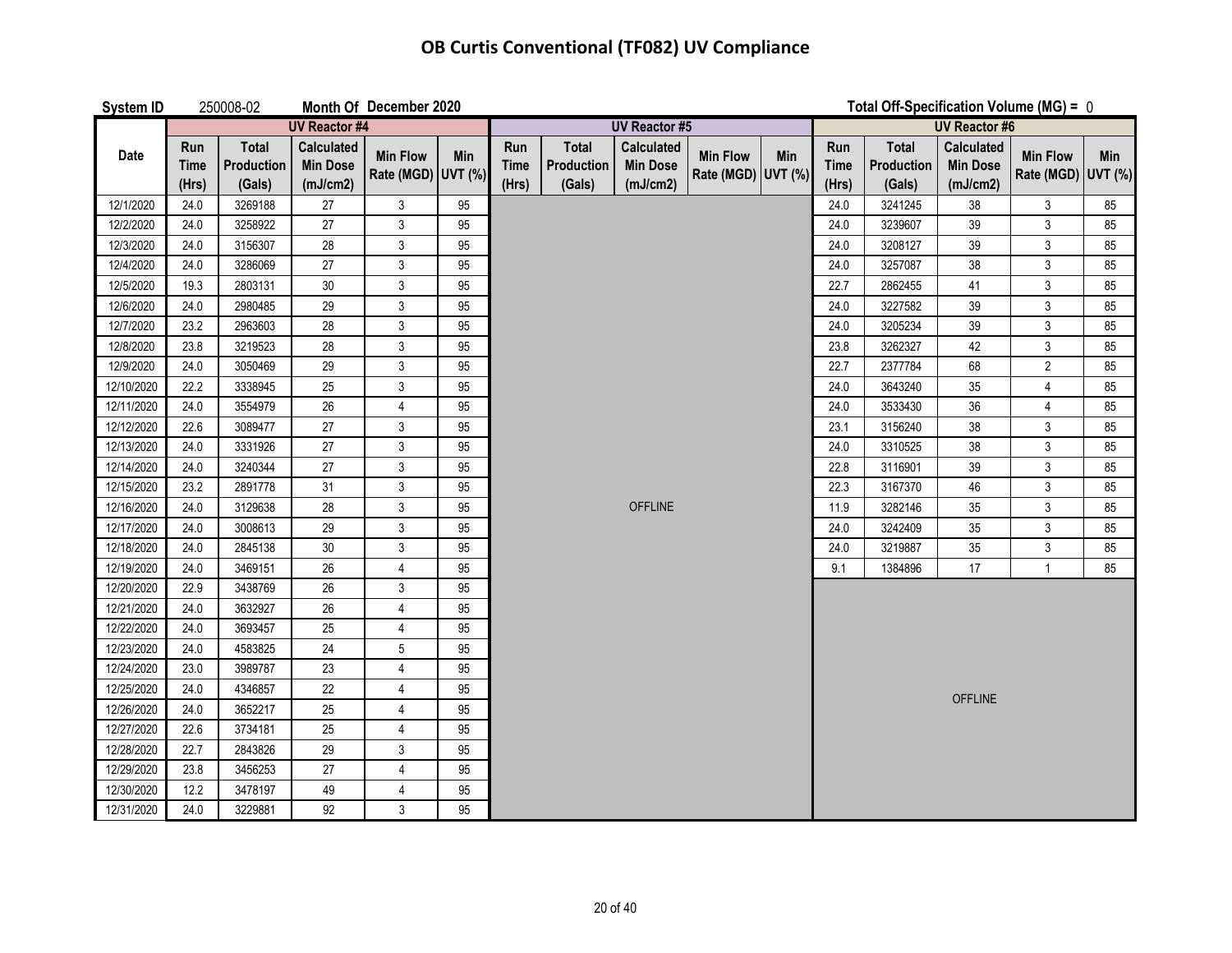# OB Curtis Conventional (TF082) UV Compliance

**System ID** 250008-02 **Month Of** December 2020 **Total Off-Specification Volume (MG) =** 0

| Date | UV Reactor #4 | | | | | UV Reactor #5 | | | | | UV Reactor #6 | | | | |
|---|---|---|---|---|---|---|---|---|---|---|---|---|---|---|---|
| | Run Time (Hrs) | Total Production (Gals) | Calculated Min Dose (mJ/cm2) | Min Flow Rate (MGD) | Min UVT (%) | Run Time (Hrs) | Total Production (Gals) | Calculated Min Dose (mJ/cm2) | Min Flow Rate (MGD) | Min UVT (%) | Run Time (Hrs) | Total Production (Gals) | Calculated Min Dose (mJ/cm2) | Min Flow Rate (MGD) | Min UVT (%) |
| 12/1/2020 | 24.0 | 3269188 | 27 | 3 | 95 | | | | | | 24.0 | 3241245 | 38 | 3 | 85 |
| 12/2/2020 | 24.0 | 3258922 | 27 | 3 | 95 | | | | | | 24.0 | 3239607 | 39 | 3 | 85 |
| 12/3/2020 | 24.0 | 3156307 | 28 | 3 | 95 | | | | | | 24.0 | 3208127 | 39 | 3 | 85 |
| 12/4/2020 | 24.0 | 3286069 | 27 | 3 | 95 | | | | | | 24.0 | 3257087 | 38 | 3 | 85 |
| 12/5/2020 | 19.3 | 2803131 | 30 | 3 | 95 | | | | | | 22.7 | 2862455 | 41 | 3 | 85 |
| 12/6/2020 | 24.0 | 2980485 | 29 | 3 | 95 | | | | | | 24.0 | 3227582 | 39 | 3 | 85 |
| 12/7/2020 | 23.2 | 2963603 | 28 | 3 | 95 | | | | | | 24.0 | 3205234 | 39 | 3 | 85 |
| 12/8/2020 | 23.8 | 3219523 | 28 | 3 | 95 | | | | | | 23.8 | 3262327 | 42 | 3 | 85 |
| 12/9/2020 | 24.0 | 3050469 | 29 | 3 | 95 | | | | | | 22.7 | 2377784 | 68 | 2 | 85 |
| 12/10/2020 | 22.2 | 3338945 | 25 | 3 | 95 | | | | | | 24.0 | 3643240 | 35 | 4 | 85 |
| 12/11/2020 | 24.0 | 3554979 | 26 | 4 | 95 | | | | | | 24.0 | 3533430 | 36 | 4 | 85 |
| 12/12/2020 | 22.6 | 3089477 | 27 | 3 | 95 | | | | | | 23.1 | 3156240 | 38 | 3 | 85 |
| 12/13/2020 | 24.0 | 3331926 | 27 | 3 | 95 | | | | | | 24.0 | 3310525 | 38 | 3 | 85 |
| 12/14/2020 | 24.0 | 3240344 | 27 | 3 | 95 | | | | | | 22.8 | 3116901 | 39 | 3 | 85 |
| 12/15/2020 | 23.2 | 2891778 | 31 | 3 | 95 | | | | | | 22.3 | 3167370 | 46 | 3 | 85 |
| 12/16/2020 | 24.0 | 3129638 | 28 | 3 | 95 | | | OFFLINE | | | 11.9 | 3282146 | 35 | 3 | 85 |
| 12/17/2020 | 24.0 | 3008613 | 29 | 3 | 95 | | | | | | 24.0 | 3242409 | 35 | 3 | 85 |
| 12/18/2020 | 24.0 | 2845138 | 30 | 3 | 95 | | | | | | 24.0 | 3219887 | 35 | 3 | 85 |
| 12/19/2020 | 24.0 | 3469151 | 26 | 4 | 95 | | | | | | 9.1 | 1384896 | 17 | 1 | 85 |
| 12/20/2020 | 22.9 | 3438769 | 26 | 3 | 95 | | | | | | | | | | |
| 12/21/2020 | 24.0 | 3632927 | 26 | 4 | 95 | | | | | | | | | | |
| 12/22/2020 | 24.0 | 3693457 | 25 | 4 | 95 | | | | | | | | | | |
| 12/23/2020 | 24.0 | 4583825 | 24 | 5 | 95 | | | | | | | | | | |
| 12/24/2020 | 23.0 | 3989787 | 23 | 4 | 95 | | | | | | | | | | |
| 12/25/2020 | 24.0 | 4346857 | 22 | 4 | 95 | | | | | | | | OFFLINE | | |
| 12/26/2020 | 24.0 | 3652217 | 25 | 4 | 95 | | | | | | | | | | |
| 12/27/2020 | 22.6 | 3734181 | 25 | 4 | 95 | | | | | | | | | | |
| 12/28/2020 | 22.7 | 2843826 | 29 | 3 | 95 | | | | | | | | | | |
| 12/29/2020 | 23.8 | 3456253 | 27 | 4 | 95 | | | | | | | | | | |
| 12/30/2020 | 12.2 | 3478197 | 49 | 4 | 95 | | | | | | | | | | |
| 12/31/2020 | 24.0 | 3229881 | 92 | 3 | 95 | | | | | | | | | | |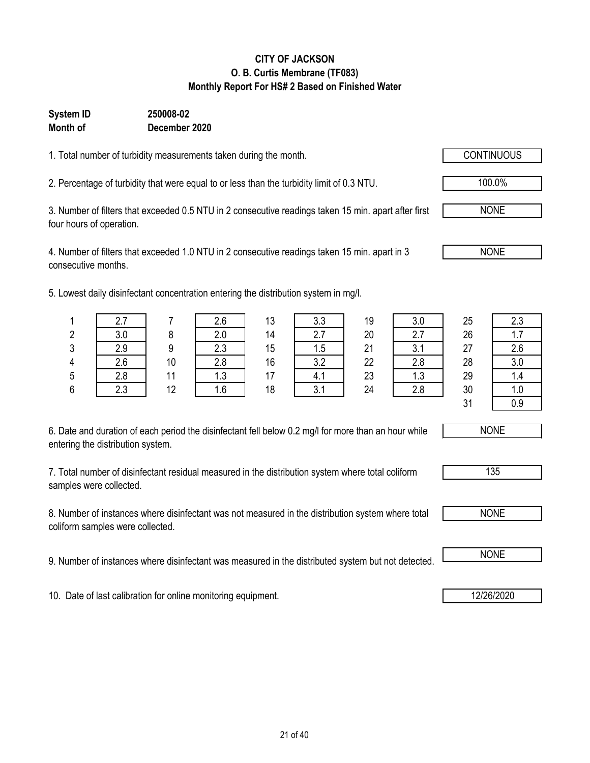**CITY OF JACKSON**
**O. B. Curtis Membrane (TF083)**
**Monthly Report For HS# 2 Based on Finished Water**

**System ID** 250008-02
**Month of** December 2020

1. Total number of turbidity measurements taken during the month. — CONTINUOUS

2. Percentage of turbidity that were equal to or less than the turbidity limit of 0.3 NTU. — 100.0%

3. Number of filters that exceeded 0.5 NTU in 2 consecutive readings taken 15 min. apart after first four hours of operation. — NONE

4. Number of filters that exceeded 1.0 NTU in 2 consecutive readings taken 15 min. apart in 3 consecutive months. — NONE

5. Lowest daily disinfectant concentration entering the distribution system in mg/l.

| Day | mg/l | Day | mg/l | Day | mg/l | Day | mg/l | Day | mg/l |
|---|---|---|---|---|---|---|---|---|---|
| 1 | 2.7 | 7 | 2.6 | 13 | 3.3 | 19 | 3.0 | 25 | 2.3 |
| 2 | 3.0 | 8 | 2.0 | 14 | 2.7 | 20 | 2.7 | 26 | 1.7 |
| 3 | 2.9 | 9 | 2.3 | 15 | 1.5 | 21 | 3.1 | 27 | 2.6 |
| 4 | 2.6 | 10 | 2.8 | 16 | 3.2 | 22 | 2.8 | 28 | 3.0 |
| 5 | 2.8 | 11 | 1.3 | 17 | 4.1 | 23 | 1.3 | 29 | 1.4 |
| 6 | 2.3 | 12 | 1.6 | 18 | 3.1 | 24 | 2.8 | 30 | 1.0 |
| | | | | | | | | 31 | 0.9 |

6. Date and duration of each period the disinfectant fell below 0.2 mg/l for more than an hour while entering the distribution system. — NONE

7. Total number of disinfectant residual measured in the distribution system where total coliform samples were collected. — 135

8. Number of instances where disinfectant was not measured in the distribution system where total coliform samples were collected. — NONE

9. Number of instances where disinfectant was measured in the distributed system but not detected. — NONE

10. Date of last calibration for online monitoring equipment. — 12/26/2020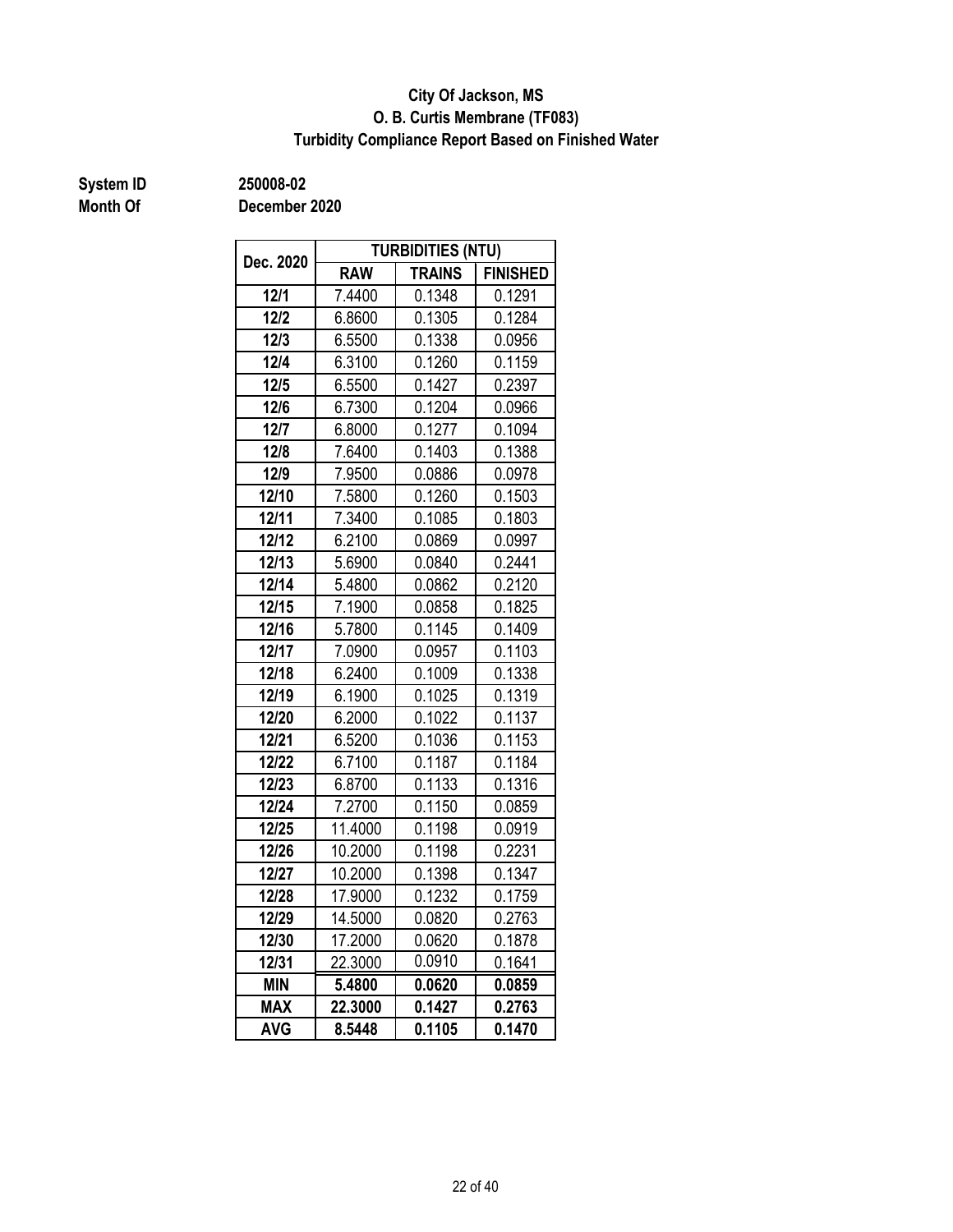**City Of Jackson, MS**
**O. B. Curtis Membrane (TF083)**
**Turbidity Compliance Report Based on Finished Water**

**System ID** 250008-02
**Month Of** December 2020

| Dec. 2020 | TURBIDITIES (NTU) | | |
|---|---|---|---|
| | RAW | TRAINS | FINISHED |
| 12/1 | 7.4400 | 0.1348 | 0.1291 |
| 12/2 | 6.8600 | 0.1305 | 0.1284 |
| 12/3 | 6.5500 | 0.1338 | 0.0956 |
| 12/4 | 6.3100 | 0.1260 | 0.1159 |
| 12/5 | 6.5500 | 0.1427 | 0.2397 |
| 12/6 | 6.7300 | 0.1204 | 0.0966 |
| 12/7 | 6.8000 | 0.1277 | 0.1094 |
| 12/8 | 7.6400 | 0.1403 | 0.1388 |
| 12/9 | 7.9500 | 0.0886 | 0.0978 |
| 12/10 | 7.5800 | 0.1260 | 0.1503 |
| 12/11 | 7.3400 | 0.1085 | 0.1803 |
| 12/12 | 6.2100 | 0.0869 | 0.0997 |
| 12/13 | 5.6900 | 0.0840 | 0.2441 |
| 12/14 | 5.4800 | 0.0862 | 0.2120 |
| 12/15 | 7.1900 | 0.0858 | 0.1825 |
| 12/16 | 5.7800 | 0.1145 | 0.1409 |
| 12/17 | 7.0900 | 0.0957 | 0.1103 |
| 12/18 | 6.2400 | 0.1009 | 0.1338 |
| 12/19 | 6.1900 | 0.1025 | 0.1319 |
| 12/20 | 6.2000 | 0.1022 | 0.1137 |
| 12/21 | 6.5200 | 0.1036 | 0.1153 |
| 12/22 | 6.7100 | 0.1187 | 0.1184 |
| 12/23 | 6.8700 | 0.1133 | 0.1316 |
| 12/24 | 7.2700 | 0.1150 | 0.0859 |
| 12/25 | 11.4000 | 0.1198 | 0.0919 |
| 12/26 | 10.2000 | 0.1198 | 0.2231 |
| 12/27 | 10.2000 | 0.1398 | 0.1347 |
| 12/28 | 17.9000 | 0.1232 | 0.1759 |
| 12/29 | 14.5000 | 0.0820 | 0.2763 |
| 12/30 | 17.2000 | 0.0620 | 0.1878 |
| 12/31 | 22.3000 | 0.0910 | 0.1641 |
| **MIN** | **5.4800** | **0.0620** | **0.0859** |
| **MAX** | **22.3000** | **0.1427** | **0.2763** |
| **AVG** | **8.5448** | **0.1105** | **0.1470** |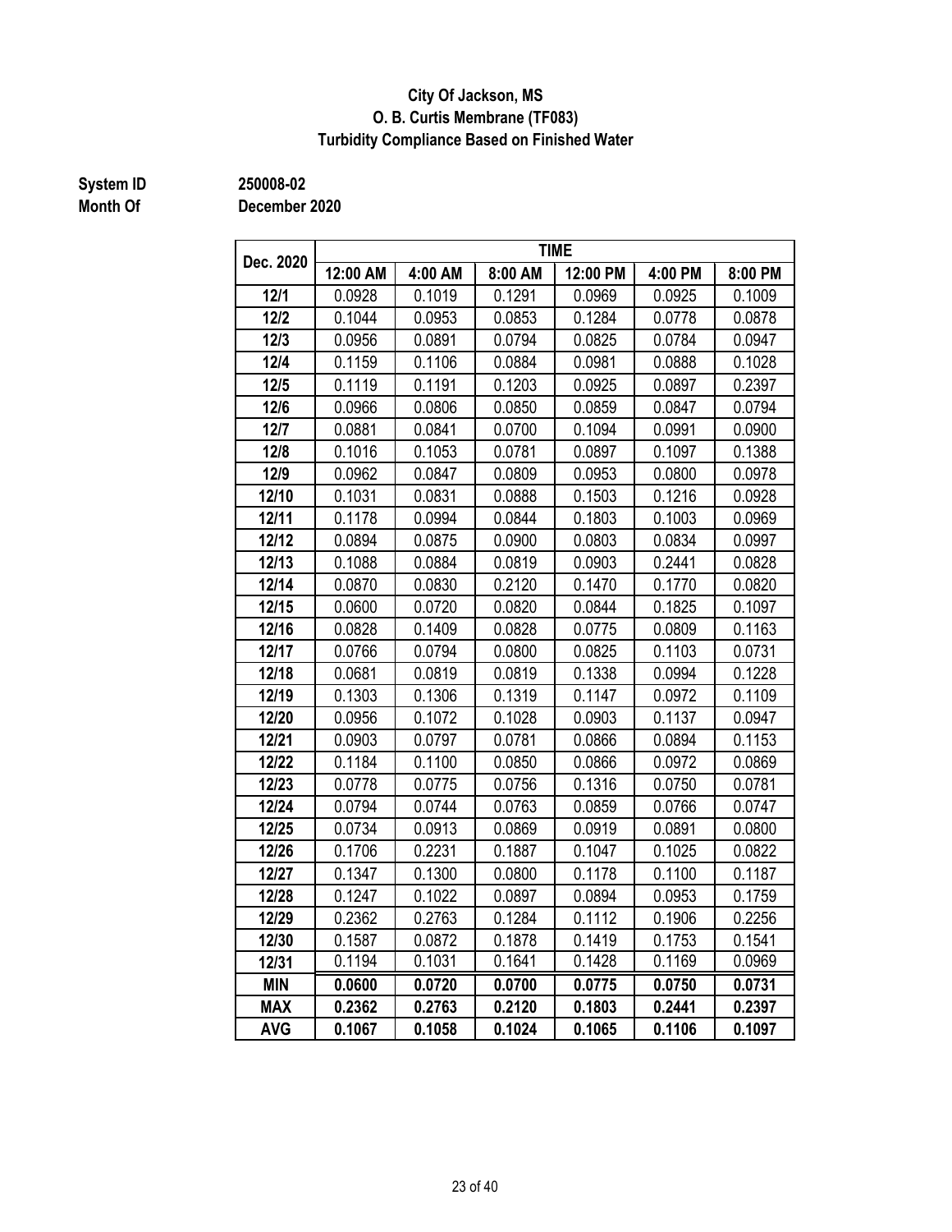**City Of Jackson, MS**
**O. B. Curtis Membrane (TF083)**
**Turbidity Compliance Based on Finished Water**

**System ID** 250008-02
**Month Of** December 2020

| Dec. 2020 | TIME | | | | | |
|---|---|---|---|---|---|---|
| | 12:00 AM | 4:00 AM | 8:00 AM | 12:00 PM | 4:00 PM | 8:00 PM |
| 12/1 | 0.0928 | 0.1019 | 0.1291 | 0.0969 | 0.0925 | 0.1009 |
| 12/2 | 0.1044 | 0.0953 | 0.0853 | 0.1284 | 0.0778 | 0.0878 |
| 12/3 | 0.0956 | 0.0891 | 0.0794 | 0.0825 | 0.0784 | 0.0947 |
| 12/4 | 0.1159 | 0.1106 | 0.0884 | 0.0981 | 0.0888 | 0.1028 |
| 12/5 | 0.1119 | 0.1191 | 0.1203 | 0.0925 | 0.0897 | 0.2397 |
| 12/6 | 0.0966 | 0.0806 | 0.0850 | 0.0859 | 0.0847 | 0.0794 |
| 12/7 | 0.0881 | 0.0841 | 0.0700 | 0.1094 | 0.0991 | 0.0900 |
| 12/8 | 0.1016 | 0.1053 | 0.0781 | 0.0897 | 0.1097 | 0.1388 |
| 12/9 | 0.0962 | 0.0847 | 0.0809 | 0.0953 | 0.0800 | 0.0978 |
| 12/10 | 0.1031 | 0.0831 | 0.0888 | 0.1503 | 0.1216 | 0.0928 |
| 12/11 | 0.1178 | 0.0994 | 0.0844 | 0.1803 | 0.1003 | 0.0969 |
| 12/12 | 0.0894 | 0.0875 | 0.0900 | 0.0803 | 0.0834 | 0.0997 |
| 12/13 | 0.1088 | 0.0884 | 0.0819 | 0.0903 | 0.2441 | 0.0828 |
| 12/14 | 0.0870 | 0.0830 | 0.2120 | 0.1470 | 0.1770 | 0.0820 |
| 12/15 | 0.0600 | 0.0720 | 0.0820 | 0.0844 | 0.1825 | 0.1097 |
| 12/16 | 0.0828 | 0.1409 | 0.0828 | 0.0775 | 0.0809 | 0.1163 |
| 12/17 | 0.0766 | 0.0794 | 0.0800 | 0.0825 | 0.1103 | 0.0731 |
| 12/18 | 0.0681 | 0.0819 | 0.0819 | 0.1338 | 0.0994 | 0.1228 |
| 12/19 | 0.1303 | 0.1306 | 0.1319 | 0.1147 | 0.0972 | 0.1109 |
| 12/20 | 0.0956 | 0.1072 | 0.1028 | 0.0903 | 0.1137 | 0.0947 |
| 12/21 | 0.0903 | 0.0797 | 0.0781 | 0.0866 | 0.0894 | 0.1153 |
| 12/22 | 0.1184 | 0.1100 | 0.0850 | 0.0866 | 0.0972 | 0.0869 |
| 12/23 | 0.0778 | 0.0775 | 0.0756 | 0.1316 | 0.0750 | 0.0781 |
| 12/24 | 0.0794 | 0.0744 | 0.0763 | 0.0859 | 0.0766 | 0.0747 |
| 12/25 | 0.0734 | 0.0913 | 0.0869 | 0.0919 | 0.0891 | 0.0800 |
| 12/26 | 0.1706 | 0.2231 | 0.1887 | 0.1047 | 0.1025 | 0.0822 |
| 12/27 | 0.1347 | 0.1300 | 0.0800 | 0.1178 | 0.1100 | 0.1187 |
| 12/28 | 0.1247 | 0.1022 | 0.0897 | 0.0894 | 0.0953 | 0.1759 |
| 12/29 | 0.2362 | 0.2763 | 0.1284 | 0.1112 | 0.1906 | 0.2256 |
| 12/30 | 0.1587 | 0.0872 | 0.1878 | 0.1419 | 0.1753 | 0.1541 |
| 12/31 | 0.1194 | 0.1031 | 0.1641 | 0.1428 | 0.1169 | 0.0969 |
| **MIN** | **0.0600** | **0.0720** | **0.0700** | **0.0775** | **0.0750** | **0.0731** |
| **MAX** | **0.2362** | **0.2763** | **0.2120** | **0.1803** | **0.2441** | **0.2397** |
| **AVG** | **0.1067** | **0.1058** | **0.1024** | **0.1065** | **0.1106** | **0.1097** |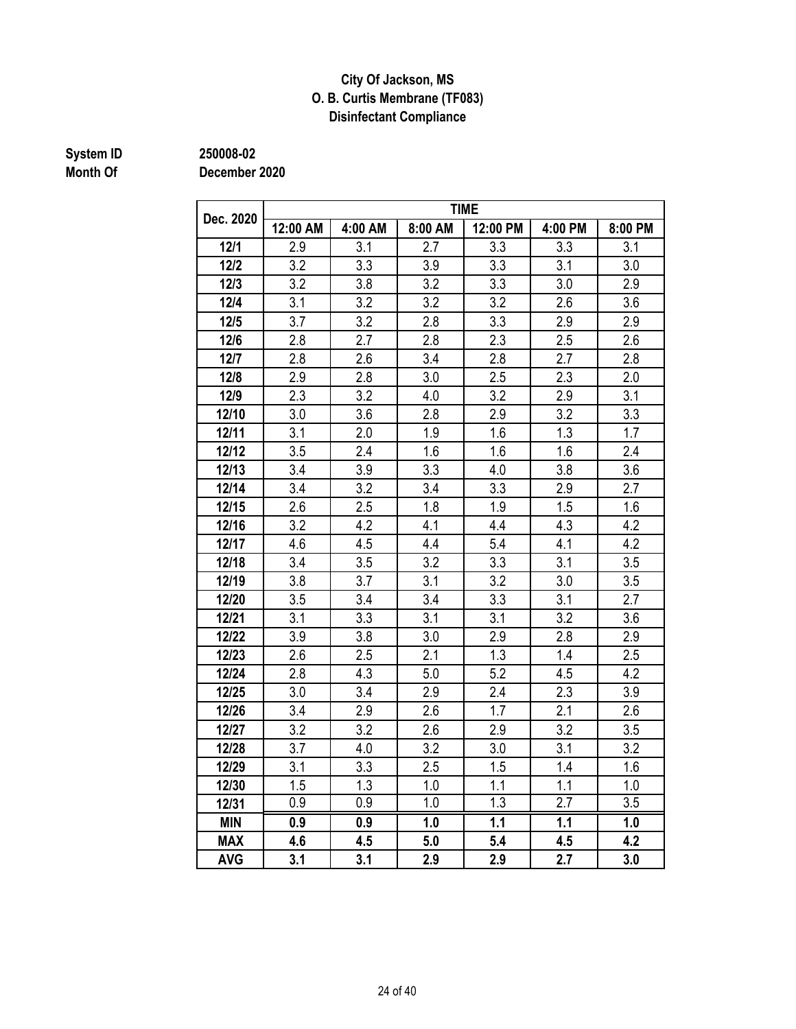**City Of Jackson, MS**
**O. B. Curtis Membrane (TF083)**
**Disinfectant Compliance**

**System ID** 250008-02
**Month Of** December 2020

| Dec. 2020 | TIME | | | | | |
|---|---|---|---|---|---|---|
| | 12:00 AM | 4:00 AM | 8:00 AM | 12:00 PM | 4:00 PM | 8:00 PM |
| **12/1** | 2.9 | 3.1 | 2.7 | 3.3 | 3.3 | 3.1 |
| **12/2** | 3.2 | 3.3 | 3.9 | 3.3 | 3.1 | 3.0 |
| **12/3** | 3.2 | 3.8 | 3.2 | 3.3 | 3.0 | 2.9 |
| **12/4** | 3.1 | 3.2 | 3.2 | 3.2 | 2.6 | 3.6 |
| **12/5** | 3.7 | 3.2 | 2.8 | 3.3 | 2.9 | 2.9 |
| **12/6** | 2.8 | 2.7 | 2.8 | 2.3 | 2.5 | 2.6 |
| **12/7** | 2.8 | 2.6 | 3.4 | 2.8 | 2.7 | 2.8 |
| **12/8** | 2.9 | 2.8 | 3.0 | 2.5 | 2.3 | 2.0 |
| **12/9** | 2.3 | 3.2 | 4.0 | 3.2 | 2.9 | 3.1 |
| **12/10** | 3.0 | 3.6 | 2.8 | 2.9 | 3.2 | 3.3 |
| **12/11** | 3.1 | 2.0 | 1.9 | 1.6 | 1.3 | 1.7 |
| **12/12** | 3.5 | 2.4 | 1.6 | 1.6 | 1.6 | 2.4 |
| **12/13** | 3.4 | 3.9 | 3.3 | 4.0 | 3.8 | 3.6 |
| **12/14** | 3.4 | 3.2 | 3.4 | 3.3 | 2.9 | 2.7 |
| **12/15** | 2.6 | 2.5 | 1.8 | 1.9 | 1.5 | 1.6 |
| **12/16** | 3.2 | 4.2 | 4.1 | 4.4 | 4.3 | 4.2 |
| **12/17** | 4.6 | 4.5 | 4.4 | 5.4 | 4.1 | 4.2 |
| **12/18** | 3.4 | 3.5 | 3.2 | 3.3 | 3.1 | 3.5 |
| **12/19** | 3.8 | 3.7 | 3.1 | 3.2 | 3.0 | 3.5 |
| **12/20** | 3.5 | 3.4 | 3.4 | 3.3 | 3.1 | 2.7 |
| **12/21** | 3.1 | 3.3 | 3.1 | 3.1 | 3.2 | 3.6 |
| **12/22** | 3.9 | 3.8 | 3.0 | 2.9 | 2.8 | 2.9 |
| **12/23** | 2.6 | 2.5 | 2.1 | 1.3 | 1.4 | 2.5 |
| **12/24** | 2.8 | 4.3 | 5.0 | 5.2 | 4.5 | 4.2 |
| **12/25** | 3.0 | 3.4 | 2.9 | 2.4 | 2.3 | 3.9 |
| **12/26** | 3.4 | 2.9 | 2.6 | 1.7 | 2.1 | 2.6 |
| **12/27** | 3.2 | 3.2 | 2.6 | 2.9 | 3.2 | 3.5 |
| **12/28** | 3.7 | 4.0 | 3.2 | 3.0 | 3.1 | 3.2 |
| **12/29** | 3.1 | 3.3 | 2.5 | 1.5 | 1.4 | 1.6 |
| **12/30** | 1.5 | 1.3 | 1.0 | 1.1 | 1.1 | 1.0 |
| **12/31** | 0.9 | 0.9 | 1.0 | 1.3 | 2.7 | 3.5 |
| **MIN** | **0.9** | **0.9** | **1.0** | **1.1** | **1.1** | **1.0** |
| **MAX** | **4.6** | **4.5** | **5.0** | **5.4** | **4.5** | **4.2** |
| **AVG** | **3.1** | **3.1** | **2.9** | **2.9** | **2.7** | **3.0** |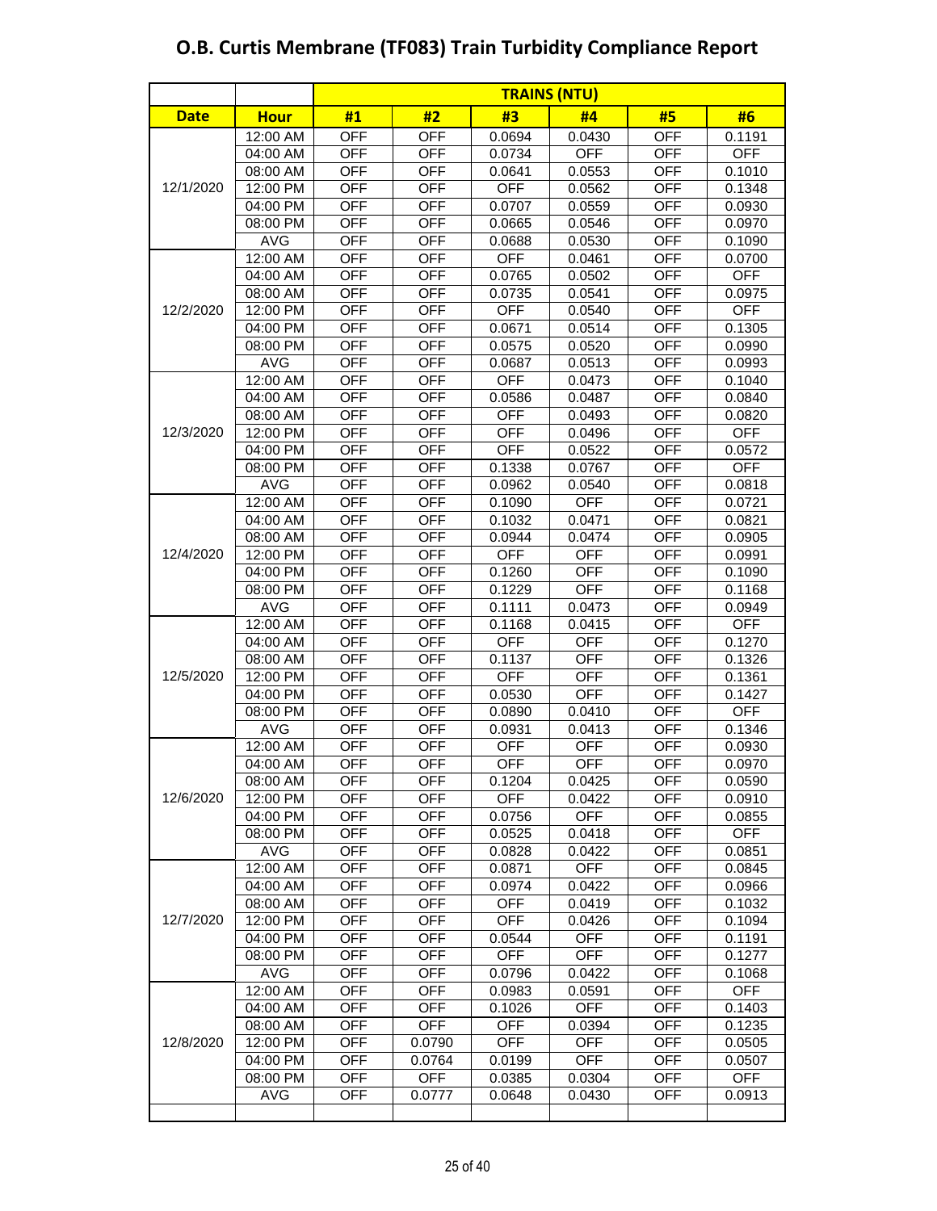# O.B. Curtis Membrane (TF083) Train Turbidity Compliance Report

| Date | Hour | TRAINS (NTU) | | | | | |
|---|---|---|---|---|---|---|---|
| | | #1 | #2 | #3 | #4 | #5 | #6 |
| 12/1/2020 | 12:00 AM | OFF | OFF | 0.0694 | 0.0430 | OFF | 0.1191 |
| | 04:00 AM | OFF | OFF | 0.0734 | OFF | OFF | OFF |
| | 08:00 AM | OFF | OFF | 0.0641 | 0.0553 | OFF | 0.1010 |
| | 12:00 PM | OFF | OFF | OFF | 0.0562 | OFF | 0.1348 |
| | 04:00 PM | OFF | OFF | 0.0707 | 0.0559 | OFF | 0.0930 |
| | 08:00 PM | OFF | OFF | 0.0665 | 0.0546 | OFF | 0.0970 |
| | AVG | OFF | OFF | 0.0688 | 0.0530 | OFF | 0.1090 |
| 12/2/2020 | 12:00 AM | OFF | OFF | OFF | 0.0461 | OFF | 0.0700 |
| | 04:00 AM | OFF | OFF | 0.0765 | 0.0502 | OFF | OFF |
| | 08:00 AM | OFF | OFF | 0.0735 | 0.0541 | OFF | 0.0975 |
| | 12:00 PM | OFF | OFF | OFF | 0.0540 | OFF | OFF |
| | 04:00 PM | OFF | OFF | 0.0671 | 0.0514 | OFF | 0.1305 |
| | 08:00 PM | OFF | OFF | 0.0575 | 0.0520 | OFF | 0.0990 |
| | AVG | OFF | OFF | 0.0687 | 0.0513 | OFF | 0.0993 |
| 12/3/2020 | 12:00 AM | OFF | OFF | OFF | 0.0473 | OFF | 0.1040 |
| | 04:00 AM | OFF | OFF | 0.0586 | 0.0487 | OFF | 0.0840 |
| | 08:00 AM | OFF | OFF | OFF | 0.0493 | OFF | 0.0820 |
| | 12:00 PM | OFF | OFF | OFF | 0.0496 | OFF | OFF |
| | 04:00 PM | OFF | OFF | OFF | 0.0522 | OFF | 0.0572 |
| | 08:00 PM | OFF | OFF | 0.1338 | 0.0767 | OFF | OFF |
| | AVG | OFF | OFF | 0.0962 | 0.0540 | OFF | 0.0818 |
| 12/4/2020 | 12:00 AM | OFF | OFF | 0.1090 | OFF | OFF | 0.0721 |
| | 04:00 AM | OFF | OFF | 0.1032 | 0.0471 | OFF | 0.0821 |
| | 08:00 AM | OFF | OFF | 0.0944 | 0.0474 | OFF | 0.0905 |
| | 12:00 PM | OFF | OFF | OFF | OFF | OFF | 0.0991 |
| | 04:00 PM | OFF | OFF | 0.1260 | OFF | OFF | 0.1090 |
| | 08:00 PM | OFF | OFF | 0.1229 | OFF | OFF | 0.1168 |
| | AVG | OFF | OFF | 0.1111 | 0.0473 | OFF | 0.0949 |
| 12/5/2020 | 12:00 AM | OFF | OFF | 0.1168 | 0.0415 | OFF | OFF |
| | 04:00 AM | OFF | OFF | OFF | OFF | OFF | 0.1270 |
| | 08:00 AM | OFF | OFF | 0.1137 | OFF | OFF | 0.1326 |
| | 12:00 PM | OFF | OFF | OFF | OFF | OFF | 0.1361 |
| | 04:00 PM | OFF | OFF | 0.0530 | OFF | OFF | 0.1427 |
| | 08:00 PM | OFF | OFF | 0.0890 | 0.0410 | OFF | OFF |
| | AVG | OFF | OFF | 0.0931 | 0.0413 | OFF | 0.1346 |
| 12/6/2020 | 12:00 AM | OFF | OFF | OFF | OFF | OFF | 0.0930 |
| | 04:00 AM | OFF | OFF | OFF | OFF | OFF | 0.0970 |
| | 08:00 AM | OFF | OFF | 0.1204 | 0.0425 | OFF | 0.0590 |
| | 12:00 PM | OFF | OFF | OFF | 0.0422 | OFF | 0.0910 |
| | 04:00 PM | OFF | OFF | 0.0756 | OFF | OFF | 0.0855 |
| | 08:00 PM | OFF | OFF | 0.0525 | 0.0418 | OFF | OFF |
| | AVG | OFF | OFF | 0.0828 | 0.0422 | OFF | 0.0851 |
| 12/7/2020 | 12:00 AM | OFF | OFF | 0.0871 | OFF | OFF | 0.0845 |
| | 04:00 AM | OFF | OFF | 0.0974 | 0.0422 | OFF | 0.0966 |
| | 08:00 AM | OFF | OFF | OFF | 0.0419 | OFF | 0.1032 |
| | 12:00 PM | OFF | OFF | OFF | 0.0426 | OFF | 0.1094 |
| | 04:00 PM | OFF | OFF | 0.0544 | OFF | OFF | 0.1191 |
| | 08:00 PM | OFF | OFF | OFF | OFF | OFF | 0.1277 |
| | AVG | OFF | OFF | 0.0796 | 0.0422 | OFF | 0.1068 |
| 12/8/2020 | 12:00 AM | OFF | OFF | 0.0983 | 0.0591 | OFF | OFF |
| | 04:00 AM | OFF | OFF | 0.1026 | OFF | OFF | 0.1403 |
| | 08:00 AM | OFF | OFF | OFF | 0.0394 | OFF | 0.1235 |
| | 12:00 PM | OFF | 0.0790 | OFF | OFF | OFF | 0.0505 |
| | 04:00 PM | OFF | 0.0764 | 0.0199 | OFF | OFF | 0.0507 |
| | 08:00 PM | OFF | OFF | 0.0385 | 0.0304 | OFF | OFF |
| | AVG | OFF | 0.0777 | 0.0648 | 0.0430 | OFF | 0.0913 |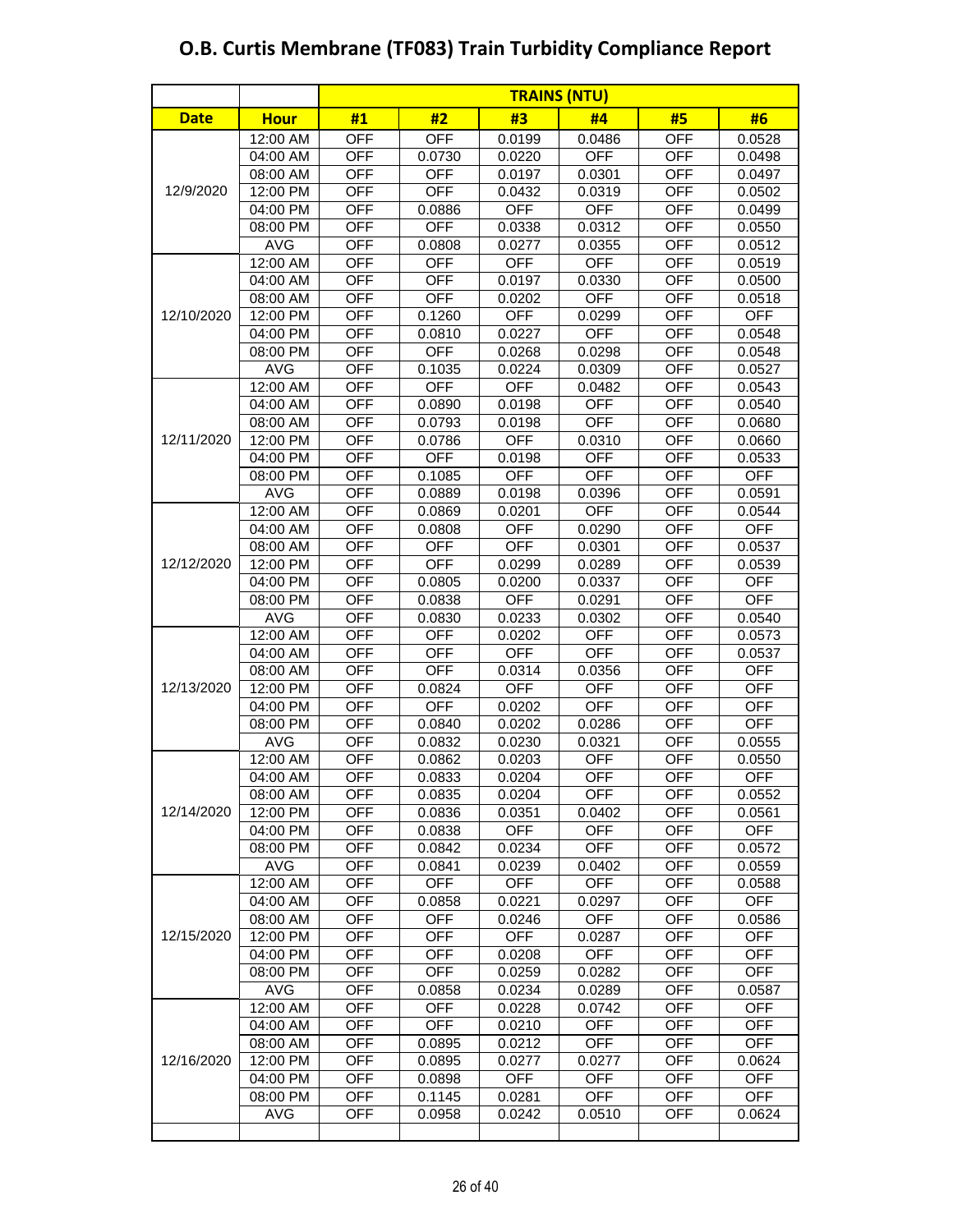# O.B. Curtis Membrane (TF083) Train Turbidity Compliance Report

| | | TRAINS (NTU) | | | | | |
|---|---|---|---|---|---|---|---|
| **Date** | **Hour** | **#1** | **#2** | **#3** | **#4** | **#5** | **#6** |
| 12/9/2020 | 12:00 AM | OFF | OFF | 0.0199 | 0.0486 | OFF | 0.0528 |
| | 04:00 AM | OFF | 0.0730 | 0.0220 | OFF | OFF | 0.0498 |
| | 08:00 AM | OFF | OFF | 0.0197 | 0.0301 | OFF | 0.0497 |
| | 12:00 PM | OFF | OFF | 0.0432 | 0.0319 | OFF | 0.0502 |
| | 04:00 PM | OFF | 0.0886 | OFF | OFF | OFF | 0.0499 |
| | 08:00 PM | OFF | OFF | 0.0338 | 0.0312 | OFF | 0.0550 |
| | AVG | OFF | 0.0808 | 0.0277 | 0.0355 | OFF | 0.0512 |
| 12/10/2020 | 12:00 AM | OFF | OFF | OFF | OFF | OFF | 0.0519 |
| | 04:00 AM | OFF | OFF | 0.0197 | 0.0330 | OFF | 0.0500 |
| | 08:00 AM | OFF | OFF | 0.0202 | OFF | OFF | 0.0518 |
| | 12:00 PM | OFF | 0.1260 | OFF | 0.0299 | OFF | OFF |
| | 04:00 PM | OFF | 0.0810 | 0.0227 | OFF | OFF | 0.0548 |
| | 08:00 PM | OFF | OFF | 0.0268 | 0.0298 | OFF | 0.0548 |
| | AVG | OFF | 0.1035 | 0.0224 | 0.0309 | OFF | 0.0527 |
| 12/11/2020 | 12:00 AM | OFF | OFF | OFF | 0.0482 | OFF | 0.0543 |
| | 04:00 AM | OFF | 0.0890 | 0.0198 | OFF | OFF | 0.0540 |
| | 08:00 AM | OFF | 0.0793 | 0.0198 | OFF | OFF | 0.0680 |
| | 12:00 PM | OFF | 0.0786 | OFF | 0.0310 | OFF | 0.0660 |
| | 04:00 PM | OFF | OFF | 0.0198 | OFF | OFF | 0.0533 |
| | 08:00 PM | OFF | 0.1085 | OFF | OFF | OFF | OFF |
| | AVG | OFF | 0.0889 | 0.0198 | 0.0396 | OFF | 0.0591 |
| 12/12/2020 | 12:00 AM | OFF | 0.0869 | 0.0201 | OFF | OFF | 0.0544 |
| | 04:00 AM | OFF | 0.0808 | OFF | 0.0290 | OFF | OFF |
| | 08:00 AM | OFF | OFF | OFF | 0.0301 | OFF | 0.0537 |
| | 12:00 PM | OFF | OFF | 0.0299 | 0.0289 | OFF | 0.0539 |
| | 04:00 PM | OFF | 0.0805 | 0.0200 | 0.0337 | OFF | OFF |
| | 08:00 PM | OFF | 0.0838 | OFF | 0.0291 | OFF | OFF |
| | AVG | OFF | 0.0830 | 0.0233 | 0.0302 | OFF | 0.0540 |
| 12/13/2020 | 12:00 AM | OFF | OFF | 0.0202 | OFF | OFF | 0.0573 |
| | 04:00 AM | OFF | OFF | OFF | OFF | OFF | 0.0537 |
| | 08:00 AM | OFF | OFF | 0.0314 | 0.0356 | OFF | OFF |
| | 12:00 PM | OFF | 0.0824 | OFF | OFF | OFF | OFF |
| | 04:00 PM | OFF | OFF | 0.0202 | OFF | OFF | OFF |
| | 08:00 PM | OFF | 0.0840 | 0.0202 | 0.0286 | OFF | OFF |
| | AVG | OFF | 0.0832 | 0.0230 | 0.0321 | OFF | 0.0555 |
| 12/14/2020 | 12:00 AM | OFF | 0.0862 | 0.0203 | OFF | OFF | 0.0550 |
| | 04:00 AM | OFF | 0.0833 | 0.0204 | OFF | OFF | OFF |
| | 08:00 AM | OFF | 0.0835 | 0.0204 | OFF | OFF | 0.0552 |
| | 12:00 PM | OFF | 0.0836 | 0.0351 | 0.0402 | OFF | 0.0561 |
| | 04:00 PM | OFF | 0.0838 | OFF | OFF | OFF | OFF |
| | 08:00 PM | OFF | 0.0842 | 0.0234 | OFF | OFF | 0.0572 |
| | AVG | OFF | 0.0841 | 0.0239 | 0.0402 | OFF | 0.0559 |
| 12/15/2020 | 12:00 AM | OFF | OFF | OFF | OFF | OFF | 0.0588 |
| | 04:00 AM | OFF | 0.0858 | 0.0221 | 0.0297 | OFF | OFF |
| | 08:00 AM | OFF | OFF | 0.0246 | OFF | OFF | 0.0586 |
| | 12:00 PM | OFF | OFF | OFF | 0.0287 | OFF | OFF |
| | 04:00 PM | OFF | OFF | 0.0208 | OFF | OFF | OFF |
| | 08:00 PM | OFF | OFF | 0.0259 | 0.0282 | OFF | OFF |
| | AVG | OFF | 0.0858 | 0.0234 | 0.0289 | OFF | 0.0587 |
| 12/16/2020 | 12:00 AM | OFF | OFF | 0.0228 | 0.0742 | OFF | OFF |
| | 04:00 AM | OFF | OFF | 0.0210 | OFF | OFF | OFF |
| | 08:00 AM | OFF | 0.0895 | 0.0212 | OFF | OFF | OFF |
| | 12:00 PM | OFF | 0.0895 | 0.0277 | 0.0277 | OFF | 0.0624 |
| | 04:00 PM | OFF | 0.0898 | OFF | OFF | OFF | OFF |
| | 08:00 PM | OFF | 0.1145 | 0.0281 | OFF | OFF | OFF |
| | AVG | OFF | 0.0958 | 0.0242 | 0.0510 | OFF | 0.0624 |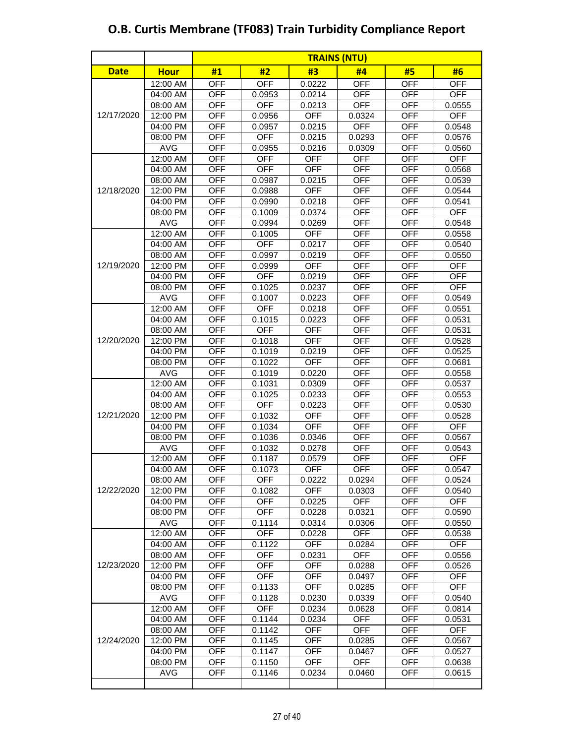# O.B. Curtis Membrane (TF083) Train Turbidity Compliance Report

| | | TRAINS (NTU) | | | | | |
|---|---|---|---|---|---|---|---|
| **Date** | **Hour** | **#1** | **#2** | **#3** | **#4** | **#5** | **#6** |
| 12/17/2020 | 12:00 AM | OFF | OFF | 0.0222 | OFF | OFF | OFF |
| | 04:00 AM | OFF | 0.0953 | 0.0214 | OFF | OFF | OFF |
| | 08:00 AM | OFF | OFF | 0.0213 | OFF | OFF | 0.0555 |
| | 12:00 PM | OFF | 0.0956 | OFF | 0.0324 | OFF | OFF |
| | 04:00 PM | OFF | 0.0957 | 0.0215 | OFF | OFF | 0.0548 |
| | 08:00 PM | OFF | OFF | 0.0215 | 0.0293 | OFF | 0.0576 |
| | AVG | OFF | 0.0955 | 0.0216 | 0.0309 | OFF | 0.0560 |
| 12/18/2020 | 12:00 AM | OFF | OFF | OFF | OFF | OFF | OFF |
| | 04:00 AM | OFF | OFF | OFF | OFF | OFF | 0.0568 |
| | 08:00 AM | OFF | 0.0987 | 0.0215 | OFF | OFF | 0.0539 |
| | 12:00 PM | OFF | 0.0988 | OFF | OFF | OFF | 0.0544 |
| | 04:00 PM | OFF | 0.0990 | 0.0218 | OFF | OFF | 0.0541 |
| | 08:00 PM | OFF | 0.1009 | 0.0374 | OFF | OFF | OFF |
| | AVG | OFF | 0.0994 | 0.0269 | OFF | OFF | 0.0548 |
| 12/19/2020 | 12:00 AM | OFF | 0.1005 | OFF | OFF | OFF | 0.0558 |
| | 04:00 AM | OFF | OFF | 0.0217 | OFF | OFF | 0.0540 |
| | 08:00 AM | OFF | 0.0997 | 0.0219 | OFF | OFF | 0.0550 |
| | 12:00 PM | OFF | 0.0999 | OFF | OFF | OFF | OFF |
| | 04:00 PM | OFF | OFF | 0.0219 | OFF | OFF | OFF |
| | 08:00 PM | OFF | 0.1025 | 0.0237 | OFF | OFF | OFF |
| | AVG | OFF | 0.1007 | 0.0223 | OFF | OFF | 0.0549 |
| 12/20/2020 | 12:00 AM | OFF | OFF | 0.0218 | OFF | OFF | 0.0551 |
| | 04:00 AM | OFF | 0.1015 | 0.0223 | OFF | OFF | 0.0531 |
| | 08:00 AM | OFF | OFF | OFF | OFF | OFF | 0.0531 |
| | 12:00 PM | OFF | 0.1018 | OFF | OFF | OFF | 0.0528 |
| | 04:00 PM | OFF | 0.1019 | 0.0219 | OFF | OFF | 0.0525 |
| | 08:00 PM | OFF | 0.1022 | OFF | OFF | OFF | 0.0681 |
| | AVG | OFF | 0.1019 | 0.0220 | OFF | OFF | 0.0558 |
| 12/21/2020 | 12:00 AM | OFF | 0.1031 | 0.0309 | OFF | OFF | 0.0537 |
| | 04:00 AM | OFF | 0.1025 | 0.0233 | OFF | OFF | 0.0553 |
| | 08:00 AM | OFF | OFF | 0.0223 | OFF | OFF | 0.0530 |
| | 12:00 PM | OFF | 0.1032 | OFF | OFF | OFF | 0.0528 |
| | 04:00 PM | OFF | 0.1034 | OFF | OFF | OFF | OFF |
| | 08:00 PM | OFF | 0.1036 | 0.0346 | OFF | OFF | 0.0567 |
| | AVG | OFF | 0.1032 | 0.0278 | OFF | OFF | 0.0543 |
| 12/22/2020 | 12:00 AM | OFF | 0.1187 | 0.0579 | OFF | OFF | OFF |
| | 04:00 AM | OFF | 0.1073 | OFF | OFF | OFF | 0.0547 |
| | 08:00 AM | OFF | OFF | 0.0222 | 0.0294 | OFF | 0.0524 |
| | 12:00 PM | OFF | 0.1082 | OFF | 0.0303 | OFF | 0.0540 |
| | 04:00 PM | OFF | OFF | 0.0225 | OFF | OFF | OFF |
| | 08:00 PM | OFF | OFF | 0.0228 | 0.0321 | OFF | 0.0590 |
| | AVG | OFF | 0.1114 | 0.0314 | 0.0306 | OFF | 0.0550 |
| 12/23/2020 | 12:00 AM | OFF | OFF | 0.0228 | OFF | OFF | 0.0538 |
| | 04:00 AM | OFF | 0.1122 | OFF | 0.0284 | OFF | OFF |
| | 08:00 AM | OFF | OFF | 0.0231 | OFF | OFF | 0.0556 |
| | 12:00 PM | OFF | OFF | OFF | 0.0288 | OFF | 0.0526 |
| | 04:00 PM | OFF | OFF | OFF | 0.0497 | OFF | OFF |
| | 08:00 PM | OFF | 0.1133 | OFF | 0.0285 | OFF | OFF |
| | AVG | OFF | 0.1128 | 0.0230 | 0.0339 | OFF | 0.0540 |
| 12/24/2020 | 12:00 AM | OFF | OFF | 0.0234 | 0.0628 | OFF | 0.0814 |
| | 04:00 AM | OFF | 0.1144 | 0.0234 | OFF | OFF | 0.0531 |
| | 08:00 AM | OFF | 0.1142 | OFF | OFF | OFF | OFF |
| | 12:00 PM | OFF | 0.1145 | OFF | 0.0285 | OFF | 0.0567 |
| | 04:00 PM | OFF | 0.1147 | OFF | 0.0467 | OFF | 0.0527 |
| | 08:00 PM | OFF | 0.1150 | OFF | OFF | OFF | 0.0638 |
| | AVG | OFF | 0.1146 | 0.0234 | 0.0460 | OFF | 0.0615 |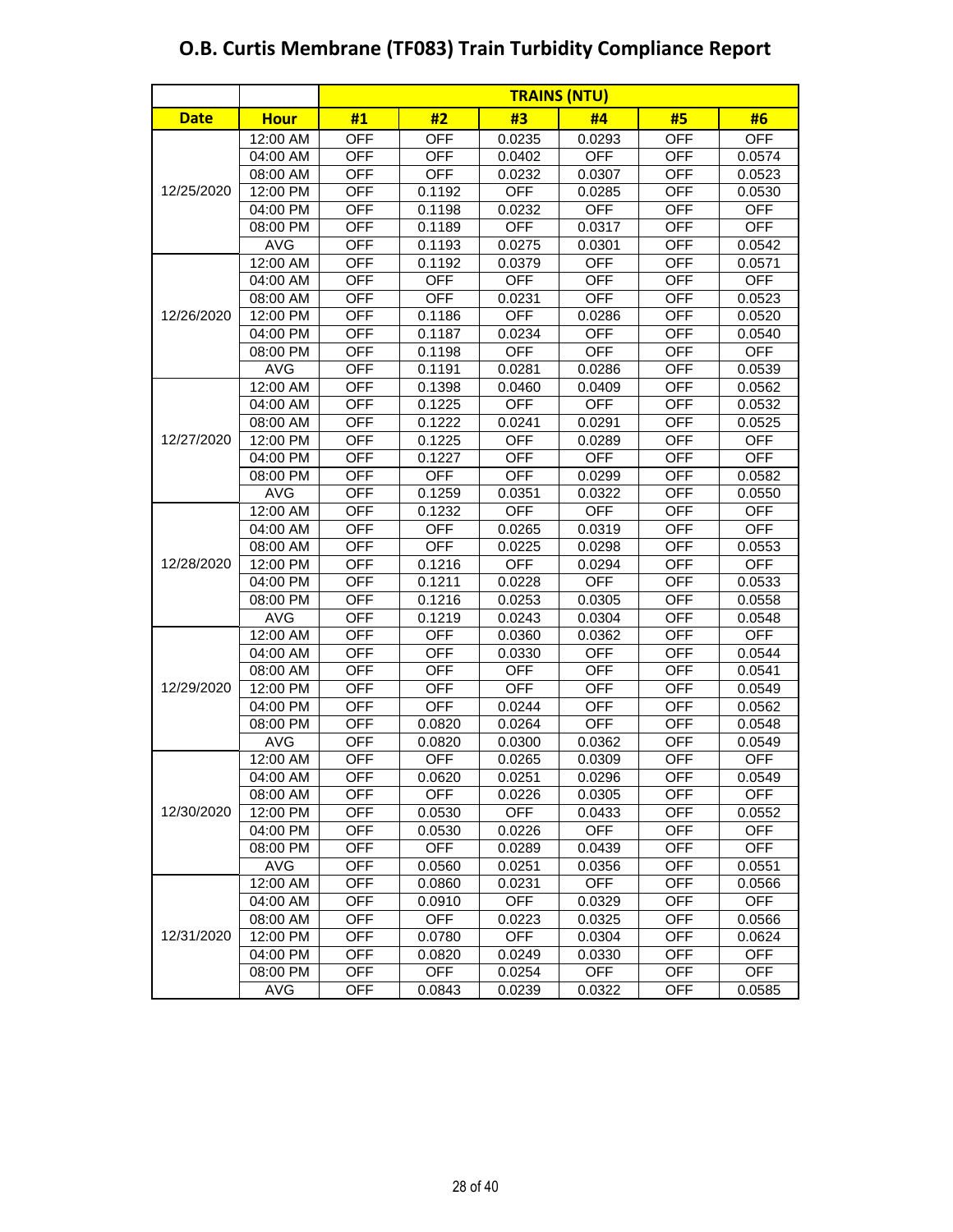# O.B. Curtis Membrane (TF083) Train Turbidity Compliance Report

| | | TRAINS (NTU) | | | | | |
|---|---|---|---|---|---|---|---|
| **Date** | **Hour** | **#1** | **#2** | **#3** | **#4** | **#5** | **#6** |
| 12/25/2020 | 12:00 AM | OFF | OFF | 0.0235 | 0.0293 | OFF | OFF |
| | 04:00 AM | OFF | OFF | 0.0402 | OFF | OFF | 0.0574 |
| | 08:00 AM | OFF | OFF | 0.0232 | 0.0307 | OFF | 0.0523 |
| | 12:00 PM | OFF | 0.1192 | OFF | 0.0285 | OFF | 0.0530 |
| | 04:00 PM | OFF | 0.1198 | 0.0232 | OFF | OFF | OFF |
| | 08:00 PM | OFF | 0.1189 | OFF | 0.0317 | OFF | OFF |
| | AVG | OFF | 0.1193 | 0.0275 | 0.0301 | OFF | 0.0542 |
| 12/26/2020 | 12:00 AM | OFF | 0.1192 | 0.0379 | OFF | OFF | 0.0571 |
| | 04:00 AM | OFF | OFF | OFF | OFF | OFF | OFF |
| | 08:00 AM | OFF | OFF | 0.0231 | OFF | OFF | 0.0523 |
| | 12:00 PM | OFF | 0.1186 | OFF | 0.0286 | OFF | 0.0520 |
| | 04:00 PM | OFF | 0.1187 | 0.0234 | OFF | OFF | 0.0540 |
| | 08:00 PM | OFF | 0.1198 | OFF | OFF | OFF | OFF |
| | AVG | OFF | 0.1191 | 0.0281 | 0.0286 | OFF | 0.0539 |
| 12/27/2020 | 12:00 AM | OFF | 0.1398 | 0.0460 | 0.0409 | OFF | 0.0562 |
| | 04:00 AM | OFF | 0.1225 | OFF | OFF | OFF | 0.0532 |
| | 08:00 AM | OFF | 0.1222 | 0.0241 | 0.0291 | OFF | 0.0525 |
| | 12:00 PM | OFF | 0.1225 | OFF | 0.0289 | OFF | OFF |
| | 04:00 PM | OFF | 0.1227 | OFF | OFF | OFF | OFF |
| | 08:00 PM | OFF | OFF | OFF | 0.0299 | OFF | 0.0582 |
| | AVG | OFF | 0.1259 | 0.0351 | 0.0322 | OFF | 0.0550 |
| 12/28/2020 | 12:00 AM | OFF | 0.1232 | OFF | OFF | OFF | OFF |
| | 04:00 AM | OFF | OFF | 0.0265 | 0.0319 | OFF | OFF |
| | 08:00 AM | OFF | OFF | 0.0225 | 0.0298 | OFF | 0.0553 |
| | 12:00 PM | OFF | 0.1216 | OFF | 0.0294 | OFF | OFF |
| | 04:00 PM | OFF | 0.1211 | 0.0228 | OFF | OFF | 0.0533 |
| | 08:00 PM | OFF | 0.1216 | 0.0253 | 0.0305 | OFF | 0.0558 |
| | AVG | OFF | 0.1219 | 0.0243 | 0.0304 | OFF | 0.0548 |
| 12/29/2020 | 12:00 AM | OFF | OFF | 0.0360 | 0.0362 | OFF | OFF |
| | 04:00 AM | OFF | OFF | 0.0330 | OFF | OFF | 0.0544 |
| | 08:00 AM | OFF | OFF | OFF | OFF | OFF | 0.0541 |
| | 12:00 PM | OFF | OFF | OFF | OFF | OFF | 0.0549 |
| | 04:00 PM | OFF | OFF | 0.0244 | OFF | OFF | 0.0562 |
| | 08:00 PM | OFF | 0.0820 | 0.0264 | OFF | OFF | 0.0548 |
| | AVG | OFF | 0.0820 | 0.0300 | 0.0362 | OFF | 0.0549 |
| 12/30/2020 | 12:00 AM | OFF | OFF | 0.0265 | 0.0309 | OFF | OFF |
| | 04:00 AM | OFF | 0.0620 | 0.0251 | 0.0296 | OFF | 0.0549 |
| | 08:00 AM | OFF | OFF | 0.0226 | 0.0305 | OFF | OFF |
| | 12:00 PM | OFF | 0.0530 | OFF | 0.0433 | OFF | 0.0552 |
| | 04:00 PM | OFF | 0.0530 | 0.0226 | OFF | OFF | OFF |
| | 08:00 PM | OFF | OFF | 0.0289 | 0.0439 | OFF | OFF |
| | AVG | OFF | 0.0560 | 0.0251 | 0.0356 | OFF | 0.0551 |
| 12/31/2020 | 12:00 AM | OFF | 0.0860 | 0.0231 | OFF | OFF | 0.0566 |
| | 04:00 AM | OFF | 0.0910 | OFF | 0.0329 | OFF | OFF |
| | 08:00 AM | OFF | OFF | 0.0223 | 0.0325 | OFF | 0.0566 |
| | 12:00 PM | OFF | 0.0780 | OFF | 0.0304 | OFF | 0.0624 |
| | 04:00 PM | OFF | 0.0820 | 0.0249 | 0.0330 | OFF | OFF |
| | 08:00 PM | OFF | OFF | 0.0254 | OFF | OFF | OFF |
| | AVG | OFF | 0.0843 | 0.0239 | 0.0322 | OFF | 0.0585 |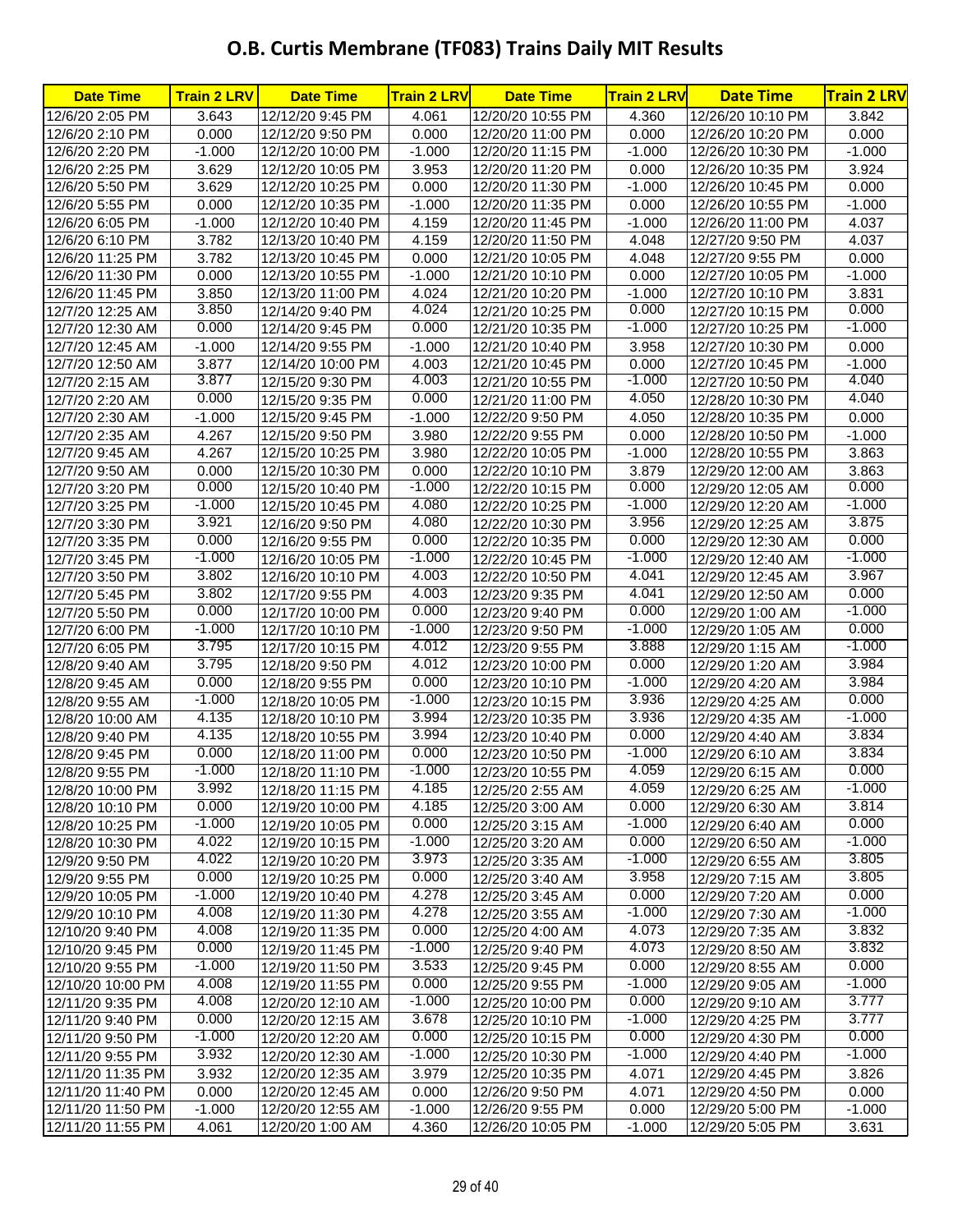# O.B. Curtis Membrane (TF083) Trains Daily MIT Results

| Date Time | Train 2 LRV | Date Time | Train 2 LRV | Date Time | Train 2 LRV | Date Time | Train 2 LRV |
|---|---|---|---|---|---|---|---|
| 12/6/20 2:05 PM | 3.643 | 12/12/20 9:45 PM | 4.061 | 12/20/20 10:55 PM | 4.360 | 12/26/20 10:10 PM | 3.842 |
| 12/6/20 2:10 PM | 0.000 | 12/12/20 9:50 PM | 0.000 | 12/20/20 11:00 PM | 0.000 | 12/26/20 10:20 PM | 0.000 |
| 12/6/20 2:20 PM | -1.000 | 12/12/20 10:00 PM | -1.000 | 12/20/20 11:15 PM | -1.000 | 12/26/20 10:30 PM | -1.000 |
| 12/6/20 2:25 PM | 3.629 | 12/12/20 10:05 PM | 3.953 | 12/20/20 11:20 PM | 0.000 | 12/26/20 10:35 PM | 3.924 |
| 12/6/20 5:50 PM | 3.629 | 12/12/20 10:25 PM | 0.000 | 12/20/20 11:30 PM | -1.000 | 12/26/20 10:45 PM | 0.000 |
| 12/6/20 5:55 PM | 0.000 | 12/12/20 10:35 PM | -1.000 | 12/20/20 11:35 PM | 0.000 | 12/26/20 10:55 PM | -1.000 |
| 12/6/20 6:05 PM | -1.000 | 12/12/20 10:40 PM | 4.159 | 12/20/20 11:45 PM | -1.000 | 12/26/20 11:00 PM | 4.037 |
| 12/6/20 6:10 PM | 3.782 | 12/13/20 10:40 PM | 4.159 | 12/20/20 11:50 PM | 4.048 | 12/27/20 9:50 PM | 4.037 |
| 12/6/20 11:25 PM | 3.782 | 12/13/20 10:45 PM | 0.000 | 12/21/20 10:05 PM | 4.048 | 12/27/20 9:55 PM | 0.000 |
| 12/6/20 11:30 PM | 0.000 | 12/13/20 10:55 PM | -1.000 | 12/21/20 10:10 PM | 0.000 | 12/27/20 10:05 PM | -1.000 |
| 12/6/20 11:45 PM | 3.850 | 12/13/20 11:00 PM | 4.024 | 12/21/20 10:20 PM | -1.000 | 12/27/20 10:10 PM | 3.831 |
| 12/7/20 12:25 AM | 3.850 | 12/14/20 9:40 PM | 4.024 | 12/21/20 10:25 PM | 0.000 | 12/27/20 10:15 PM | 0.000 |
| 12/7/20 12:30 AM | 0.000 | 12/14/20 9:45 PM | 0.000 | 12/21/20 10:35 PM | -1.000 | 12/27/20 10:25 PM | -1.000 |
| 12/7/20 12:45 AM | -1.000 | 12/14/20 9:55 PM | -1.000 | 12/21/20 10:40 PM | 3.958 | 12/27/20 10:30 PM | 0.000 |
| 12/7/20 12:50 AM | 3.877 | 12/14/20 10:00 PM | 4.003 | 12/21/20 10:45 PM | 0.000 | 12/27/20 10:45 PM | -1.000 |
| 12/7/20 2:15 AM | 3.877 | 12/15/20 9:30 PM | 4.003 | 12/21/20 10:55 PM | -1.000 | 12/27/20 10:50 PM | 4.040 |
| 12/7/20 2:20 AM | 0.000 | 12/15/20 9:35 PM | 0.000 | 12/21/20 11:00 PM | 4.050 | 12/28/20 10:30 PM | 4.040 |
| 12/7/20 2:30 AM | -1.000 | 12/15/20 9:45 PM | -1.000 | 12/22/20 9:50 PM | 4.050 | 12/28/20 10:35 PM | 0.000 |
| 12/7/20 2:35 AM | 4.267 | 12/15/20 9:50 PM | 3.980 | 12/22/20 9:55 PM | 0.000 | 12/28/20 10:50 PM | -1.000 |
| 12/7/20 9:45 AM | 4.267 | 12/15/20 10:25 PM | 3.980 | 12/22/20 10:05 PM | -1.000 | 12/28/20 10:55 PM | 3.863 |
| 12/7/20 9:50 AM | 0.000 | 12/15/20 10:30 PM | 0.000 | 12/22/20 10:10 PM | 3.879 | 12/29/20 12:00 AM | 3.863 |
| 12/7/20 3:20 PM | 0.000 | 12/15/20 10:40 PM | -1.000 | 12/22/20 10:15 PM | 0.000 | 12/29/20 12:05 AM | 0.000 |
| 12/7/20 3:25 PM | -1.000 | 12/15/20 10:45 PM | 4.080 | 12/22/20 10:25 PM | -1.000 | 12/29/20 12:20 AM | -1.000 |
| 12/7/20 3:30 PM | 3.921 | 12/16/20 9:50 PM | 4.080 | 12/22/20 10:30 PM | 3.956 | 12/29/20 12:25 AM | 3.875 |
| 12/7/20 3:35 PM | 0.000 | 12/16/20 9:55 PM | 0.000 | 12/22/20 10:35 PM | 0.000 | 12/29/20 12:30 AM | 0.000 |
| 12/7/20 3:45 PM | -1.000 | 12/16/20 10:05 PM | -1.000 | 12/22/20 10:45 PM | -1.000 | 12/29/20 12:40 AM | -1.000 |
| 12/7/20 3:50 PM | 3.802 | 12/16/20 10:10 PM | 4.003 | 12/22/20 10:50 PM | 4.041 | 12/29/20 12:45 AM | 3.967 |
| 12/7/20 5:45 PM | 3.802 | 12/17/20 9:55 PM | 4.003 | 12/23/20 9:35 PM | 4.041 | 12/29/20 12:50 AM | 0.000 |
| 12/7/20 5:50 PM | 0.000 | 12/17/20 10:00 PM | 0.000 | 12/23/20 9:40 PM | 0.000 | 12/29/20 1:00 AM | -1.000 |
| 12/7/20 6:00 PM | -1.000 | 12/17/20 10:10 PM | -1.000 | 12/23/20 9:50 PM | -1.000 | 12/29/20 1:05 AM | 0.000 |
| 12/7/20 6:05 PM | 3.795 | 12/17/20 10:15 PM | 4.012 | 12/23/20 9:55 PM | 3.888 | 12/29/20 1:15 AM | -1.000 |
| 12/8/20 9:40 AM | 3.795 | 12/18/20 9:50 PM | 4.012 | 12/23/20 10:00 PM | 0.000 | 12/29/20 1:20 AM | 3.984 |
| 12/8/20 9:45 AM | 0.000 | 12/18/20 9:55 PM | 0.000 | 12/23/20 10:10 PM | -1.000 | 12/29/20 4:20 AM | 3.984 |
| 12/8/20 9:55 AM | -1.000 | 12/18/20 10:05 PM | -1.000 | 12/23/20 10:15 PM | 3.936 | 12/29/20 4:25 AM | 0.000 |
| 12/8/20 10:00 AM | 4.135 | 12/18/20 10:10 PM | 3.994 | 12/23/20 10:35 PM | 3.936 | 12/29/20 4:35 AM | -1.000 |
| 12/8/20 9:40 PM | 4.135 | 12/18/20 10:55 PM | 3.994 | 12/23/20 10:40 PM | 0.000 | 12/29/20 4:40 AM | 3.834 |
| 12/8/20 9:45 PM | 0.000 | 12/18/20 11:00 PM | 0.000 | 12/23/20 10:50 PM | -1.000 | 12/29/20 6:10 AM | 3.834 |
| 12/8/20 9:55 PM | -1.000 | 12/18/20 11:10 PM | -1.000 | 12/23/20 10:55 PM | 4.059 | 12/29/20 6:15 AM | 0.000 |
| 12/8/20 10:00 PM | 3.992 | 12/18/20 11:15 PM | 4.185 | 12/25/20 2:55 AM | 4.059 | 12/29/20 6:25 AM | -1.000 |
| 12/8/20 10:10 PM | 0.000 | 12/19/20 10:00 PM | 4.185 | 12/25/20 3:00 AM | 0.000 | 12/29/20 6:30 AM | 3.814 |
| 12/8/20 10:25 PM | -1.000 | 12/19/20 10:05 PM | 0.000 | 12/25/20 3:15 AM | -1.000 | 12/29/20 6:40 AM | 0.000 |
| 12/8/20 10:30 PM | 4.022 | 12/19/20 10:15 PM | -1.000 | 12/25/20 3:20 AM | 0.000 | 12/29/20 6:50 AM | -1.000 |
| 12/9/20 9:50 PM | 4.022 | 12/19/20 10:20 PM | 3.973 | 12/25/20 3:35 AM | -1.000 | 12/29/20 6:55 AM | 3.805 |
| 12/9/20 9:55 PM | 0.000 | 12/19/20 10:25 PM | 0.000 | 12/25/20 3:40 AM | 3.958 | 12/29/20 7:15 AM | 3.805 |
| 12/9/20 10:05 PM | -1.000 | 12/19/20 10:40 PM | 4.278 | 12/25/20 3:45 AM | 0.000 | 12/29/20 7:20 AM | 0.000 |
| 12/9/20 10:10 PM | 4.008 | 12/19/20 11:30 PM | 4.278 | 12/25/20 3:55 AM | -1.000 | 12/29/20 7:30 AM | -1.000 |
| 12/10/20 9:40 PM | 4.008 | 12/19/20 11:35 PM | 0.000 | 12/25/20 4:00 AM | 4.073 | 12/29/20 7:35 AM | 3.832 |
| 12/10/20 9:45 PM | 0.000 | 12/19/20 11:45 PM | -1.000 | 12/25/20 9:40 PM | 4.073 | 12/29/20 8:50 AM | 3.832 |
| 12/10/20 9:55 PM | -1.000 | 12/19/20 11:50 PM | 3.533 | 12/25/20 9:45 PM | 0.000 | 12/29/20 8:55 AM | 0.000 |
| 12/10/20 10:00 PM | 4.008 | 12/19/20 11:55 PM | 0.000 | 12/25/20 9:55 PM | -1.000 | 12/29/20 9:05 AM | -1.000 |
| 12/11/20 9:35 PM | 4.008 | 12/20/20 12:10 AM | -1.000 | 12/25/20 10:00 PM | 0.000 | 12/29/20 9:10 AM | 3.777 |
| 12/11/20 9:40 PM | 0.000 | 12/20/20 12:15 AM | 3.678 | 12/25/20 10:10 PM | -1.000 | 12/29/20 4:25 PM | 3.777 |
| 12/11/20 9:50 PM | -1.000 | 12/20/20 12:20 AM | 0.000 | 12/25/20 10:15 PM | 0.000 | 12/29/20 4:30 PM | 0.000 |
| 12/11/20 9:55 PM | 3.932 | 12/20/20 12:30 AM | -1.000 | 12/25/20 10:30 PM | -1.000 | 12/29/20 4:40 PM | -1.000 |
| 12/11/20 11:35 PM | 3.932 | 12/20/20 12:35 AM | 3.979 | 12/25/20 10:35 PM | 4.071 | 12/29/20 4:45 PM | 3.826 |
| 12/11/20 11:40 PM | 0.000 | 12/20/20 12:45 AM | 0.000 | 12/26/20 9:50 PM | 4.071 | 12/29/20 4:50 PM | 0.000 |
| 12/11/20 11:50 PM | -1.000 | 12/20/20 12:55 AM | -1.000 | 12/26/20 9:55 PM | 0.000 | 12/29/20 5:00 PM | -1.000 |
| 12/11/20 11:55 PM | 4.061 | 12/20/20 1:00 AM | 4.360 | 12/26/20 10:05 PM | -1.000 | 12/29/20 5:05 PM | 3.631 |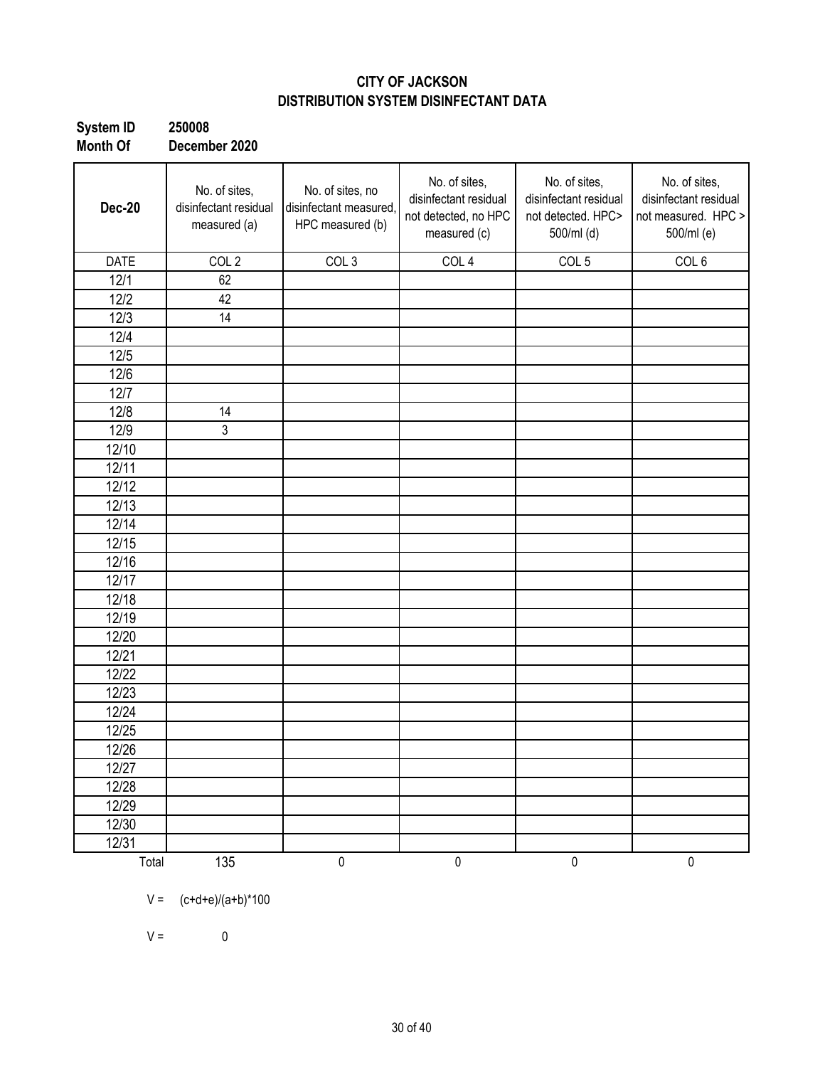**CITY OF JACKSON**
**DISTRIBUTION SYSTEM DISINFECTANT DATA**

**System ID** **250008**
**Month Of** **December 2020**

| **Dec-20** | No. of sites, disinfectant residual measured (a) | No. of sites, no disinfectant measured, HPC measured (b) | No. of sites, disinfectant residual not detected, no HPC measured (c) | No. of sites, disinfectant residual not detected. HPC> 500/ml (d) | No. of sites, disinfectant residual not measured. HPC > 500/ml (e) |
|---|---|---|---|---|---|
| DATE | COL 2 | COL 3 | COL 4 | COL 5 | COL 6 |
| 12/1 | 62 | | | | |
| 12/2 | 42 | | | | |
| 12/3 | 14 | | | | |
| 12/4 | | | | | |
| 12/5 | | | | | |
| 12/6 | | | | | |
| 12/7 | | | | | |
| 12/8 | 14 | | | | |
| 12/9 | 3 | | | | |
| 12/10 | | | | | |
| 12/11 | | | | | |
| 12/12 | | | | | |
| 12/13 | | | | | |
| 12/14 | | | | | |
| 12/15 | | | | | |
| 12/16 | | | | | |
| 12/17 | | | | | |
| 12/18 | | | | | |
| 12/19 | | | | | |
| 12/20 | | | | | |
| 12/21 | | | | | |
| 12/22 | | | | | |
| 12/23 | | | | | |
| 12/24 | | | | | |
| 12/25 | | | | | |
| 12/26 | | | | | |
| 12/27 | | | | | |
| 12/28 | | | | | |
| 12/29 | | | | | |
| 12/30 | | | | | |
| 12/31 | | | | | |
| Total | 135 | 0 | 0 | 0 | 0 |

V = (c+d+e)/(a+b)*100

V = 0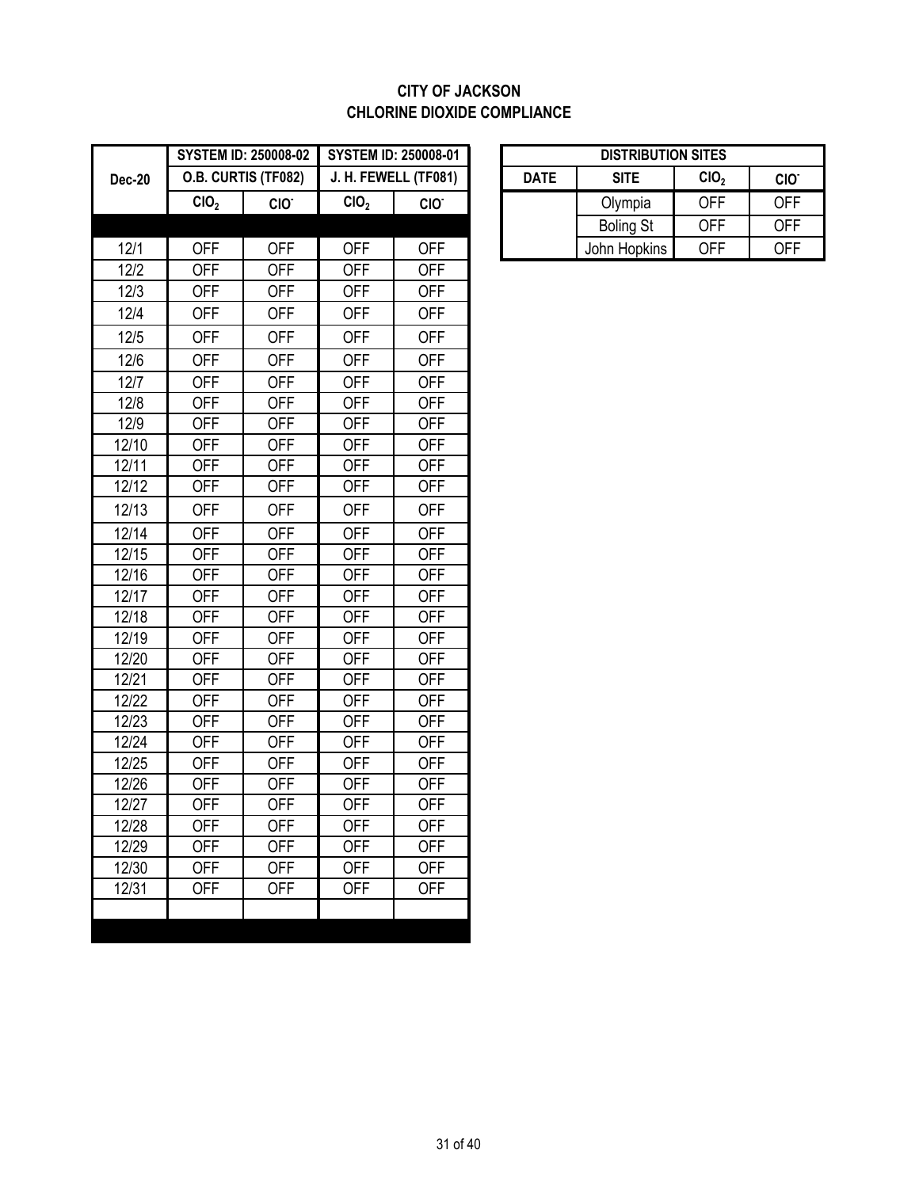# CITY OF JACKSON
# CHLORINE DIOXIDE COMPLIANCE

| Dec-20 | SYSTEM ID: 250008-02 O.B. CURTIS (TF082) | | SYSTEM ID: 250008-01 J. H. FEWELL (TF081) | |
|---|---|---|---|---|
| | $ClO_2$ | $ClO^-$ | $ClO_2$ | $ClO^-$ |
| | | | | |
| 12/1 | OFF | OFF | OFF | OFF |
| 12/2 | OFF | OFF | OFF | OFF |
| 12/3 | OFF | OFF | OFF | OFF |
| 12/4 | OFF | OFF | OFF | OFF |
| 12/5 | OFF | OFF | OFF | OFF |
| 12/6 | OFF | OFF | OFF | OFF |
| 12/7 | OFF | OFF | OFF | OFF |
| 12/8 | OFF | OFF | OFF | OFF |
| 12/9 | OFF | OFF | OFF | OFF |
| 12/10 | OFF | OFF | OFF | OFF |
| 12/11 | OFF | OFF | OFF | OFF |
| 12/12 | OFF | OFF | OFF | OFF |
| 12/13 | OFF | OFF | OFF | OFF |
| 12/14 | OFF | OFF | OFF | OFF |
| 12/15 | OFF | OFF | OFF | OFF |
| 12/16 | OFF | OFF | OFF | OFF |
| 12/17 | OFF | OFF | OFF | OFF |
| 12/18 | OFF | OFF | OFF | OFF |
| 12/19 | OFF | OFF | OFF | OFF |
| 12/20 | OFF | OFF | OFF | OFF |
| 12/21 | OFF | OFF | OFF | OFF |
| 12/22 | OFF | OFF | OFF | OFF |
| 12/23 | OFF | OFF | OFF | OFF |
| 12/24 | OFF | OFF | OFF | OFF |
| 12/25 | OFF | OFF | OFF | OFF |
| 12/26 | OFF | OFF | OFF | OFF |
| 12/27 | OFF | OFF | OFF | OFF |
| 12/28 | OFF | OFF | OFF | OFF |
| 12/29 | OFF | OFF | OFF | OFF |
| 12/30 | OFF | OFF | OFF | OFF |
| 12/31 | OFF | OFF | OFF | OFF |
| | | | | |

| DISTRIBUTION SITES | | | |
|---|---|---|---|
| DATE | SITE | $ClO_2$ | $ClO^-$ |
| | Olympia | OFF | OFF |
| | Boling St | OFF | OFF |
| | John Hopkins | OFF | OFF |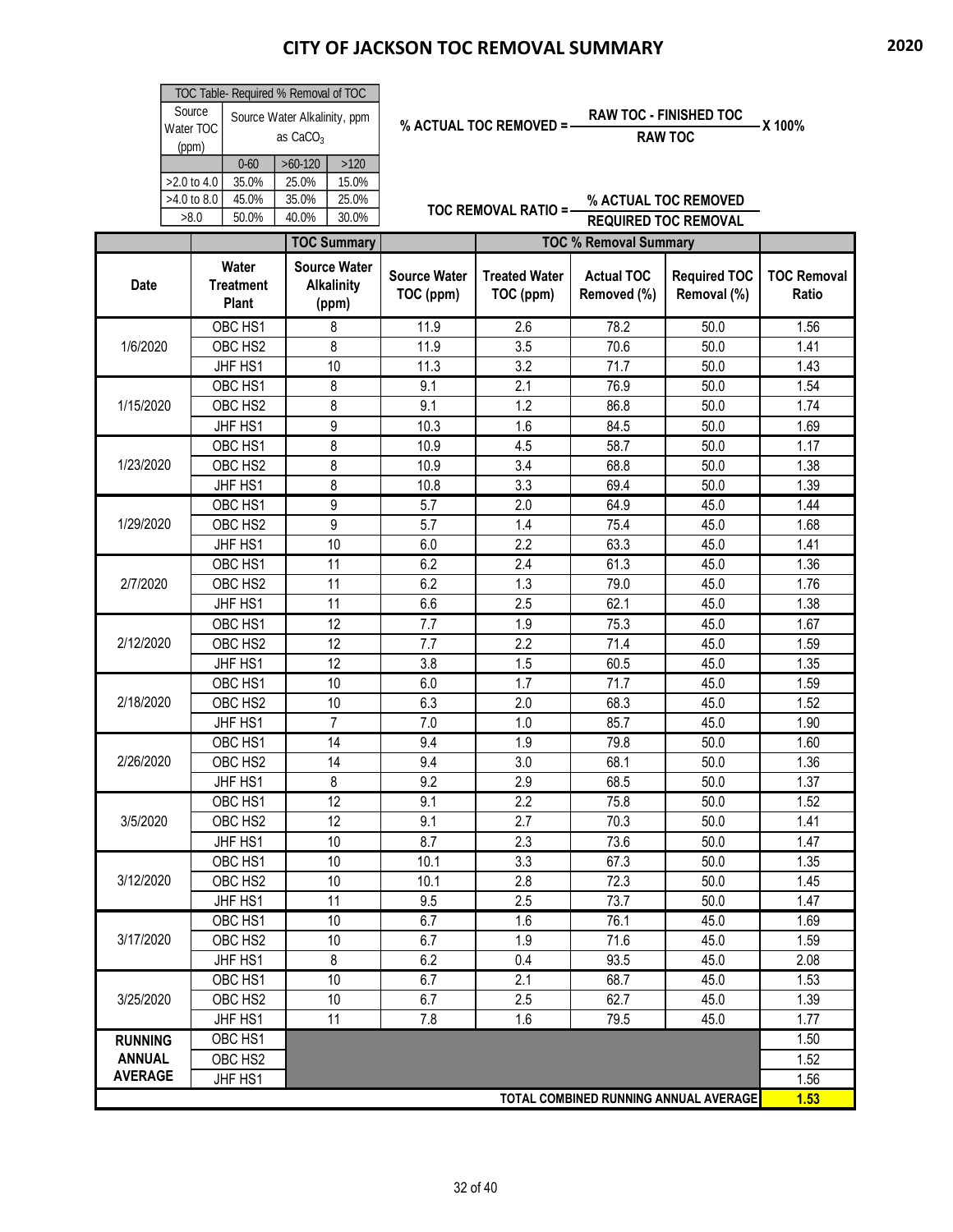# CITY OF JACKSON TOC REMOVAL SUMMARY

2020

| TOC Table- Required % Removal of TOC | | | |
|---|---|---|---|
| Source Water TOC (ppm) | Source Water Alkalinity, ppm as $CaCO_3$ | | |
| | 0-60 | >60-120 | >120 |
| >2.0 to 4.0 | 35.0% | 25.0% | 15.0% |
| >4.0 to 8.0 | 45.0% | 35.0% | 25.0% |
| >8.0 | 50.0% | 40.0% | 30.0% |

$$\% \text{ ACTUAL TOC REMOVED} = \frac{\text{RAW TOC - FINISHED TOC}}{\text{RAW TOC}} \times 100\%$$

$$\text{TOC REMOVAL RATIO} = \frac{\% \text{ ACTUAL TOC REMOVED}}{\text{REQUIRED TOC REMOVAL}}$$

| | | TOC Summary | | TOC % Removal Summary | | | |
|---|---|---|---|---|---|---|---|
| Date | Water Treatment Plant | Source Water Alkalinity (ppm) | Source Water TOC (ppm) | Treated Water TOC (ppm) | Actual TOC Removed (%) | Required TOC Removal (%) | TOC Removal Ratio |
| 1/6/2020 | OBC HS1 | 8 | 11.9 | 2.6 | 78.2 | 50.0 | 1.56 |
| | OBC HS2 | 8 | 11.9 | 3.5 | 70.6 | 50.0 | 1.41 |
| | JHF HS1 | 10 | 11.3 | 3.2 | 71.7 | 50.0 | 1.43 |
| 1/15/2020 | OBC HS1 | 8 | 9.1 | 2.1 | 76.9 | 50.0 | 1.54 |
| | OBC HS2 | 8 | 9.1 | 1.2 | 86.8 | 50.0 | 1.74 |
| | JHF HS1 | 9 | 10.3 | 1.6 | 84.5 | 50.0 | 1.69 |
| 1/23/2020 | OBC HS1 | 8 | 10.9 | 4.5 | 58.7 | 50.0 | 1.17 |
| | OBC HS2 | 8 | 10.9 | 3.4 | 68.8 | 50.0 | 1.38 |
| | JHF HS1 | 8 | 10.8 | 3.3 | 69.4 | 50.0 | 1.39 |
| 1/29/2020 | OBC HS1 | 9 | 5.7 | 2.0 | 64.9 | 45.0 | 1.44 |
| | OBC HS2 | 9 | 5.7 | 1.4 | 75.4 | 45.0 | 1.68 |
| | JHF HS1 | 10 | 6.0 | 2.2 | 63.3 | 45.0 | 1.41 |
| 2/7/2020 | OBC HS1 | 11 | 6.2 | 2.4 | 61.3 | 45.0 | 1.36 |
| | OBC HS2 | 11 | 6.2 | 1.3 | 79.0 | 45.0 | 1.76 |
| | JHF HS1 | 11 | 6.6 | 2.5 | 62.1 | 45.0 | 1.38 |
| 2/12/2020 | OBC HS1 | 12 | 7.7 | 1.9 | 75.3 | 45.0 | 1.67 |
| | OBC HS2 | 12 | 7.7 | 2.2 | 71.4 | 45.0 | 1.59 |
| | JHF HS1 | 12 | 3.8 | 1.5 | 60.5 | 45.0 | 1.35 |
| 2/18/2020 | OBC HS1 | 10 | 6.0 | 1.7 | 71.7 | 45.0 | 1.59 |
| | OBC HS2 | 10 | 6.3 | 2.0 | 68.3 | 45.0 | 1.52 |
| | JHF HS1 | 7 | 7.0 | 1.0 | 85.7 | 45.0 | 1.90 |
| 2/26/2020 | OBC HS1 | 14 | 9.4 | 1.9 | 79.8 | 50.0 | 1.60 |
| | OBC HS2 | 14 | 9.4 | 3.0 | 68.1 | 50.0 | 1.36 |
| | JHF HS1 | 8 | 9.2 | 2.9 | 68.5 | 50.0 | 1.37 |
| 3/5/2020 | OBC HS1 | 12 | 9.1 | 2.2 | 75.8 | 50.0 | 1.52 |
| | OBC HS2 | 12 | 9.1 | 2.7 | 70.3 | 50.0 | 1.41 |
| | JHF HS1 | 10 | 8.7 | 2.3 | 73.6 | 50.0 | 1.47 |
| 3/12/2020 | OBC HS1 | 10 | 10.1 | 3.3 | 67.3 | 50.0 | 1.35 |
| | OBC HS2 | 10 | 10.1 | 2.8 | 72.3 | 50.0 | 1.45 |
| | JHF HS1 | 11 | 9.5 | 2.5 | 73.7 | 50.0 | 1.47 |
| 3/17/2020 | OBC HS1 | 10 | 6.7 | 1.6 | 76.1 | 45.0 | 1.69 |
| | OBC HS2 | 10 | 6.7 | 1.9 | 71.6 | 45.0 | 1.59 |
| | JHF HS1 | 8 | 6.2 | 0.4 | 93.5 | 45.0 | 2.08 |
| 3/25/2020 | OBC HS1 | 10 | 6.7 | 2.1 | 68.7 | 45.0 | 1.53 |
| | OBC HS2 | 10 | 6.7 | 2.5 | 62.7 | 45.0 | 1.39 |
| | JHF HS1 | 11 | 7.8 | 1.6 | 79.5 | 45.0 | 1.77 |
| RUNNING ANNUAL AVERAGE | OBC HS1 | | | | | | 1.50 |
| | OBC HS2 | | | | | | 1.52 |
| | JHF HS1 | | | | | | 1.56 |
| TOTAL COMBINED RUNNING ANNUAL AVERAGE | | | | | | | **1.53** |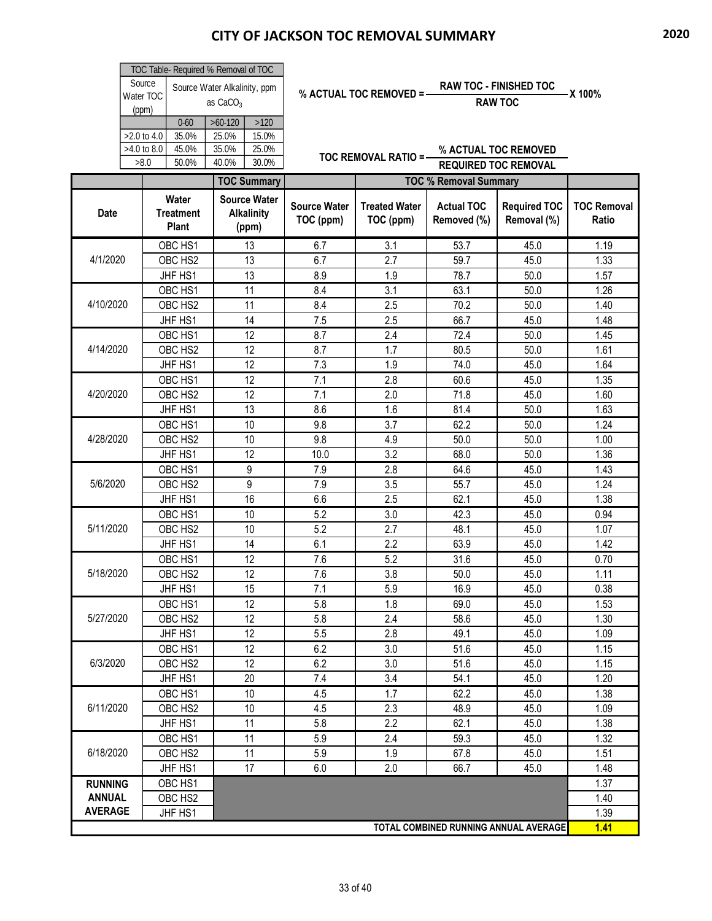# CITY OF JACKSON TOC REMOVAL SUMMARY

2020

| TOC Table- Required % Removal of TOC | | | |
|---|---|---|---|
| Source Water TOC (ppm) | Source Water Alkalinity, ppm as $CaCO_3$ | | |
| | 0-60 | >60-120 | >120 |
| >2.0 to 4.0 | 35.0% | 25.0% | 15.0% |
| >4.0 to 8.0 | 45.0% | 35.0% | 25.0% |
| >8.0 | 50.0% | 40.0% | 30.0% |

$$\text{\% ACTUAL TOC REMOVED} = \frac{\text{RAW TOC - FINISHED TOC}}{\text{RAW TOC}} \times 100\%$$

$$\text{TOC REMOVAL RATIO} = \frac{\text{\% ACTUAL TOC REMOVED}}{\text{REQUIRED TOC REMOVAL}}$$

| | | TOC Summary | | TOC % Removal Summary | | | |
|---|---|---|---|---|---|---|---|
| Date | Water Treatment Plant | Source Water Alkalinity (ppm) | Source Water TOC (ppm) | Treated Water TOC (ppm) | Actual TOC Removed (%) | Required TOC Removal (%) | TOC Removal Ratio |
| 4/1/2020 | OBC HS1 | 13 | 6.7 | 3.1 | 53.7 | 45.0 | 1.19 |
| | OBC HS2 | 13 | 6.7 | 2.7 | 59.7 | 45.0 | 1.33 |
| | JHF HS1 | 13 | 8.9 | 1.9 | 78.7 | 50.0 | 1.57 |
| 4/10/2020 | OBC HS1 | 11 | 8.4 | 3.1 | 63.1 | 50.0 | 1.26 |
| | OBC HS2 | 11 | 8.4 | 2.5 | 70.2 | 50.0 | 1.40 |
| | JHF HS1 | 14 | 7.5 | 2.5 | 66.7 | 45.0 | 1.48 |
| 4/14/2020 | OBC HS1 | 12 | 8.7 | 2.4 | 72.4 | 50.0 | 1.45 |
| | OBC HS2 | 12 | 8.7 | 1.7 | 80.5 | 50.0 | 1.61 |
| | JHF HS1 | 12 | 7.3 | 1.9 | 74.0 | 45.0 | 1.64 |
| 4/20/2020 | OBC HS1 | 12 | 7.1 | 2.8 | 60.6 | 45.0 | 1.35 |
| | OBC HS2 | 12 | 7.1 | 2.0 | 71.8 | 45.0 | 1.60 |
| | JHF HS1 | 13 | 8.6 | 1.6 | 81.4 | 50.0 | 1.63 |
| 4/28/2020 | OBC HS1 | 10 | 9.8 | 3.7 | 62.2 | 50.0 | 1.24 |
| | OBC HS2 | 10 | 9.8 | 4.9 | 50.0 | 50.0 | 1.00 |
| | JHF HS1 | 12 | 10.0 | 3.2 | 68.0 | 50.0 | 1.36 |
| 5/6/2020 | OBC HS1 | 9 | 7.9 | 2.8 | 64.6 | 45.0 | 1.43 |
| | OBC HS2 | 9 | 7.9 | 3.5 | 55.7 | 45.0 | 1.24 |
| | JHF HS1 | 16 | 6.6 | 2.5 | 62.1 | 45.0 | 1.38 |
| 5/11/2020 | OBC HS1 | 10 | 5.2 | 3.0 | 42.3 | 45.0 | 0.94 |
| | OBC HS2 | 10 | 5.2 | 2.7 | 48.1 | 45.0 | 1.07 |
| | JHF HS1 | 14 | 6.1 | 2.2 | 63.9 | 45.0 | 1.42 |
| 5/18/2020 | OBC HS1 | 12 | 7.6 | 5.2 | 31.6 | 45.0 | 0.70 |
| | OBC HS2 | 12 | 7.6 | 3.8 | 50.0 | 45.0 | 1.11 |
| | JHF HS1 | 15 | 7.1 | 5.9 | 16.9 | 45.0 | 0.38 |
| 5/27/2020 | OBC HS1 | 12 | 5.8 | 1.8 | 69.0 | 45.0 | 1.53 |
| | OBC HS2 | 12 | 5.8 | 2.4 | 58.6 | 45.0 | 1.30 |
| | JHF HS1 | 12 | 5.5 | 2.8 | 49.1 | 45.0 | 1.09 |
| 6/3/2020 | OBC HS1 | 12 | 6.2 | 3.0 | 51.6 | 45.0 | 1.15 |
| | OBC HS2 | 12 | 6.2 | 3.0 | 51.6 | 45.0 | 1.15 |
| | JHF HS1 | 20 | 7.4 | 3.4 | 54.1 | 45.0 | 1.20 |
| 6/11/2020 | OBC HS1 | 10 | 4.5 | 1.7 | 62.2 | 45.0 | 1.38 |
| | OBC HS2 | 10 | 4.5 | 2.3 | 48.9 | 45.0 | 1.09 |
| | JHF HS1 | 11 | 5.8 | 2.2 | 62.1 | 45.0 | 1.38 |
| 6/18/2020 | OBC HS1 | 11 | 5.9 | 2.4 | 59.3 | 45.0 | 1.32 |
| | OBC HS2 | 11 | 5.9 | 1.9 | 67.8 | 45.0 | 1.51 |
| | JHF HS1 | 17 | 6.0 | 2.0 | 66.7 | 45.0 | 1.48 |
| RUNNING ANNUAL AVERAGE | OBC HS1 | | | | | | 1.37 |
| | OBC HS2 | | | | | | 1.40 |
| | JHF HS1 | | | | | | 1.39 |
| TOTAL COMBINED RUNNING ANNUAL AVERAGE | | | | | | | **1.41** |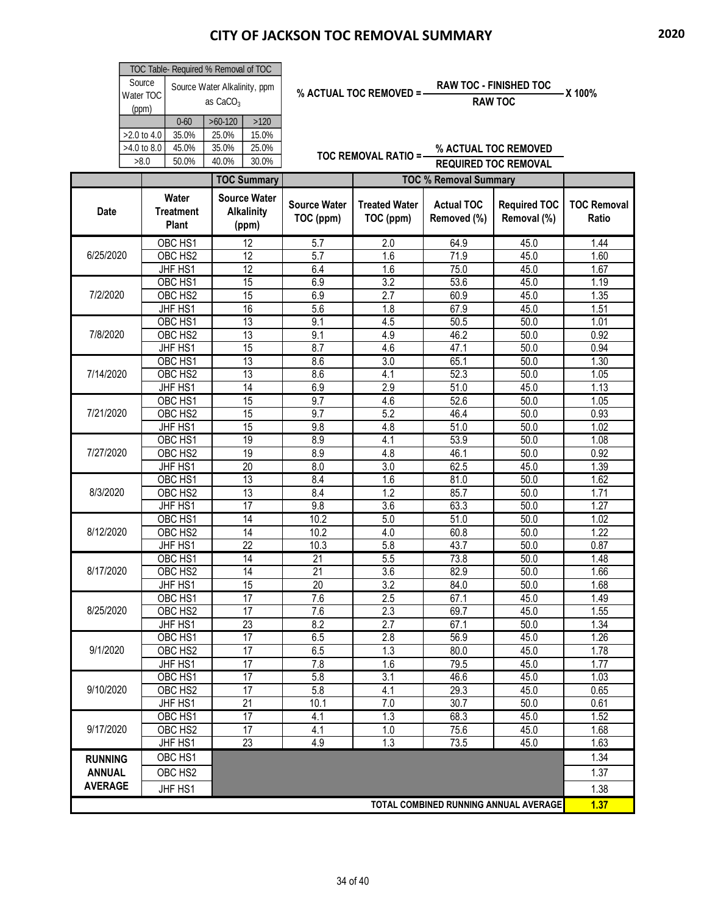# CITY OF JACKSON TOC REMOVAL SUMMARY

2020

| TOC Table- Required % Removal of TOC | | | |
|---|---|---|---|
| Source Water TOC (ppm) | Source Water Alkalinity, ppm as $CaCO_3$ | | |
| | 0-60 | >60-120 | >120 |
| >2.0 to 4.0 | 35.0% | 25.0% | 15.0% |
| >4.0 to 8.0 | 45.0% | 35.0% | 25.0% |
| >8.0 | 50.0% | 40.0% | 30.0% |

$$\text{\% ACTUAL TOC REMOVED} = \frac{\text{RAW TOC - FINISHED TOC}}{\text{RAW TOC}} \times 100\%$$

$$\text{TOC REMOVAL RATIO} = \frac{\text{\% ACTUAL TOC REMOVED}}{\text{REQUIRED TOC REMOVAL}}$$

| | | TOC Summary | | TOC % Removal Summary | | | |
|---|---|---|---|---|---|---|---|
| Date | Water Treatment Plant | Source Water Alkalinity (ppm) | Source Water TOC (ppm) | Treated Water TOC (ppm) | Actual TOC Removed (%) | Required TOC Removal (%) | TOC Removal Ratio |
| 6/25/2020 | OBC HS1 | 12 | 5.7 | 2.0 | 64.9 | 45.0 | 1.44 |
| | OBC HS2 | 12 | 5.7 | 1.6 | 71.9 | 45.0 | 1.60 |
| | JHF HS1 | 12 | 6.4 | 1.6 | 75.0 | 45.0 | 1.67 |
| 7/2/2020 | OBC HS1 | 15 | 6.9 | 3.2 | 53.6 | 45.0 | 1.19 |
| | OBC HS2 | 15 | 6.9 | 2.7 | 60.9 | 45.0 | 1.35 |
| | JHF HS1 | 16 | 5.6 | 1.8 | 67.9 | 45.0 | 1.51 |
| 7/8/2020 | OBC HS1 | 13 | 9.1 | 4.5 | 50.5 | 50.0 | 1.01 |
| | OBC HS2 | 13 | 9.1 | 4.9 | 46.2 | 50.0 | 0.92 |
| | JHF HS1 | 15 | 8.7 | 4.6 | 47.1 | 50.0 | 0.94 |
| 7/14/2020 | OBC HS1 | 13 | 8.6 | 3.0 | 65.1 | 50.0 | 1.30 |
| | OBC HS2 | 13 | 8.6 | 4.1 | 52.3 | 50.0 | 1.05 |
| | JHF HS1 | 14 | 6.9 | 2.9 | 51.0 | 45.0 | 1.13 |
| 7/21/2020 | OBC HS1 | 15 | 9.7 | 4.6 | 52.6 | 50.0 | 1.05 |
| | OBC HS2 | 15 | 9.7 | 5.2 | 46.4 | 50.0 | 0.93 |
| | JHF HS1 | 15 | 9.8 | 4.8 | 51.0 | 50.0 | 1.02 |
| 7/27/2020 | OBC HS1 | 19 | 8.9 | 4.1 | 53.9 | 50.0 | 1.08 |
| | OBC HS2 | 19 | 8.9 | 4.8 | 46.1 | 50.0 | 0.92 |
| | JHF HS1 | 20 | 8.0 | 3.0 | 62.5 | 45.0 | 1.39 |
| 8/3/2020 | OBC HS1 | 13 | 8.4 | 1.6 | 81.0 | 50.0 | 1.62 |
| | OBC HS2 | 13 | 8.4 | 1.2 | 85.7 | 50.0 | 1.71 |
| | JHF HS1 | 17 | 9.8 | 3.6 | 63.3 | 50.0 | 1.27 |
| 8/12/2020 | OBC HS1 | 14 | 10.2 | 5.0 | 51.0 | 50.0 | 1.02 |
| | OBC HS2 | 14 | 10.2 | 4.0 | 60.8 | 50.0 | 1.22 |
| | JHF HS1 | 22 | 10.3 | 5.8 | 43.7 | 50.0 | 0.87 |
| 8/17/2020 | OBC HS1 | 14 | 21 | 5.5 | 73.8 | 50.0 | 1.48 |
| | OBC HS2 | 14 | 21 | 3.6 | 82.9 | 50.0 | 1.66 |
| | JHF HS1 | 15 | 20 | 3.2 | 84.0 | 50.0 | 1.68 |
| 8/25/2020 | OBC HS1 | 17 | 7.6 | 2.5 | 67.1 | 45.0 | 1.49 |
| | OBC HS2 | 17 | 7.6 | 2.3 | 69.7 | 45.0 | 1.55 |
| | JHF HS1 | 23 | 8.2 | 2.7 | 67.1 | 50.0 | 1.34 |
| 9/1/2020 | OBC HS1 | 17 | 6.5 | 2.8 | 56.9 | 45.0 | 1.26 |
| | OBC HS2 | 17 | 6.5 | 1.3 | 80.0 | 45.0 | 1.78 |
| | JHF HS1 | 17 | 7.8 | 1.6 | 79.5 | 45.0 | 1.77 |
| 9/10/2020 | OBC HS1 | 17 | 5.8 | 3.1 | 46.6 | 45.0 | 1.03 |
| | OBC HS2 | 17 | 5.8 | 4.1 | 29.3 | 45.0 | 0.65 |
| | JHF HS1 | 21 | 10.1 | 7.0 | 30.7 | 50.0 | 0.61 |
| 9/17/2020 | OBC HS1 | 17 | 4.1 | 1.3 | 68.3 | 45.0 | 1.52 |
| | OBC HS2 | 17 | 4.1 | 1.0 | 75.6 | 45.0 | 1.68 |
| | JHF HS1 | 23 | 4.9 | 1.3 | 73.5 | 45.0 | 1.63 |
| RUNNING ANNUAL AVERAGE | OBC HS1 | | | | | | 1.34 |
| | OBC HS2 | | | | | | 1.37 |
| | JHF HS1 | | | | | | 1.38 |
| TOTAL COMBINED RUNNING ANNUAL AVERAGE | | | | | | | 1.37 |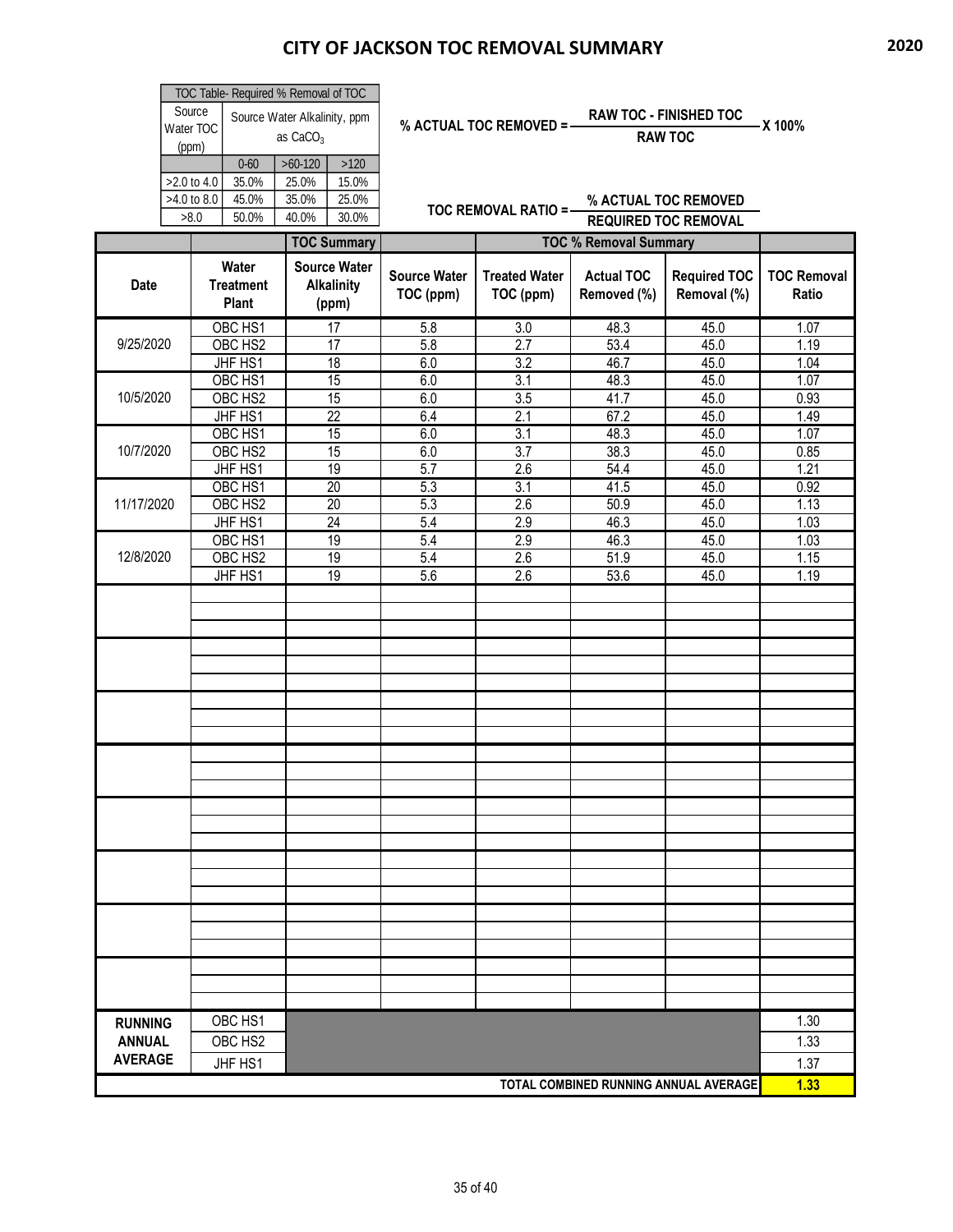# CITY OF JACKSON TOC REMOVAL SUMMARY

2020

| TOC Table- Required % Removal of TOC | | | |
|---|---|---|---|
| Source Water TOC (ppm) | Source Water Alkalinity, ppm as $CaCO_3$ | | |
| | 0-60 | >60-120 | >120 |
| >2.0 to 4.0 | 35.0% | 25.0% | 15.0% |
| >4.0 to 8.0 | 45.0% | 35.0% | 25.0% |
| >8.0 | 50.0% | 40.0% | 30.0% |

$$\text{\% ACTUAL TOC REMOVED} = \frac{\text{RAW TOC - FINISHED TOC}}{\text{RAW TOC}} \times 100\%$$

$$\text{TOC REMOVAL RATIO} = \frac{\text{\% ACTUAL TOC REMOVED}}{\text{REQUIRED TOC REMOVAL}}$$

| | | TOC Summary | | TOC % Removal Summary | | | |
|---|---|---|---|---|---|---|---|
| Date | Water Treatment Plant | Source Water Alkalinity (ppm) | Source Water TOC (ppm) | Treated Water TOC (ppm) | Actual TOC Removed (%) | Required TOC Removal (%) | TOC Removal Ratio |
| 9/25/2020 | OBC HS1 | 17 | 5.8 | 3.0 | 48.3 | 45.0 | 1.07 |
| | OBC HS2 | 17 | 5.8 | 2.7 | 53.4 | 45.0 | 1.19 |
| | JHF HS1 | 18 | 6.0 | 3.2 | 46.7 | 45.0 | 1.04 |
| 10/5/2020 | OBC HS1 | 15 | 6.0 | 3.1 | 48.3 | 45.0 | 1.07 |
| | OBC HS2 | 15 | 6.0 | 3.5 | 41.7 | 45.0 | 0.93 |
| | JHF HS1 | 22 | 6.4 | 2.1 | 67.2 | 45.0 | 1.49 |
| 10/7/2020 | OBC HS1 | 15 | 6.0 | 3.1 | 48.3 | 45.0 | 1.07 |
| | OBC HS2 | 15 | 6.0 | 3.7 | 38.3 | 45.0 | 0.85 |
| | JHF HS1 | 19 | 5.7 | 2.6 | 54.4 | 45.0 | 1.21 |
| 11/17/2020 | OBC HS1 | 20 | 5.3 | 3.1 | 41.5 | 45.0 | 0.92 |
| | OBC HS2 | 20 | 5.3 | 2.6 | 50.9 | 45.0 | 1.13 |
| | JHF HS1 | 24 | 5.4 | 2.9 | 46.3 | 45.0 | 1.03 |
| 12/8/2020 | OBC HS1 | 19 | 5.4 | 2.9 | 46.3 | 45.0 | 1.03 |
| | OBC HS2 | 19 | 5.4 | 2.6 | 51.9 | 45.0 | 1.15 |
| | JHF HS1 | 19 | 5.6 | 2.6 | 53.6 | 45.0 | 1.19 |
| RUNNING ANNUAL AVERAGE | OBC HS1 | | | | | | 1.30 |
| | OBC HS2 | | | | | | 1.33 |
| | JHF HS1 | | | | | | 1.37 |
| TOTAL COMBINED RUNNING ANNUAL AVERAGE | | | | | | | 1.33 |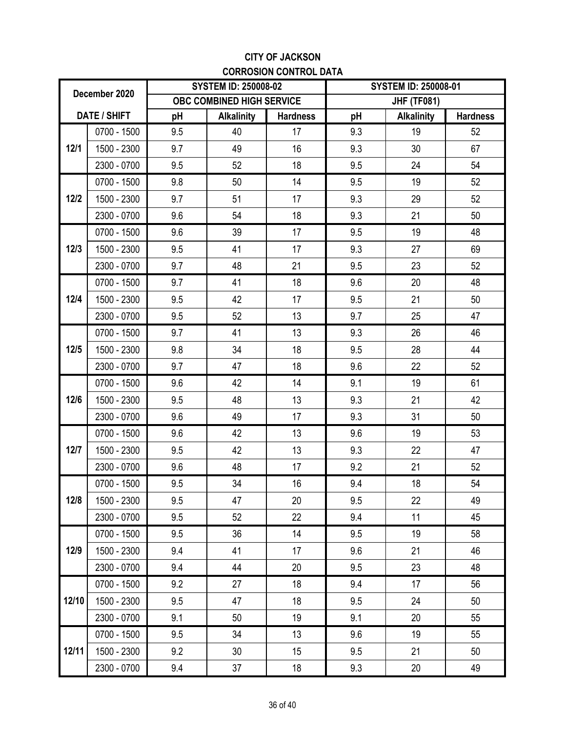## CITY OF JACKSON
## CORROSION CONTROL DATA

| December 2020 | | SYSTEM ID: 250008-02 | | | SYSTEM ID: 250008-01 | | |
|---|---|---|---|---|---|---|---|
| | | OBC COMBINED HIGH SERVICE | | | JHF (TF081) | | |
| DATE / SHIFT | | pH | Alkalinity | Hardness | pH | Alkalinity | Hardness |
| 12/1 | 0700 - 1500 | 9.5 | 40 | 17 | 9.3 | 19 | 52 |
| | 1500 - 2300 | 9.7 | 49 | 16 | 9.3 | 30 | 67 |
| | 2300 - 0700 | 9.5 | 52 | 18 | 9.5 | 24 | 54 |
| 12/2 | 0700 - 1500 | 9.8 | 50 | 14 | 9.5 | 19 | 52 |
| | 1500 - 2300 | 9.7 | 51 | 17 | 9.3 | 29 | 52 |
| | 2300 - 0700 | 9.6 | 54 | 18 | 9.3 | 21 | 50 |
| 12/3 | 0700 - 1500 | 9.6 | 39 | 17 | 9.5 | 19 | 48 |
| | 1500 - 2300 | 9.5 | 41 | 17 | 9.3 | 27 | 69 |
| | 2300 - 0700 | 9.7 | 48 | 21 | 9.5 | 23 | 52 |
| 12/4 | 0700 - 1500 | 9.7 | 41 | 18 | 9.6 | 20 | 48 |
| | 1500 - 2300 | 9.5 | 42 | 17 | 9.5 | 21 | 50 |
| | 2300 - 0700 | 9.5 | 52 | 13 | 9.7 | 25 | 47 |
| 12/5 | 0700 - 1500 | 9.7 | 41 | 13 | 9.3 | 26 | 46 |
| | 1500 - 2300 | 9.8 | 34 | 18 | 9.5 | 28 | 44 |
| | 2300 - 0700 | 9.7 | 47 | 18 | 9.6 | 22 | 52 |
| 12/6 | 0700 - 1500 | 9.6 | 42 | 14 | 9.1 | 19 | 61 |
| | 1500 - 2300 | 9.5 | 48 | 13 | 9.3 | 21 | 42 |
| | 2300 - 0700 | 9.6 | 49 | 17 | 9.3 | 31 | 50 |
| 12/7 | 0700 - 1500 | 9.6 | 42 | 13 | 9.6 | 19 | 53 |
| | 1500 - 2300 | 9.5 | 42 | 13 | 9.3 | 22 | 47 |
| | 2300 - 0700 | 9.6 | 48 | 17 | 9.2 | 21 | 52 |
| 12/8 | 0700 - 1500 | 9.5 | 34 | 16 | 9.4 | 18 | 54 |
| | 1500 - 2300 | 9.5 | 47 | 20 | 9.5 | 22 | 49 |
| | 2300 - 0700 | 9.5 | 52 | 22 | 9.4 | 11 | 45 |
| 12/9 | 0700 - 1500 | 9.5 | 36 | 14 | 9.5 | 19 | 58 |
| | 1500 - 2300 | 9.4 | 41 | 17 | 9.6 | 21 | 46 |
| | 2300 - 0700 | 9.4 | 44 | 20 | 9.5 | 23 | 48 |
| 12/10 | 0700 - 1500 | 9.2 | 27 | 18 | 9.4 | 17 | 56 |
| | 1500 - 2300 | 9.5 | 47 | 18 | 9.5 | 24 | 50 |
| | 2300 - 0700 | 9.1 | 50 | 19 | 9.1 | 20 | 55 |
| 12/11 | 0700 - 1500 | 9.5 | 34 | 13 | 9.6 | 19 | 55 |
| | 1500 - 2300 | 9.2 | 30 | 15 | 9.5 | 21 | 50 |
| | 2300 - 0700 | 9.4 | 37 | 18 | 9.3 | 20 | 49 |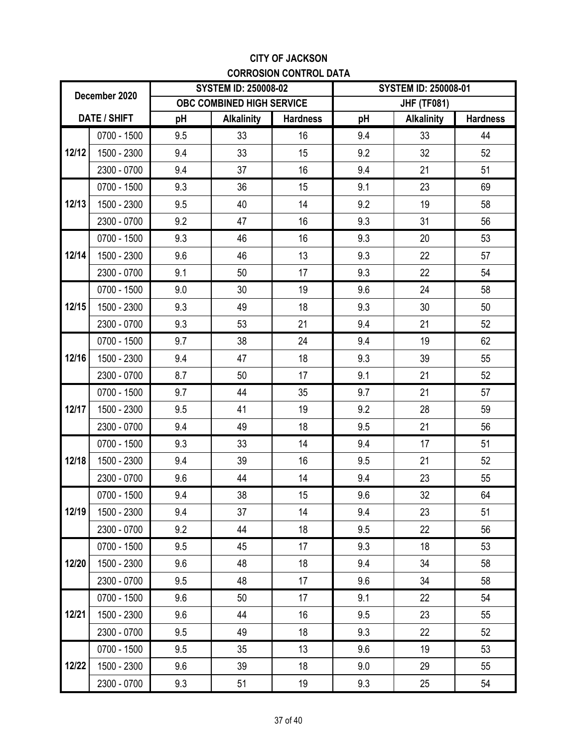# CITY OF JACKSON

## CORROSION CONTROL DATA

| December 2020 | | SYSTEM ID: 250008-02 | | | SYSTEM ID: 250008-01 | | |
|---|---|---|---|---|---|---|---|
| | | OBC COMBINED HIGH SERVICE | | | JHF (TF081) | | |
| DATE / SHIFT | | pH | Alkalinity | Hardness | pH | Alkalinity | Hardness |
| 12/12 | 0700 - 1500 | 9.5 | 33 | 16 | 9.4 | 33 | 44 |
| | 1500 - 2300 | 9.4 | 33 | 15 | 9.2 | 32 | 52 |
| | 2300 - 0700 | 9.4 | 37 | 16 | 9.4 | 21 | 51 |
| 12/13 | 0700 - 1500 | 9.3 | 36 | 15 | 9.1 | 23 | 69 |
| | 1500 - 2300 | 9.5 | 40 | 14 | 9.2 | 19 | 58 |
| | 2300 - 0700 | 9.2 | 47 | 16 | 9.3 | 31 | 56 |
| 12/14 | 0700 - 1500 | 9.3 | 46 | 16 | 9.3 | 20 | 53 |
| | 1500 - 2300 | 9.6 | 46 | 13 | 9.3 | 22 | 57 |
| | 2300 - 0700 | 9.1 | 50 | 17 | 9.3 | 22 | 54 |
| 12/15 | 0700 - 1500 | 9.0 | 30 | 19 | 9.6 | 24 | 58 |
| | 1500 - 2300 | 9.3 | 49 | 18 | 9.3 | 30 | 50 |
| | 2300 - 0700 | 9.3 | 53 | 21 | 9.4 | 21 | 52 |
| 12/16 | 0700 - 1500 | 9.7 | 38 | 24 | 9.4 | 19 | 62 |
| | 1500 - 2300 | 9.4 | 47 | 18 | 9.3 | 39 | 55 |
| | 2300 - 0700 | 8.7 | 50 | 17 | 9.1 | 21 | 52 |
| 12/17 | 0700 - 1500 | 9.7 | 44 | 35 | 9.7 | 21 | 57 |
| | 1500 - 2300 | 9.5 | 41 | 19 | 9.2 | 28 | 59 |
| | 2300 - 0700 | 9.4 | 49 | 18 | 9.5 | 21 | 56 |
| 12/18 | 0700 - 1500 | 9.3 | 33 | 14 | 9.4 | 17 | 51 |
| | 1500 - 2300 | 9.4 | 39 | 16 | 9.5 | 21 | 52 |
| | 2300 - 0700 | 9.6 | 44 | 14 | 9.4 | 23 | 55 |
| 12/19 | 0700 - 1500 | 9.4 | 38 | 15 | 9.6 | 32 | 64 |
| | 1500 - 2300 | 9.4 | 37 | 14 | 9.4 | 23 | 51 |
| | 2300 - 0700 | 9.2 | 44 | 18 | 9.5 | 22 | 56 |
| 12/20 | 0700 - 1500 | 9.5 | 45 | 17 | 9.3 | 18 | 53 |
| | 1500 - 2300 | 9.6 | 48 | 18 | 9.4 | 34 | 58 |
| | 2300 - 0700 | 9.5 | 48 | 17 | 9.6 | 34 | 58 |
| 12/21 | 0700 - 1500 | 9.6 | 50 | 17 | 9.1 | 22 | 54 |
| | 1500 - 2300 | 9.6 | 44 | 16 | 9.5 | 23 | 55 |
| | 2300 - 0700 | 9.5 | 49 | 18 | 9.3 | 22 | 52 |
| 12/22 | 0700 - 1500 | 9.5 | 35 | 13 | 9.6 | 19 | 53 |
| | 1500 - 2300 | 9.6 | 39 | 18 | 9.0 | 29 | 55 |
| | 2300 - 0700 | 9.3 | 51 | 19 | 9.3 | 25 | 54 |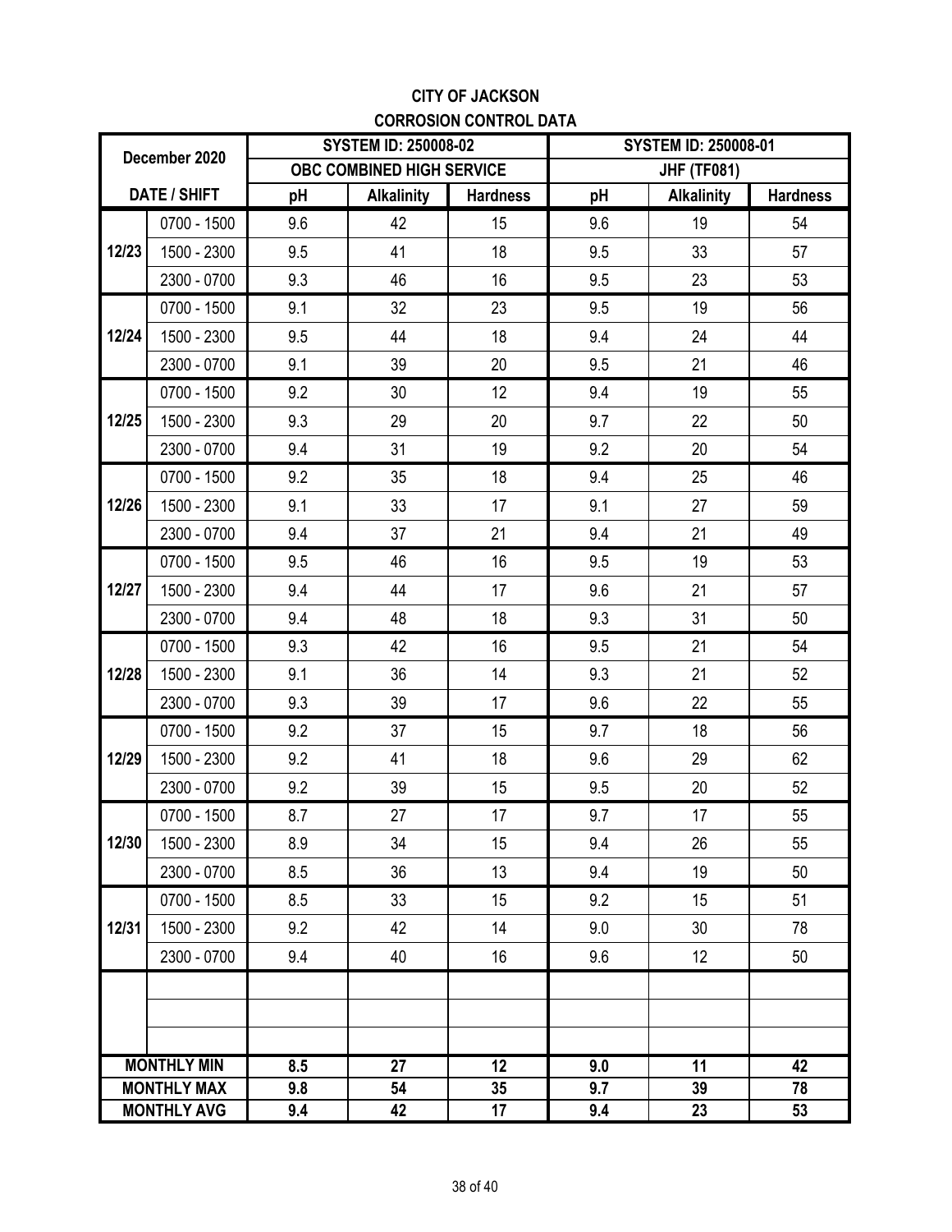# CITY OF JACKSON

## CORROSION CONTROL DATA

| December 2020 | | SYSTEM ID: 250008-02 | | | SYSTEM ID: 250008-01 | | |
|---|---|---|---|---|---|---|---|
| | | OBC COMBINED HIGH SERVICE | | | JHF (TF081) | | |
| DATE / SHIFT | | pH | Alkalinity | Hardness | pH | Alkalinity | Hardness |
| 12/23 | 0700 - 1500 | 9.6 | 42 | 15 | 9.6 | 19 | 54 |
| | 1500 - 2300 | 9.5 | 41 | 18 | 9.5 | 33 | 57 |
| | 2300 - 0700 | 9.3 | 46 | 16 | 9.5 | 23 | 53 |
| 12/24 | 0700 - 1500 | 9.1 | 32 | 23 | 9.5 | 19 | 56 |
| | 1500 - 2300 | 9.5 | 44 | 18 | 9.4 | 24 | 44 |
| | 2300 - 0700 | 9.1 | 39 | 20 | 9.5 | 21 | 46 |
| 12/25 | 0700 - 1500 | 9.2 | 30 | 12 | 9.4 | 19 | 55 |
| | 1500 - 2300 | 9.3 | 29 | 20 | 9.7 | 22 | 50 |
| | 2300 - 0700 | 9.4 | 31 | 19 | 9.2 | 20 | 54 |
| 12/26 | 0700 - 1500 | 9.2 | 35 | 18 | 9.4 | 25 | 46 |
| | 1500 - 2300 | 9.1 | 33 | 17 | 9.1 | 27 | 59 |
| | 2300 - 0700 | 9.4 | 37 | 21 | 9.4 | 21 | 49 |
| 12/27 | 0700 - 1500 | 9.5 | 46 | 16 | 9.5 | 19 | 53 |
| | 1500 - 2300 | 9.4 | 44 | 17 | 9.6 | 21 | 57 |
| | 2300 - 0700 | 9.4 | 48 | 18 | 9.3 | 31 | 50 |
| 12/28 | 0700 - 1500 | 9.3 | 42 | 16 | 9.5 | 21 | 54 |
| | 1500 - 2300 | 9.1 | 36 | 14 | 9.3 | 21 | 52 |
| | 2300 - 0700 | 9.3 | 39 | 17 | 9.6 | 22 | 55 |
| 12/29 | 0700 - 1500 | 9.2 | 37 | 15 | 9.7 | 18 | 56 |
| | 1500 - 2300 | 9.2 | 41 | 18 | 9.6 | 29 | 62 |
| | 2300 - 0700 | 9.2 | 39 | 15 | 9.5 | 20 | 52 |
| 12/30 | 0700 - 1500 | 8.7 | 27 | 17 | 9.7 | 17 | 55 |
| | 1500 - 2300 | 8.9 | 34 | 15 | 9.4 | 26 | 55 |
| | 2300 - 0700 | 8.5 | 36 | 13 | 9.4 | 19 | 50 |
| 12/31 | 0700 - 1500 | 8.5 | 33 | 15 | 9.2 | 15 | 51 |
| | 1500 - 2300 | 9.2 | 42 | 14 | 9.0 | 30 | 78 |
| | 2300 - 0700 | 9.4 | 40 | 16 | 9.6 | 12 | 50 |
| | | | | | | | |
| | | | | | | | |
| | | | | | | | |
| **MONTHLY MIN** | | **8.5** | **27** | **12** | **9.0** | **11** | **42** |
| **MONTHLY MAX** | | **9.8** | **54** | **35** | **9.7** | **39** | **78** |
| **MONTHLY AVG** | | **9.4** | **42** | **17** | **9.4** | **23** | **53** |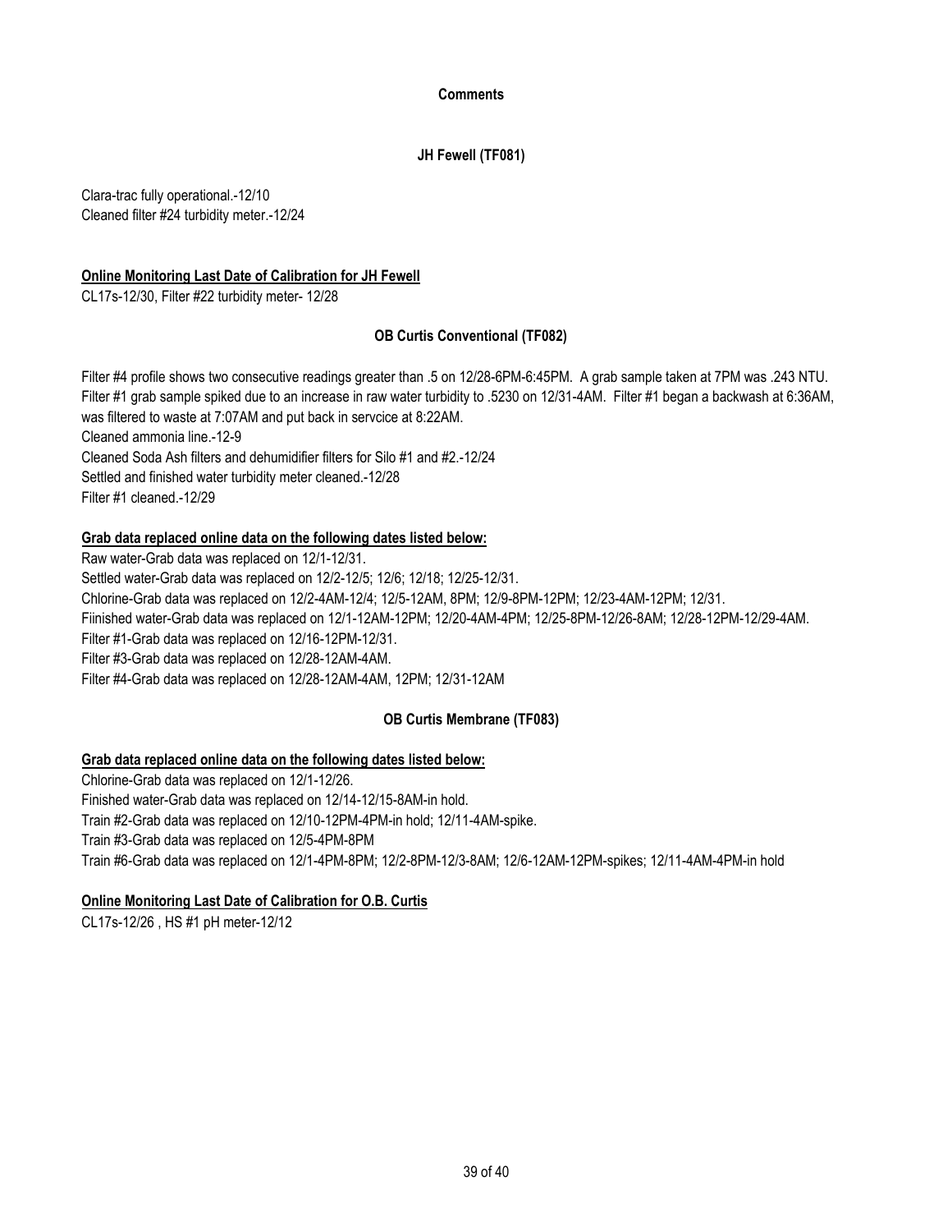## Comments

### JH Fewell (TF081)

Clara-trac fully operational.-12/10
Cleaned filter #24 turbidity meter.-12/24

**Online Monitoring Last Date of Calibration for JH Fewell**

CL17s-12/30, Filter #22 turbidity meter- 12/28

### OB Curtis Conventional (TF082)

Filter #4 profile shows two consecutive readings greater than .5 on 12/28-6PM-6:45PM. A grab sample taken at 7PM was .243 NTU.
Filter #1 grab sample spiked due to an increase in raw water turbidity to .5230 on 12/31-4AM. Filter #1 began a backwash at 6:36AM, was filtered to waste at 7:07AM and put back in servcice at 8:22AM.
Cleaned ammonia line.-12-9
Cleaned Soda Ash filters and dehumidifier filters for Silo #1 and #2.-12/24
Settled and finished water turbidity meter cleaned.-12/28
Filter #1 cleaned.-12/29

**Grab data replaced online data on the following dates listed below:**

Raw water-Grab data was replaced on 12/1-12/31.
Settled water-Grab data was replaced on 12/2-12/5; 12/6; 12/18; 12/25-12/31.
Chlorine-Grab data was replaced on 12/2-4AM-12/4; 12/5-12AM, 8PM; 12/9-8PM-12PM; 12/23-4AM-12PM; 12/31.
Fiinished water-Grab data was replaced on 12/1-12AM-12PM; 12/20-4AM-4PM; 12/25-8PM-12/26-8AM; 12/28-12PM-12/29-4AM.
Filter #1-Grab data was replaced on 12/16-12PM-12/31.
Filter #3-Grab data was replaced on 12/28-12AM-4AM.
Filter #4-Grab data was replaced on 12/28-12AM-4AM, 12PM; 12/31-12AM

### OB Curtis Membrane (TF083)

**Grab data replaced online data on the following dates listed below:**

Chlorine-Grab data was replaced on 12/1-12/26.
Finished water-Grab data was replaced on 12/14-12/15-8AM-in hold.
Train #2-Grab data was replaced on 12/10-12PM-4PM-in hold; 12/11-4AM-spike.
Train #3-Grab data was replaced on 12/5-4PM-8PM
Train #6-Grab data was replaced on 12/1-4PM-8PM; 12/2-8PM-12/3-8AM; 12/6-12AM-12PM-spikes; 12/11-4AM-4PM-in hold

**Online Monitoring Last Date of Calibration for O.B. Curtis**

CL17s-12/26 , HS #1 pH meter-12/12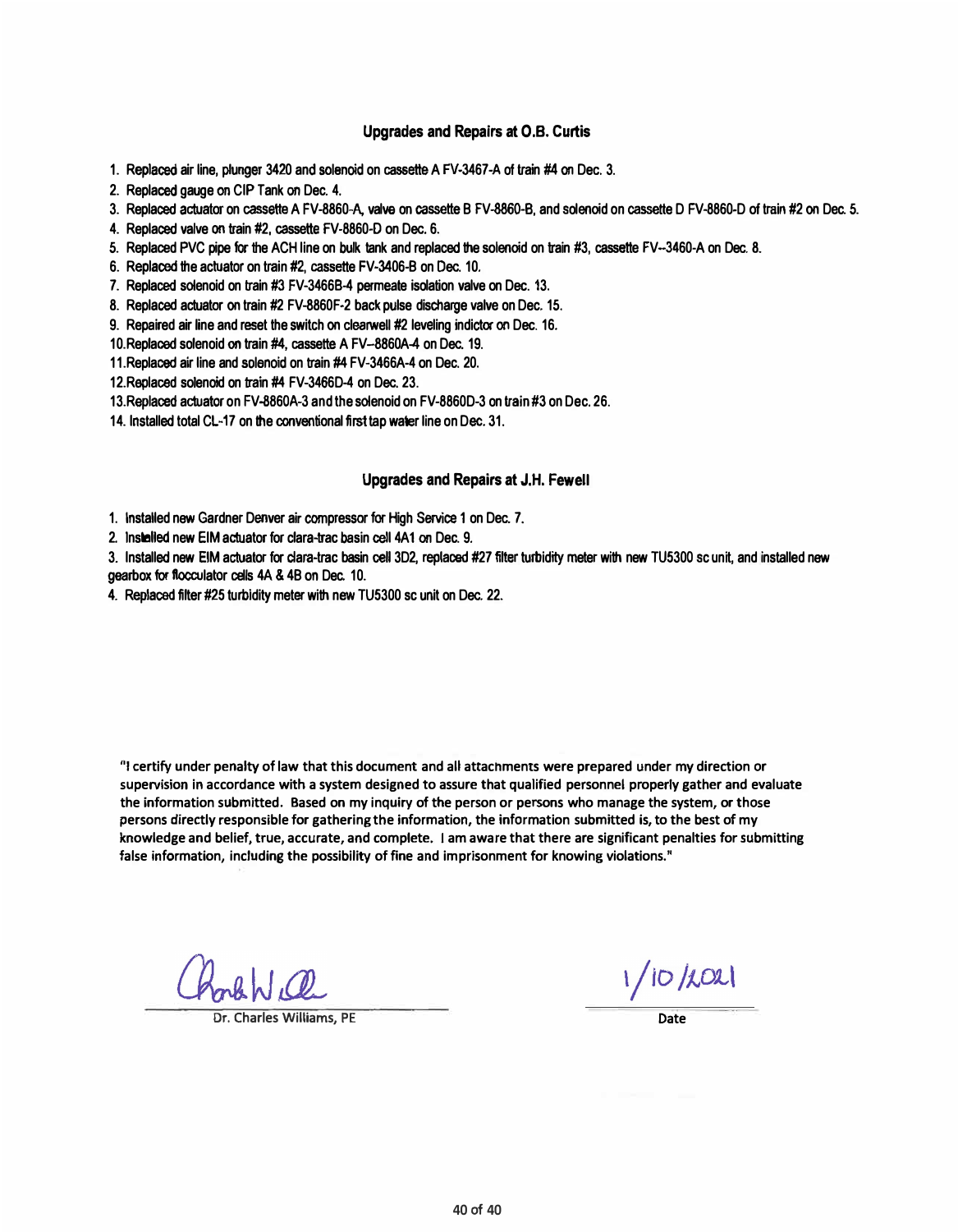## Upgrades and Repairs at O.B. Curtis

1. Replaced air line, plunger 3420 and solenoid on cassette A FV-3467-A of train #4 on Dec. 3.
2. Replaced gauge on CIP Tank on Dec. 4.
3. Replaced actuator on cassette A FV-8860-A, valve on cassette B FV-8860-B, and solenoid on cassette D FV-8860-D of train #2 on Dec. 5.
4. Replaced valve on train #2, cassette FV-8860-D on Dec. 6.
5. Replaced PVC pipe for the ACH line on bulk tank and replaced the solenoid on train #3, cassette FV--3460-A on Dec. 8.
6. Replaced the actuator on train #2, cassette FV-3406-B on Dec. 10.
7. Replaced solenoid on train #3 FV-3466B-4 permeate isolation valve on Dec. 13.
8. Replaced actuator on train #2 FV-8860F-2 back pulse discharge valve on Dec. 15.
9. Repaired air line and reset the switch on clearwell #2 leveling indictor on Dec. 16.
10. Replaced solenoid on train #4, cassette A FV--8860A-4 on Dec. 19.
11. Replaced air line and solenoid on train #4 FV-3466A-4 on Dec. 20.
12. Replaced solenoid on train #4 FV-3466D-4 on Dec. 23.
13. Replaced actuator on FV-8860A-3 and the solenoid on FV-8860D-3 on train #3 on Dec. 26.
14. Installed total CL-17 on the conventional first tap water line on Dec. 31.

## Upgrades and Repairs at J.H. Fewell

1. Installed new Gardner Denver air compressor for High Service 1 on Dec. 7.
2. Installed new EIM actuator for clara-trac basin cell 4A1 on Dec. 9.
3. Installed new EIM actuator for clara-trac basin cell 3D2, replaced #27 filter turbidity meter with new TU5300 sc unit, and installed new gearbox for flocculator cells 4A & 4B on Dec. 10.
4. Replaced filter #25 turbidity meter with new TU5300 sc unit on Dec. 22.

"I certify under penalty of law that this document and all attachments were prepared under my direction or supervision in accordance with a system designed to assure that qualified personnel properly gather and evaluate the information submitted. Based on my inquiry of the person or persons who manage the system, or those persons directly responsible for gathering the information, the information submitted is, to the best of my knowledge and belief, true, accurate, and complete. I am aware that there are significant penalties for submitting false information, including the possibility of fine and imprisonment for knowing violations."

Charles Williams (signature)

Dr. Charles Williams, PE

1/10/2021

Date